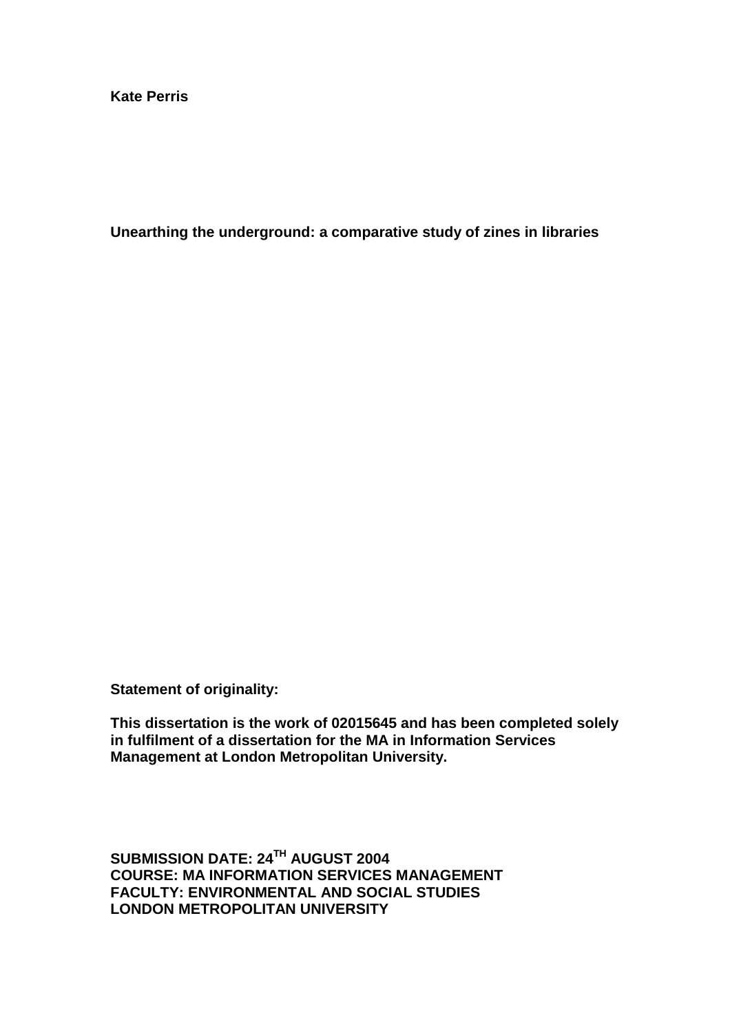**Kate Perris**

**Unearthing the underground: a comparative study of zines in libraries**

**Statement of originality:**

**This dissertation is the work of 02015645 and has been completed solely in fulfilment of a dissertation for the MA in Information Services Management at London Metropolitan University.**

**SUBMISSION DATE: 24TH AUGUST 2004**
**COURSE: MA INFORMATION SERVICES MANAGEMENT**
**FACULTY: ENVIRONMENTAL AND SOCIAL STUDIES**
**LONDON METROPOLITAN UNIVERSITY**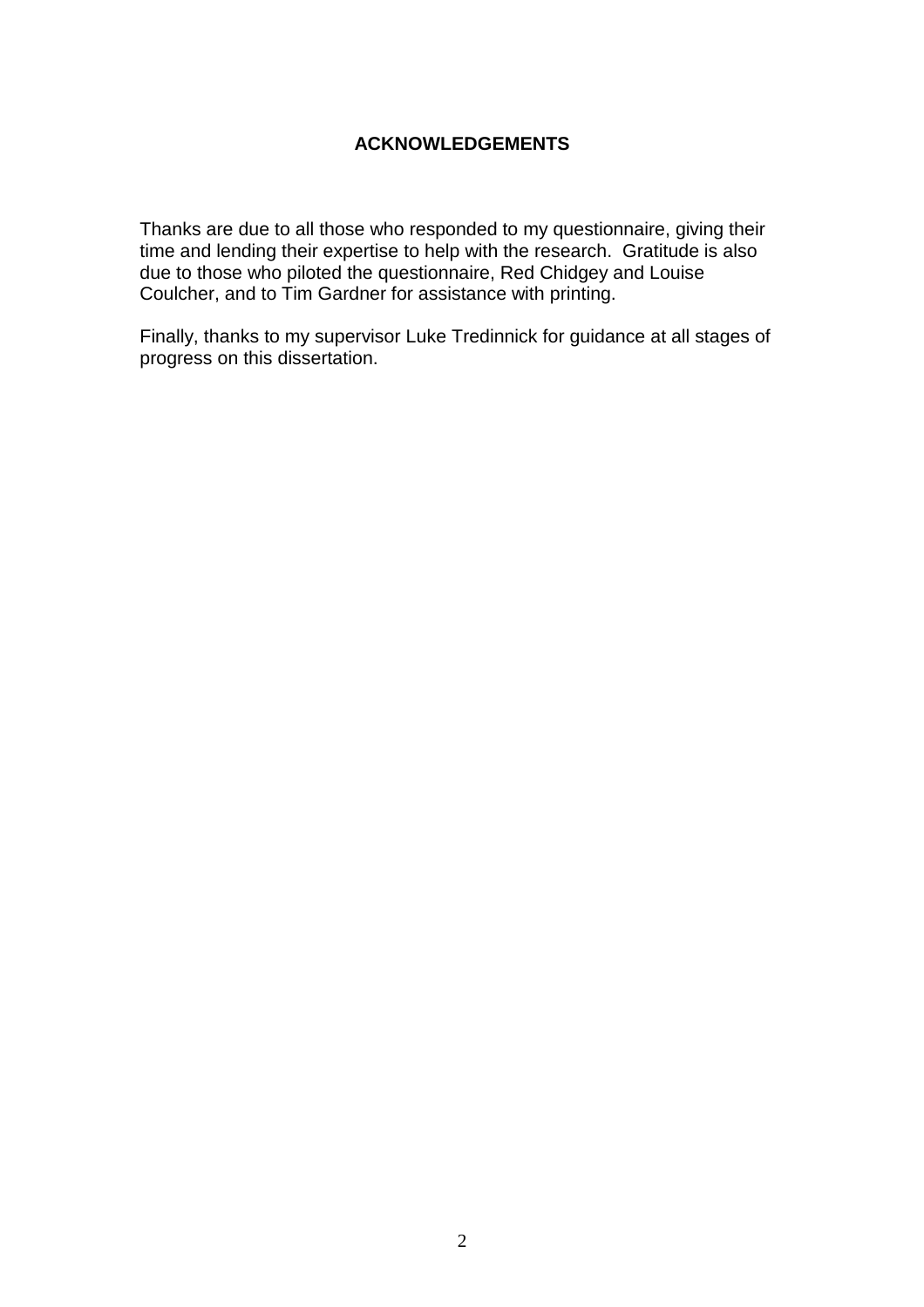## ACKNOWLEDGEMENTS

Thanks are due to all those who responded to my questionnaire, giving their time and lending their expertise to help with the research. Gratitude is also due to those who piloted the questionnaire, Red Chidgey and Louise Coulcher, and to Tim Gardner for assistance with printing.

Finally, thanks to my supervisor Luke Tredinnick for guidance at all stages of progress on this dissertation.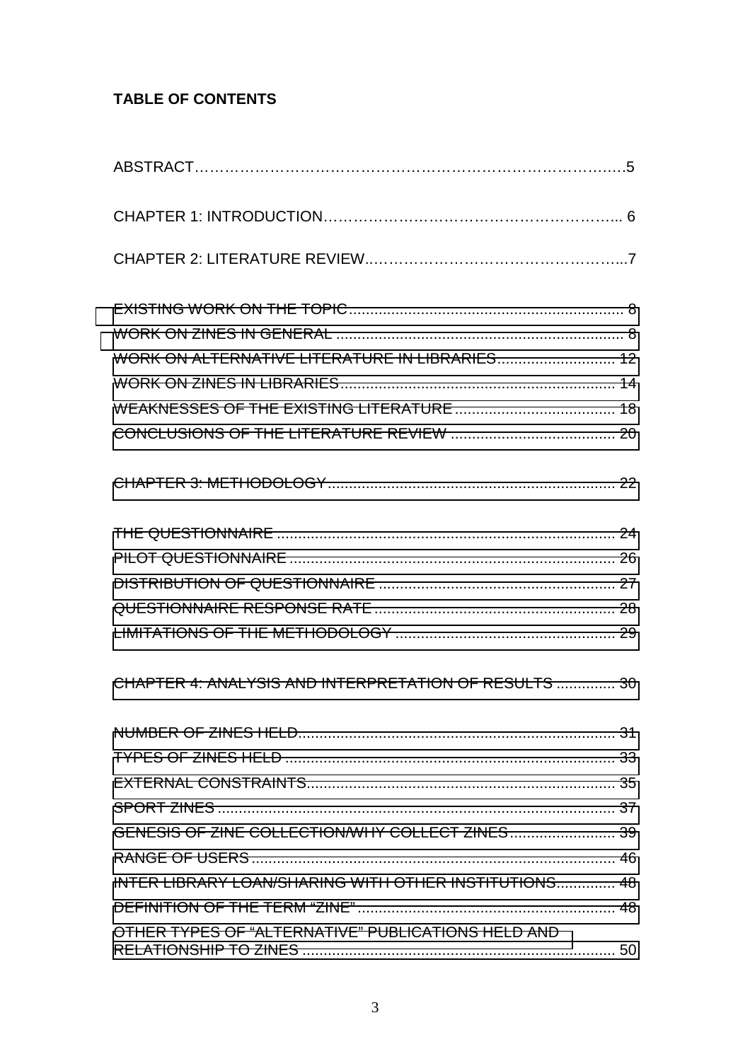**TABLE OF CONTENTS**

ABSTRACT……………………………………………………………………………5

CHAPTER 1: INTRODUCTION………………………………………………….. 6

CHAPTER 2: LITERATURE REVIEW..…………………………………………...7

EXISTING WORK ON THE TOPIC ................................................................ 8
WORK ON ZINES IN GENERAL ................................................................... 8
WORK ON ALTERNATIVE LITERATURE IN LIBRARIES ............................ 12
WORK ON ZINES IN LIBRARIES ................................................................ 14
WEAKNESSES OF THE EXISTING LITERATURE ...................................... 18
CONCLUSIONS OF THE LITERATURE REVIEW ....................................... 20

CHAPTER 3: METHODOLOGY ................................................................... 22

THE QUESTIONNAIRE ................................................................................ 24
PILOT QUESTIONNAIRE ............................................................................. 26
DISTRIBUTION OF QUESTIONNAIRE ........................................................ 27
QUESTIONNAIRE RESPONSE RATE .......................................................... 28
LIMITATIONS OF THE METHODOLOGY ..................................................... 29

CHAPTER 4: ANALYSIS AND INTERPRETATION OF RESULTS .............. 30

NUMBER OF ZINES HELD ........................................................................... 31
TYPES OF ZINES HELD ............................................................................... 33
EXTERNAL CONSTRAINTS .......................................................................... 35
SPORT ZINES ............................................................................................... 37
GENESIS OF ZINE COLLECTION/WHY COLLECT ZINES .......................... 39
RANGE OF USERS ....................................................................................... 46
INTER LIBRARY LOAN/SHARING WITH OTHER INSTITUTIONS .............. 48
DEFINITION OF THE TERM “ZINE” ............................................................. 48
OTHER TYPES OF “ALTERNATIVE” PUBLICATIONS HELD AND RELATIONSHIP TO ZINES ............................................................................ 50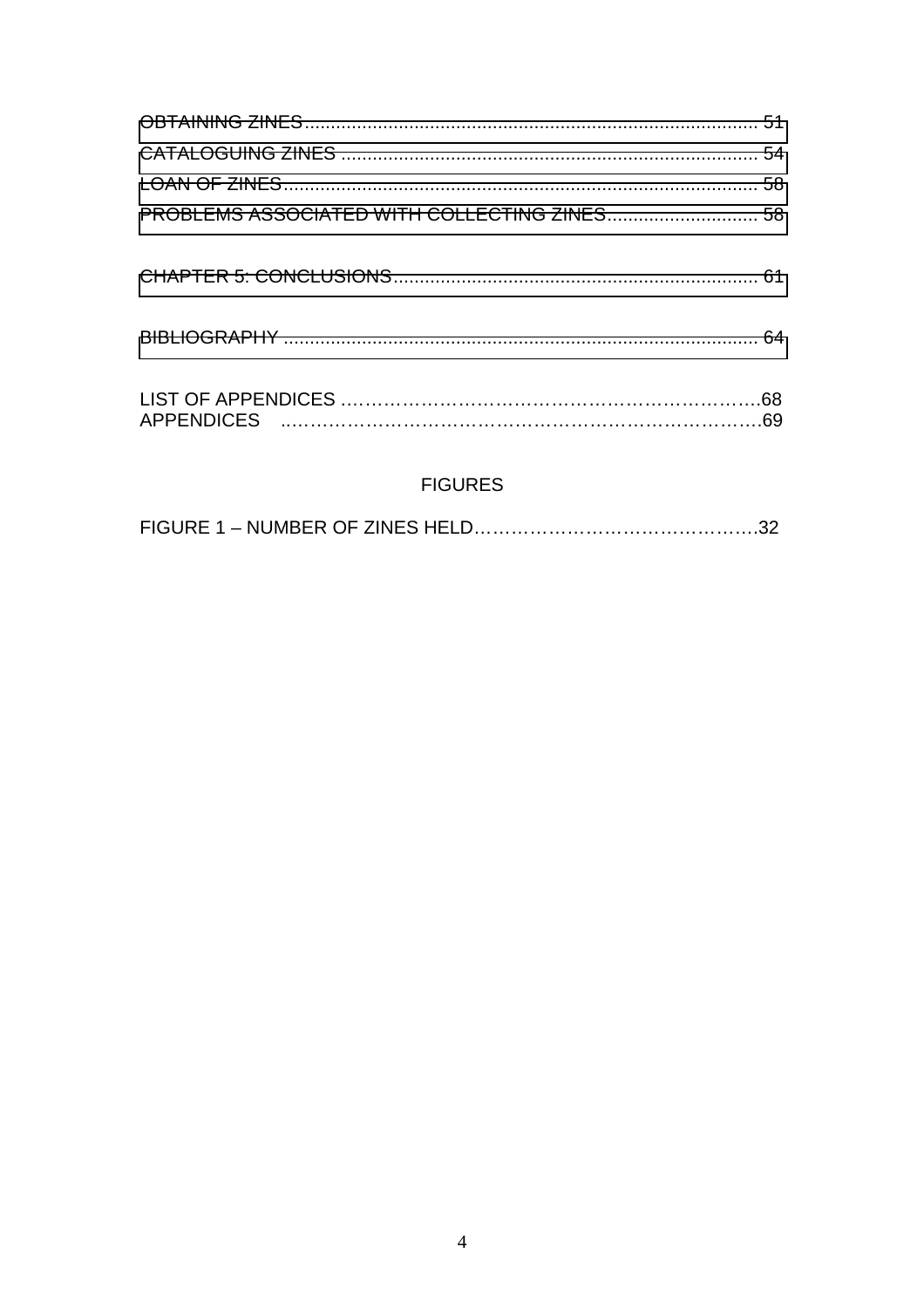OBTAINING ZINES ........................................................................................ 51
CATALOGUING ZINES ................................................................................. 54
LOAN OF ZINES ........................................................................................... 58
PROBLEMS ASSOCIATED WITH COLLECTING ZINES ................................ 58

CHAPTER 5: CONCLUSIONS ....................................................................... 61

BIBLIOGRAPHY ............................................................................................ 64

LIST OF APPENDICES ……………………………………………………………..68
APPENDICES ……………………………………………………………………….69

FIGURES

FIGURE 1 – NUMBER OF ZINES HELD……………………………………….32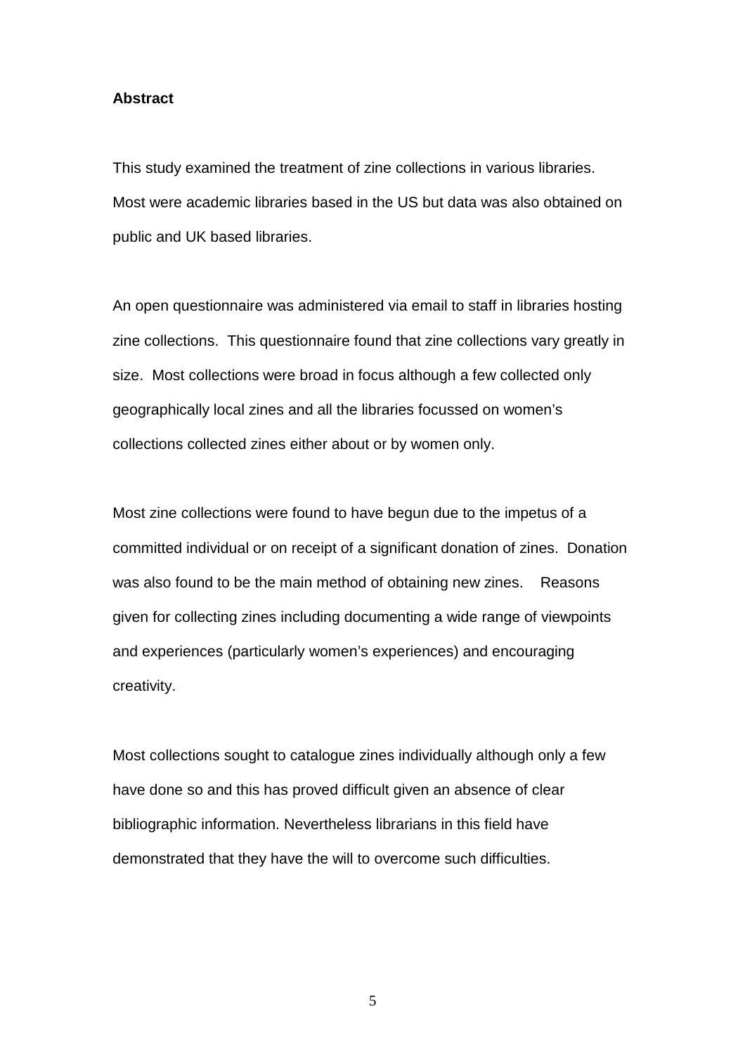## Abstract

This study examined the treatment of zine collections in various libraries. Most were academic libraries based in the US but data was also obtained on public and UK based libraries.

An open questionnaire was administered via email to staff in libraries hosting zine collections. This questionnaire found that zine collections vary greatly in size. Most collections were broad in focus although a few collected only geographically local zines and all the libraries focussed on women's collections collected zines either about or by women only.

Most zine collections were found to have begun due to the impetus of a committed individual or on receipt of a significant donation of zines. Donation was also found to be the main method of obtaining new zines. Reasons given for collecting zines including documenting a wide range of viewpoints and experiences (particularly women's experiences) and encouraging creativity.

Most collections sought to catalogue zines individually although only a few have done so and this has proved difficult given an absence of clear bibliographic information. Nevertheless librarians in this field have demonstrated that they have the will to overcome such difficulties.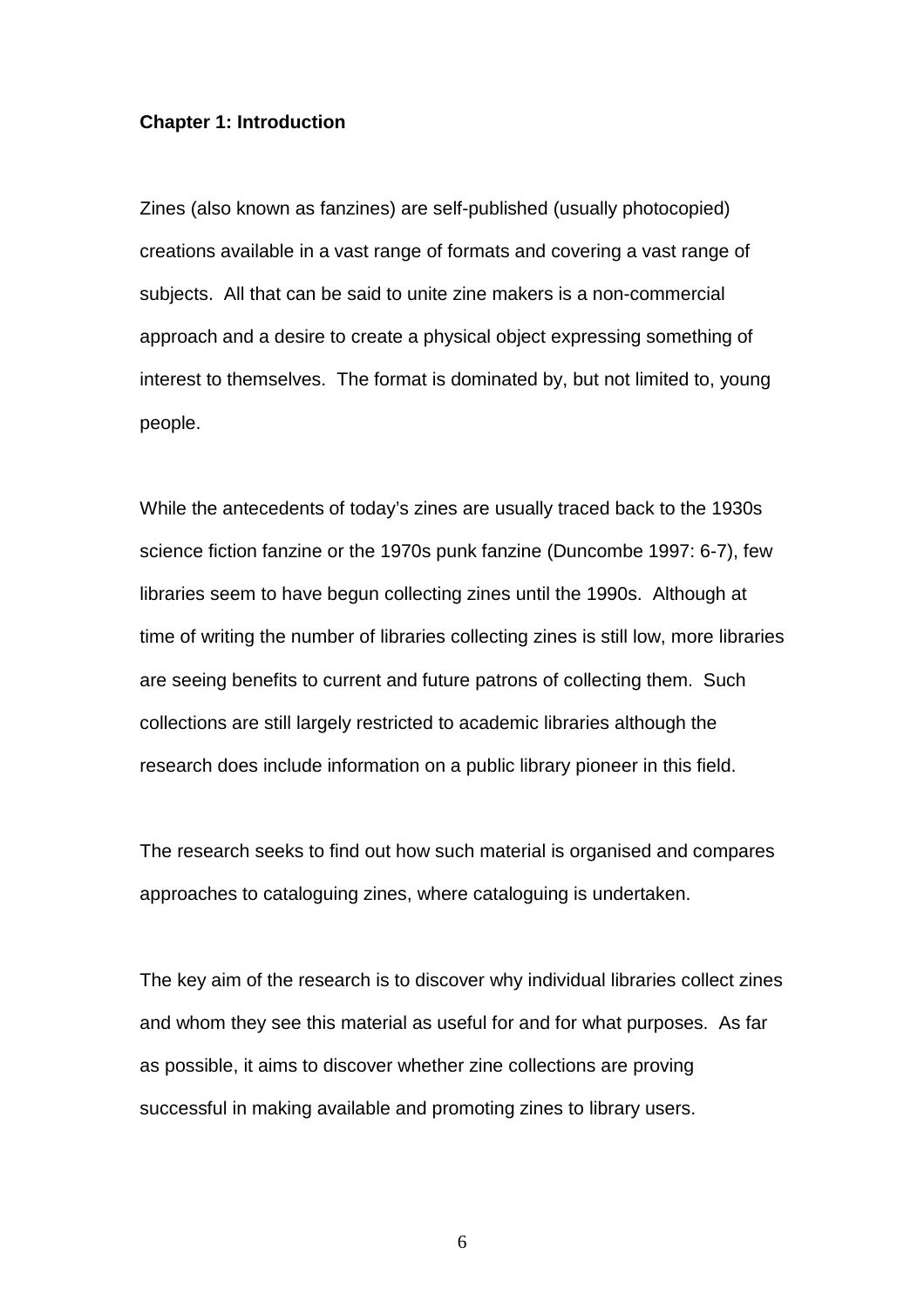## Chapter 1: Introduction

Zines (also known as fanzines) are self-published (usually photocopied) creations available in a vast range of formats and covering a vast range of subjects. All that can be said to unite zine makers is a non-commercial approach and a desire to create a physical object expressing something of interest to themselves. The format is dominated by, but not limited to, young people.

While the antecedents of today's zines are usually traced back to the 1930s science fiction fanzine or the 1970s punk fanzine (Duncombe 1997: 6-7), few libraries seem to have begun collecting zines until the 1990s. Although at time of writing the number of libraries collecting zines is still low, more libraries are seeing benefits to current and future patrons of collecting them. Such collections are still largely restricted to academic libraries although the research does include information on a public library pioneer in this field.

The research seeks to find out how such material is organised and compares approaches to cataloguing zines, where cataloguing is undertaken.

The key aim of the research is to discover why individual libraries collect zines and whom they see this material as useful for and for what purposes. As far as possible, it aims to discover whether zine collections are proving successful in making available and promoting zines to library users.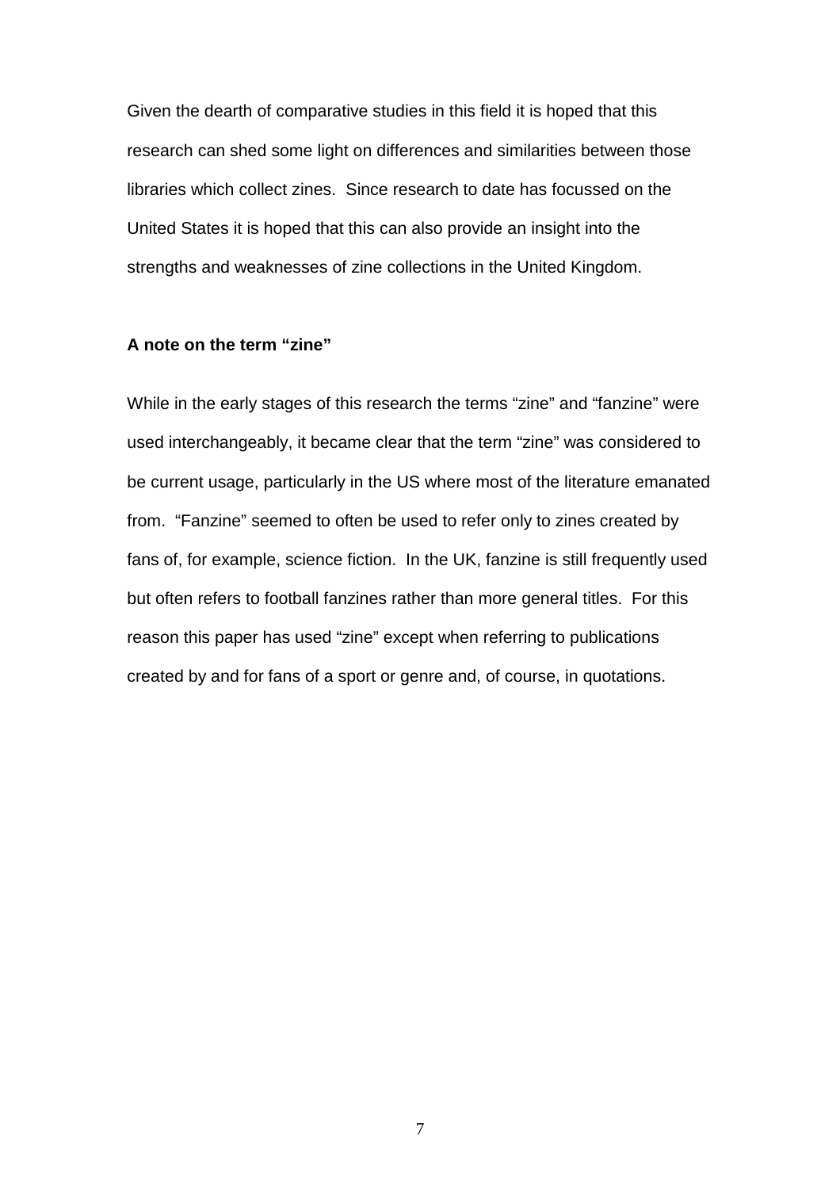Given the dearth of comparative studies in this field it is hoped that this research can shed some light on differences and similarities between those libraries which collect zines. Since research to date has focussed on the United States it is hoped that this can also provide an insight into the strengths and weaknesses of zine collections in the United Kingdom.

**A note on the term "zine"**

While in the early stages of this research the terms "zine" and "fanzine" were used interchangeably, it became clear that the term "zine" was considered to be current usage, particularly in the US where most of the literature emanated from. "Fanzine" seemed to often be used to refer only to zines created by fans of, for example, science fiction. In the UK, fanzine is still frequently used but often refers to football fanzines rather than more general titles. For this reason this paper has used "zine" except when referring to publications created by and for fans of a sport or genre and, of course, in quotations.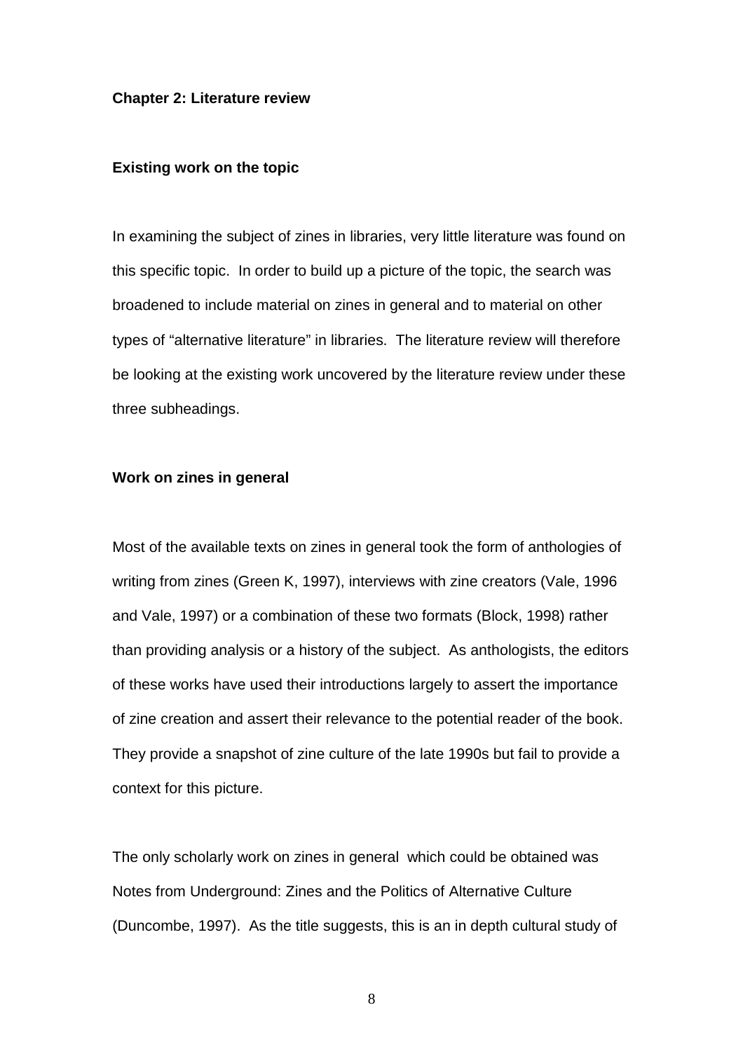## Chapter 2: Literature review

### Existing work on the topic

In examining the subject of zines in libraries, very little literature was found on this specific topic. In order to build up a picture of the topic, the search was broadened to include material on zines in general and to material on other types of "alternative literature" in libraries. The literature review will therefore be looking at the existing work uncovered by the literature review under these three subheadings.

### Work on zines in general

Most of the available texts on zines in general took the form of anthologies of writing from zines (Green K, 1997), interviews with zine creators (Vale, 1996 and Vale, 1997) or a combination of these two formats (Block, 1998) rather than providing analysis or a history of the subject. As anthologists, the editors of these works have used their introductions largely to assert the importance of zine creation and assert their relevance to the potential reader of the book. They provide a snapshot of zine culture of the late 1990s but fail to provide a context for this picture.

The only scholarly work on zines in general which could be obtained was Notes from Underground: Zines and the Politics of Alternative Culture (Duncombe, 1997). As the title suggests, this is an in depth cultural study of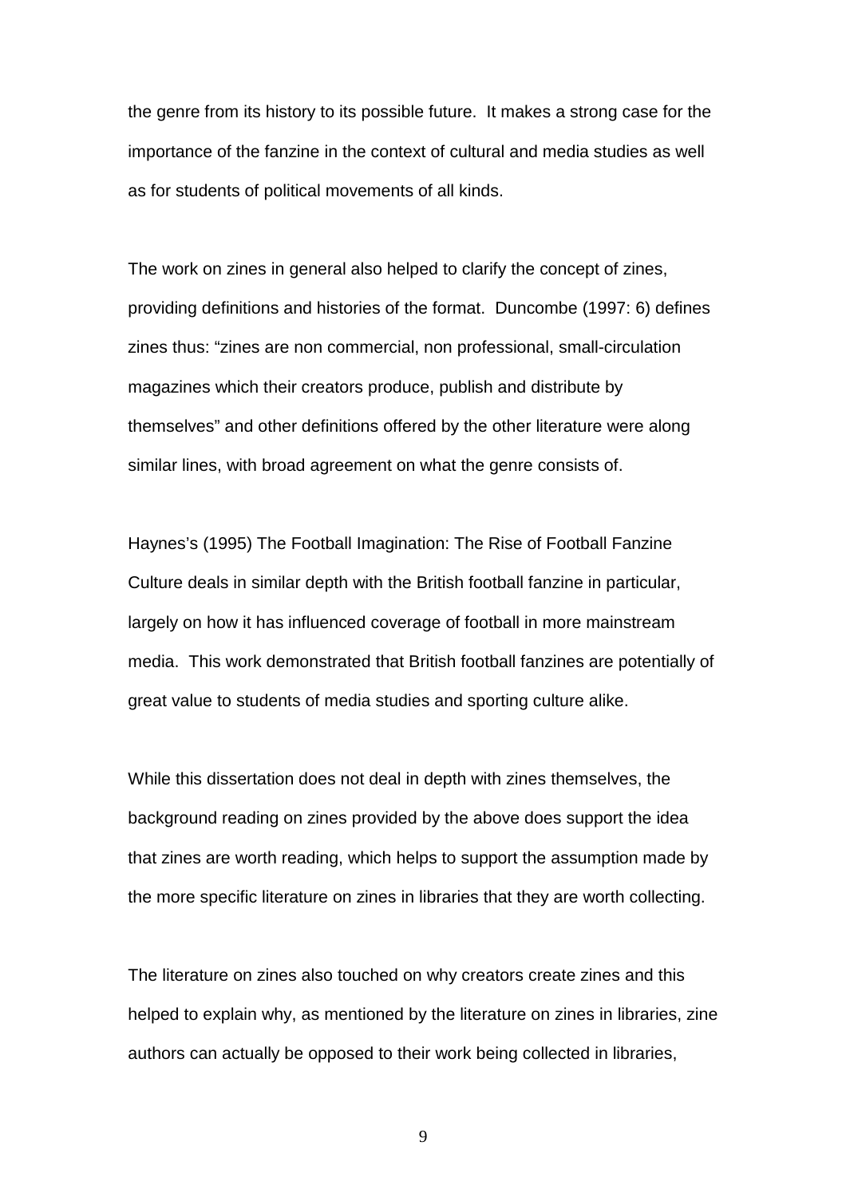the genre from its history to its possible future. It makes a strong case for the importance of the fanzine in the context of cultural and media studies as well as for students of political movements of all kinds.

The work on zines in general also helped to clarify the concept of zines, providing definitions and histories of the format. Duncombe (1997: 6) defines zines thus: "zines are non commercial, non professional, small-circulation magazines which their creators produce, publish and distribute by themselves" and other definitions offered by the other literature were along similar lines, with broad agreement on what the genre consists of.

Haynes's (1995) The Football Imagination: The Rise of Football Fanzine Culture deals in similar depth with the British football fanzine in particular, largely on how it has influenced coverage of football in more mainstream media. This work demonstrated that British football fanzines are potentially of great value to students of media studies and sporting culture alike.

While this dissertation does not deal in depth with zines themselves, the background reading on zines provided by the above does support the idea that zines are worth reading, which helps to support the assumption made by the more specific literature on zines in libraries that they are worth collecting.

The literature on zines also touched on why creators create zines and this helped to explain why, as mentioned by the literature on zines in libraries, zine authors can actually be opposed to their work being collected in libraries,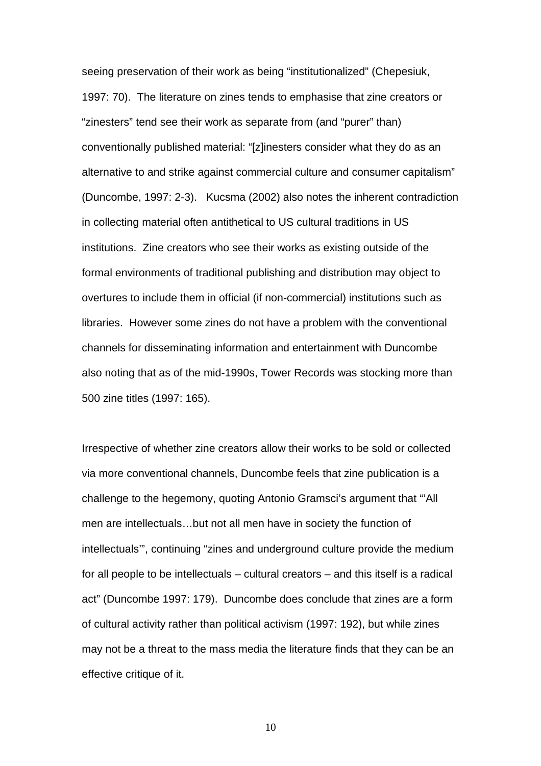seeing preservation of their work as being "institutionalized" (Chepesiuk, 1997: 70). The literature on zines tends to emphasise that zine creators or "zinesters" tend see their work as separate from (and "purer" than) conventionally published material: "[z]inesters consider what they do as an alternative to and strike against commercial culture and consumer capitalism" (Duncombe, 1997: 2-3). Kucsma (2002) also notes the inherent contradiction in collecting material often antithetical to US cultural traditions in US institutions. Zine creators who see their works as existing outside of the formal environments of traditional publishing and distribution may object to overtures to include them in official (if non-commercial) institutions such as libraries. However some zines do not have a problem with the conventional channels for disseminating information and entertainment with Duncombe also noting that as of the mid-1990s, Tower Records was stocking more than 500 zine titles (1997: 165).

Irrespective of whether zine creators allow their works to be sold or collected via more conventional channels, Duncombe feels that zine publication is a challenge to the hegemony, quoting Antonio Gramsci's argument that "'All men are intellectuals…but not all men have in society the function of intellectuals'", continuing "zines and underground culture provide the medium for all people to be intellectuals – cultural creators – and this itself is a radical act" (Duncombe 1997: 179). Duncombe does conclude that zines are a form of cultural activity rather than political activism (1997: 192), but while zines may not be a threat to the mass media the literature finds that they can be an effective critique of it.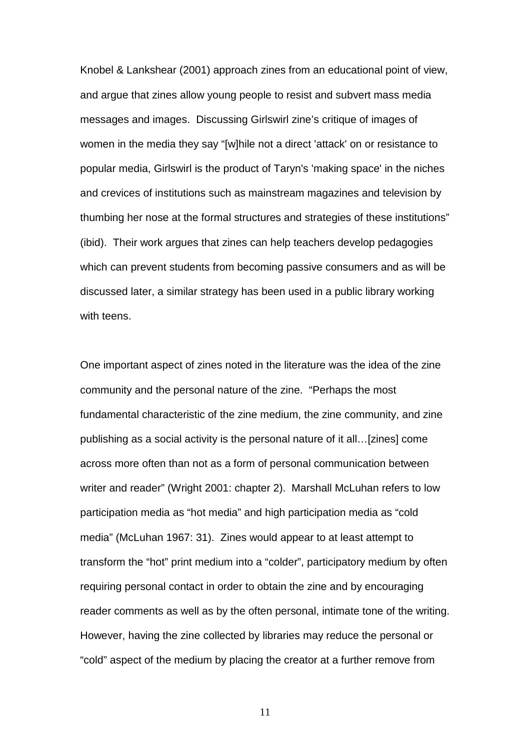Knobel & Lankshear (2001) approach zines from an educational point of view, and argue that zines allow young people to resist and subvert mass media messages and images. Discussing Girlswirl zine's critique of images of women in the media they say "[w]hile not a direct 'attack' on or resistance to popular media, Girlswirl is the product of Taryn's 'making space' in the niches and crevices of institutions such as mainstream magazines and television by thumbing her nose at the formal structures and strategies of these institutions" (ibid). Their work argues that zines can help teachers develop pedagogies which can prevent students from becoming passive consumers and as will be discussed later, a similar strategy has been used in a public library working with teens.

One important aspect of zines noted in the literature was the idea of the zine community and the personal nature of the zine. "Perhaps the most fundamental characteristic of the zine medium, the zine community, and zine publishing as a social activity is the personal nature of it all…[zines] come across more often than not as a form of personal communication between writer and reader" (Wright 2001: chapter 2). Marshall McLuhan refers to low participation media as "hot media" and high participation media as "cold media" (McLuhan 1967: 31). Zines would appear to at least attempt to transform the "hot" print medium into a "colder", participatory medium by often requiring personal contact in order to obtain the zine and by encouraging reader comments as well as by the often personal, intimate tone of the writing. However, having the zine collected by libraries may reduce the personal or "cold" aspect of the medium by placing the creator at a further remove from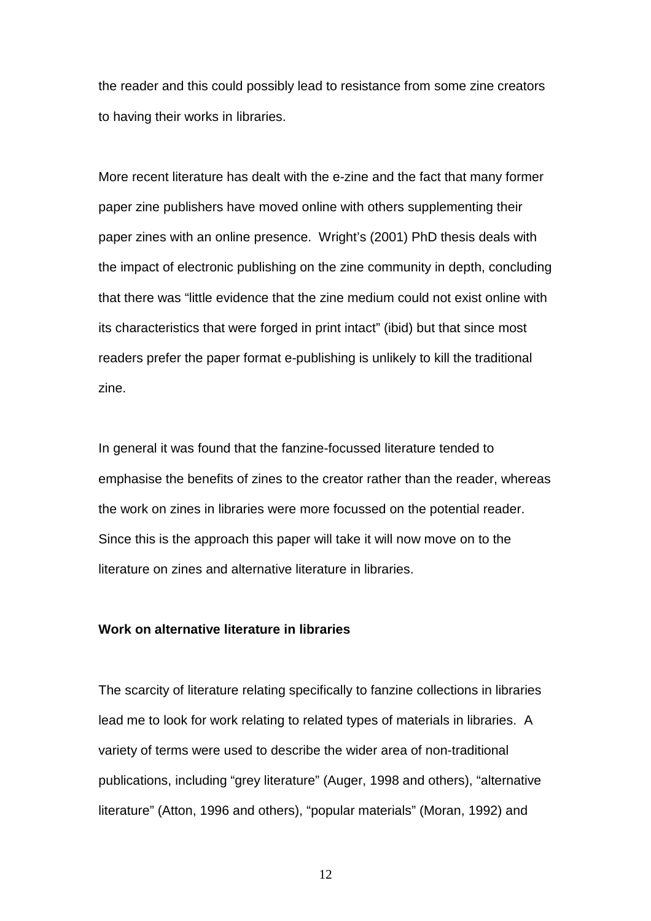the reader and this could possibly lead to resistance from some zine creators to having their works in libraries.

More recent literature has dealt with the e-zine and the fact that many former paper zine publishers have moved online with others supplementing their paper zines with an online presence. Wright's (2001) PhD thesis deals with the impact of electronic publishing on the zine community in depth, concluding that there was "little evidence that the zine medium could not exist online with its characteristics that were forged in print intact" (ibid) but that since most readers prefer the paper format e-publishing is unlikely to kill the traditional zine.

In general it was found that the fanzine-focussed literature tended to emphasise the benefits of zines to the creator rather than the reader, whereas the work on zines in libraries were more focussed on the potential reader. Since this is the approach this paper will take it will now move on to the literature on zines and alternative literature in libraries.

**Work on alternative literature in libraries**

The scarcity of literature relating specifically to fanzine collections in libraries lead me to look for work relating to related types of materials in libraries. A variety of terms were used to describe the wider area of non-traditional publications, including "grey literature" (Auger, 1998 and others), "alternative literature" (Atton, 1996 and others), "popular materials" (Moran, 1992) and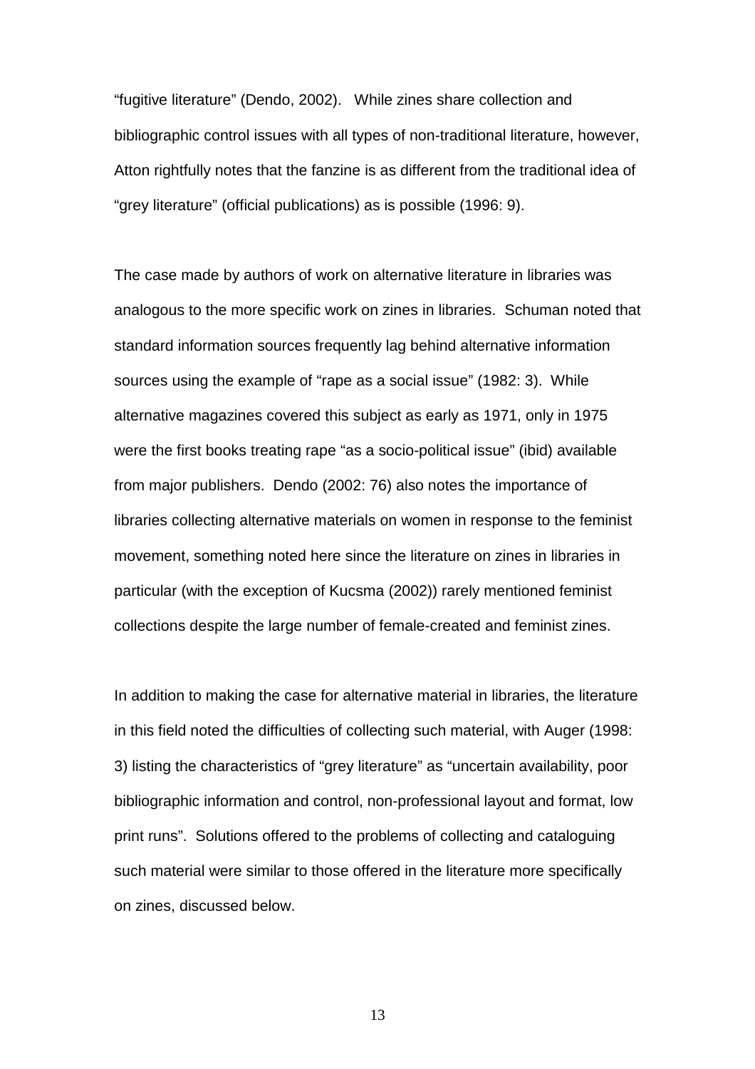"fugitive literature" (Dendo, 2002). While zines share collection and bibliographic control issues with all types of non-traditional literature, however, Atton rightfully notes that the fanzine is as different from the traditional idea of "grey literature" (official publications) as is possible (1996: 9).

The case made by authors of work on alternative literature in libraries was analogous to the more specific work on zines in libraries. Schuman noted that standard information sources frequently lag behind alternative information sources using the example of "rape as a social issue" (1982: 3). While alternative magazines covered this subject as early as 1971, only in 1975 were the first books treating rape "as a socio-political issue" (ibid) available from major publishers. Dendo (2002: 76) also notes the importance of libraries collecting alternative materials on women in response to the feminist movement, something noted here since the literature on zines in libraries in particular (with the exception of Kucsma (2002)) rarely mentioned feminist collections despite the large number of female-created and feminist zines.

In addition to making the case for alternative material in libraries, the literature in this field noted the difficulties of collecting such material, with Auger (1998: 3) listing the characteristics of "grey literature" as "uncertain availability, poor bibliographic information and control, non-professional layout and format, low print runs". Solutions offered to the problems of collecting and cataloguing such material were similar to those offered in the literature more specifically on zines, discussed below.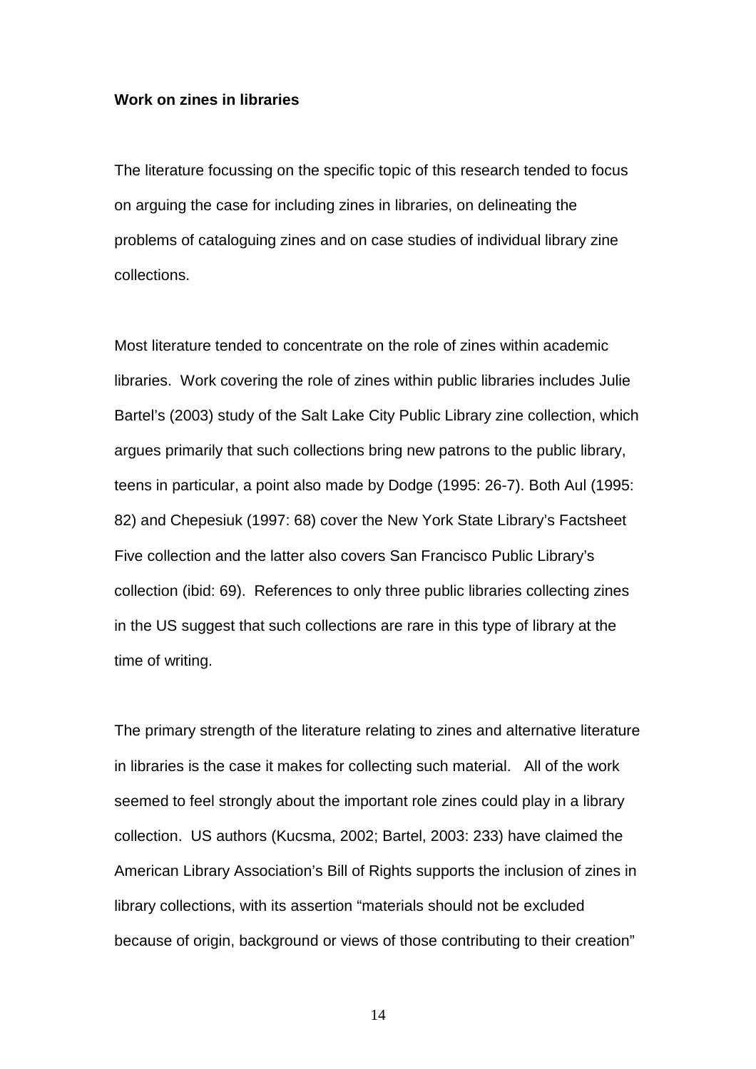**Work on zines in libraries**

The literature focussing on the specific topic of this research tended to focus on arguing the case for including zines in libraries, on delineating the problems of cataloguing zines and on case studies of individual library zine collections.

Most literature tended to concentrate on the role of zines within academic libraries. Work covering the role of zines within public libraries includes Julie Bartel's (2003) study of the Salt Lake City Public Library zine collection, which argues primarily that such collections bring new patrons to the public library, teens in particular, a point also made by Dodge (1995: 26-7). Both Aul (1995: 82) and Chepesiuk (1997: 68) cover the New York State Library's Factsheet Five collection and the latter also covers San Francisco Public Library's collection (ibid: 69). References to only three public libraries collecting zines in the US suggest that such collections are rare in this type of library at the time of writing.

The primary strength of the literature relating to zines and alternative literature in libraries is the case it makes for collecting such material. All of the work seemed to feel strongly about the important role zines could play in a library collection. US authors (Kucsma, 2002; Bartel, 2003: 233) have claimed the American Library Association's Bill of Rights supports the inclusion of zines in library collections, with its assertion "materials should not be excluded because of origin, background or views of those contributing to their creation"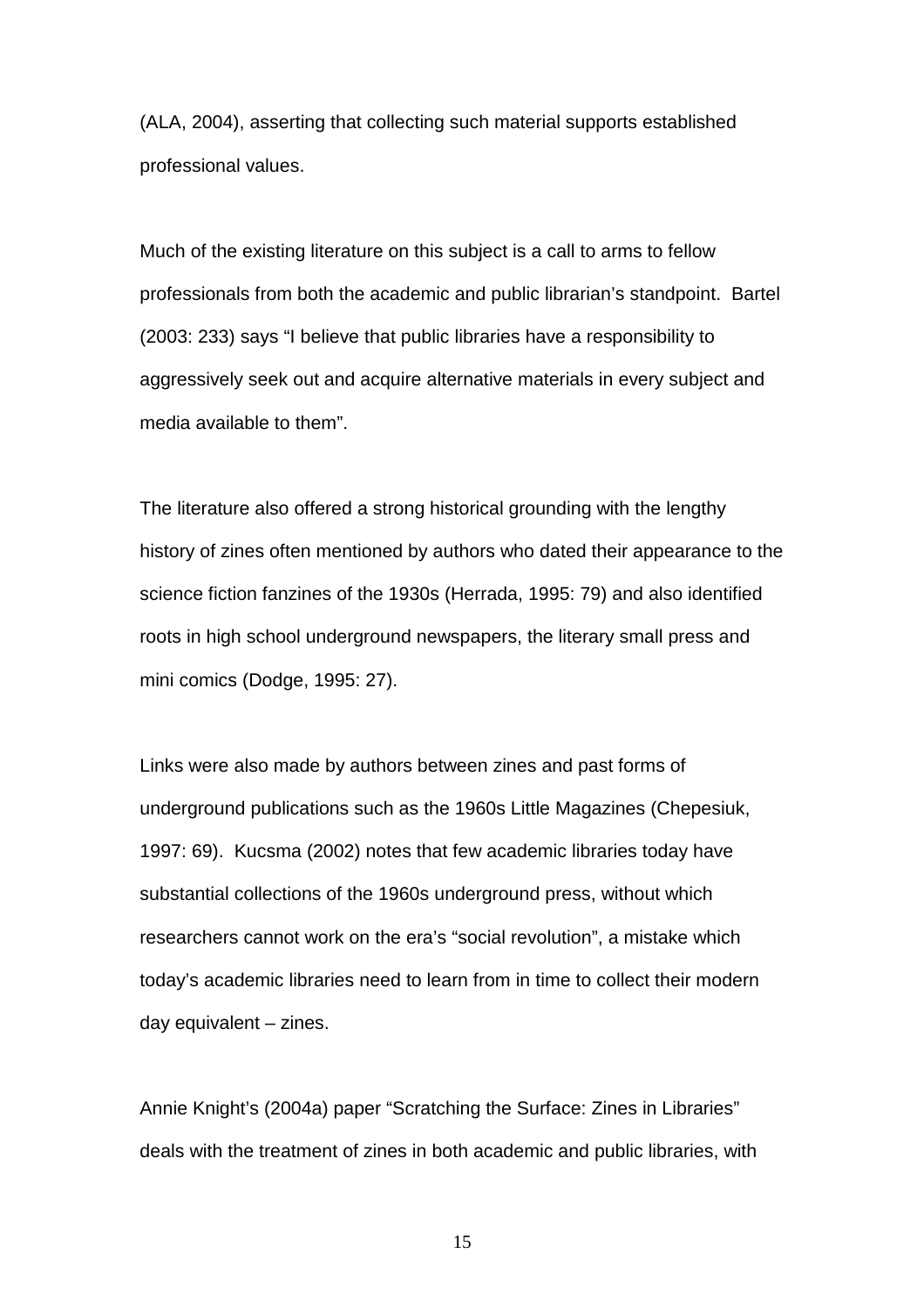(ALA, 2004), asserting that collecting such material supports established professional values.

Much of the existing literature on this subject is a call to arms to fellow professionals from both the academic and public librarian's standpoint. Bartel (2003: 233) says "I believe that public libraries have a responsibility to aggressively seek out and acquire alternative materials in every subject and media available to them".

The literature also offered a strong historical grounding with the lengthy history of zines often mentioned by authors who dated their appearance to the science fiction fanzines of the 1930s (Herrada, 1995: 79) and also identified roots in high school underground newspapers, the literary small press and mini comics (Dodge, 1995: 27).

Links were also made by authors between zines and past forms of underground publications such as the 1960s Little Magazines (Chepesiuk, 1997: 69). Kucsma (2002) notes that few academic libraries today have substantial collections of the 1960s underground press, without which researchers cannot work on the era's "social revolution", a mistake which today's academic libraries need to learn from in time to collect their modern day equivalent – zines.

Annie Knight's (2004a) paper "Scratching the Surface: Zines in Libraries" deals with the treatment of zines in both academic and public libraries, with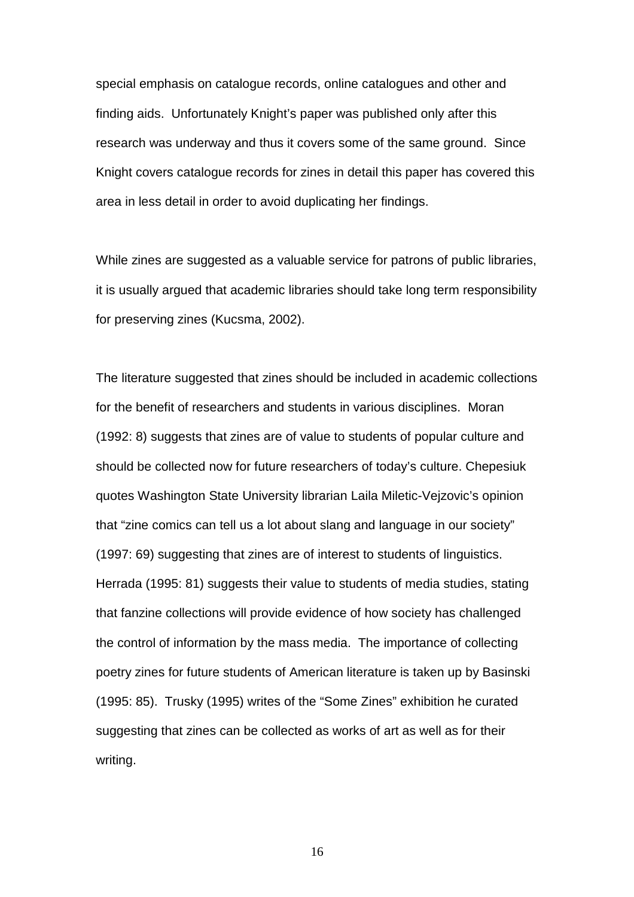special emphasis on catalogue records, online catalogues and other and finding aids. Unfortunately Knight's paper was published only after this research was underway and thus it covers some of the same ground. Since Knight covers catalogue records for zines in detail this paper has covered this area in less detail in order to avoid duplicating her findings.

While zines are suggested as a valuable service for patrons of public libraries, it is usually argued that academic libraries should take long term responsibility for preserving zines (Kucsma, 2002).

The literature suggested that zines should be included in academic collections for the benefit of researchers and students in various disciplines. Moran (1992: 8) suggests that zines are of value to students of popular culture and should be collected now for future researchers of today's culture. Chepesiuk quotes Washington State University librarian Laila Miletic-Vejzovic's opinion that "zine comics can tell us a lot about slang and language in our society" (1997: 69) suggesting that zines are of interest to students of linguistics. Herrada (1995: 81) suggests their value to students of media studies, stating that fanzine collections will provide evidence of how society has challenged the control of information by the mass media. The importance of collecting poetry zines for future students of American literature is taken up by Basinski (1995: 85). Trusky (1995) writes of the "Some Zines" exhibition he curated suggesting that zines can be collected as works of art as well as for their writing.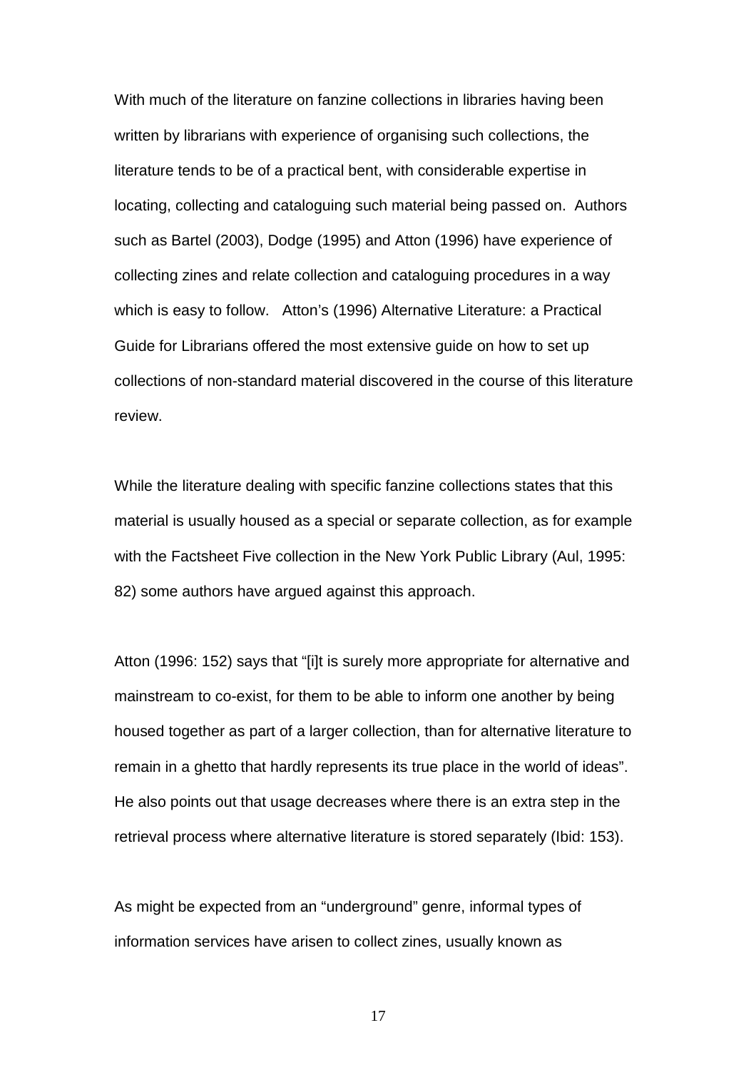With much of the literature on fanzine collections in libraries having been written by librarians with experience of organising such collections, the literature tends to be of a practical bent, with considerable expertise in locating, collecting and cataloguing such material being passed on. Authors such as Bartel (2003), Dodge (1995) and Atton (1996) have experience of collecting zines and relate collection and cataloguing procedures in a way which is easy to follow. Atton's (1996) Alternative Literature: a Practical Guide for Librarians offered the most extensive guide on how to set up collections of non-standard material discovered in the course of this literature review.

While the literature dealing with specific fanzine collections states that this material is usually housed as a special or separate collection, as for example with the Factsheet Five collection in the New York Public Library (Aul, 1995: 82) some authors have argued against this approach.

Atton (1996: 152) says that "[i]t is surely more appropriate for alternative and mainstream to co-exist, for them to be able to inform one another by being housed together as part of a larger collection, than for alternative literature to remain in a ghetto that hardly represents its true place in the world of ideas". He also points out that usage decreases where there is an extra step in the retrieval process where alternative literature is stored separately (Ibid: 153).

As might be expected from an "underground" genre, informal types of information services have arisen to collect zines, usually known as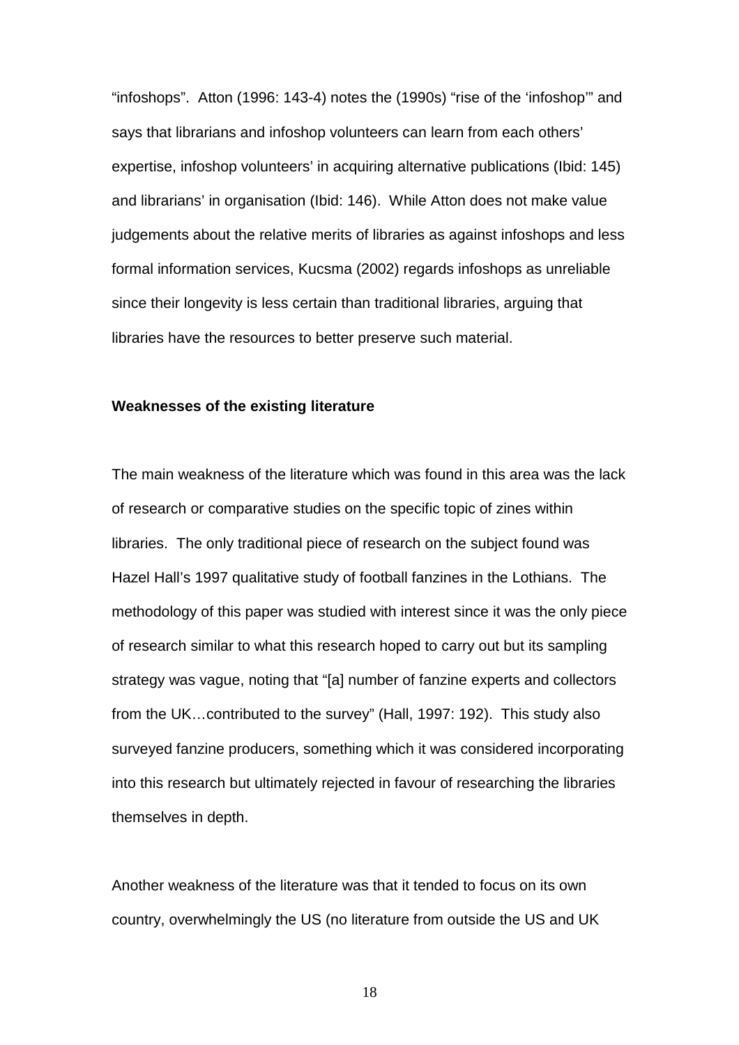"infoshops". Atton (1996: 143-4) notes the (1990s) "rise of the 'infoshop'" and says that librarians and infoshop volunteers can learn from each others' expertise, infoshop volunteers' in acquiring alternative publications (Ibid: 145) and librarians' in organisation (Ibid: 146). While Atton does not make value judgements about the relative merits of libraries as against infoshops and less formal information services, Kucsma (2002) regards infoshops as unreliable since their longevity is less certain than traditional libraries, arguing that libraries have the resources to better preserve such material.

**Weaknesses of the existing literature**

The main weakness of the literature which was found in this area was the lack of research or comparative studies on the specific topic of zines within libraries. The only traditional piece of research on the subject found was Hazel Hall's 1997 qualitative study of football fanzines in the Lothians. The methodology of this paper was studied with interest since it was the only piece of research similar to what this research hoped to carry out but its sampling strategy was vague, noting that "[a] number of fanzine experts and collectors from the UK…contributed to the survey" (Hall, 1997: 192). This study also surveyed fanzine producers, something which it was considered incorporating into this research but ultimately rejected in favour of researching the libraries themselves in depth.

Another weakness of the literature was that it tended to focus on its own country, overwhelmingly the US (no literature from outside the US and UK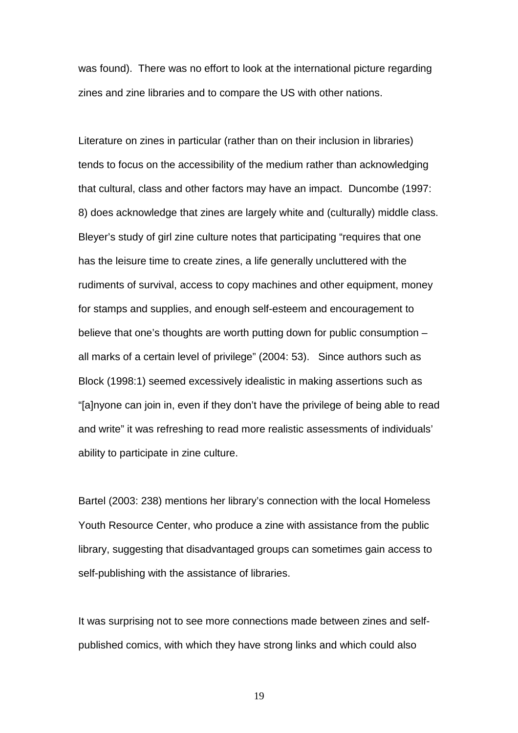was found). There was no effort to look at the international picture regarding zines and zine libraries and to compare the US with other nations.

Literature on zines in particular (rather than on their inclusion in libraries) tends to focus on the accessibility of the medium rather than acknowledging that cultural, class and other factors may have an impact. Duncombe (1997: 8) does acknowledge that zines are largely white and (culturally) middle class. Bleyer's study of girl zine culture notes that participating "requires that one has the leisure time to create zines, a life generally uncluttered with the rudiments of survival, access to copy machines and other equipment, money for stamps and supplies, and enough self-esteem and encouragement to believe that one's thoughts are worth putting down for public consumption – all marks of a certain level of privilege" (2004: 53). Since authors such as Block (1998:1) seemed excessively idealistic in making assertions such as "[a]nyone can join in, even if they don't have the privilege of being able to read and write" it was refreshing to read more realistic assessments of individuals' ability to participate in zine culture.

Bartel (2003: 238) mentions her library's connection with the local Homeless Youth Resource Center, who produce a zine with assistance from the public library, suggesting that disadvantaged groups can sometimes gain access to self-publishing with the assistance of libraries.

It was surprising not to see more connections made between zines and self-published comics, with which they have strong links and which could also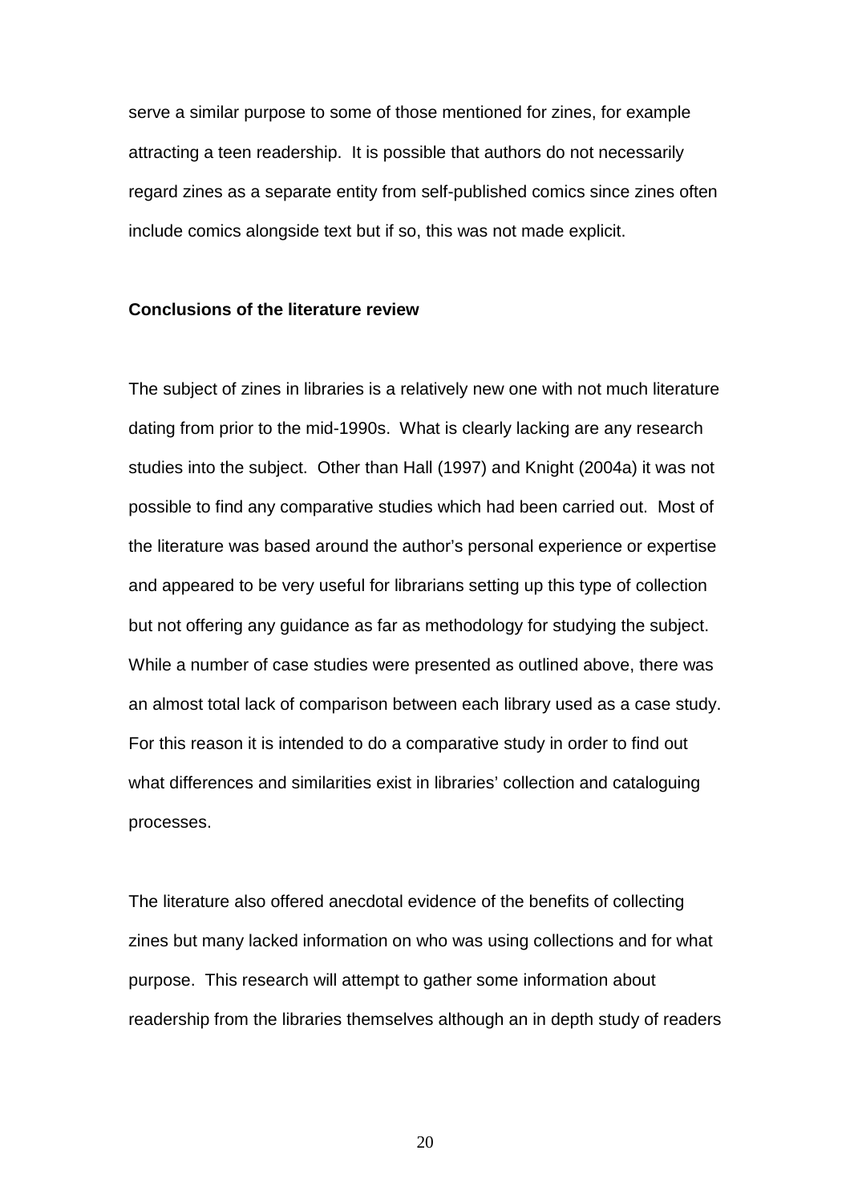serve a similar purpose to some of those mentioned for zines, for example attracting a teen readership. It is possible that authors do not necessarily regard zines as a separate entity from self-published comics since zines often include comics alongside text but if so, this was not made explicit.

**Conclusions of the literature review**

The subject of zines in libraries is a relatively new one with not much literature dating from prior to the mid-1990s. What is clearly lacking are any research studies into the subject. Other than Hall (1997) and Knight (2004a) it was not possible to find any comparative studies which had been carried out. Most of the literature was based around the author's personal experience or expertise and appeared to be very useful for librarians setting up this type of collection but not offering any guidance as far as methodology for studying the subject. While a number of case studies were presented as outlined above, there was an almost total lack of comparison between each library used as a case study. For this reason it is intended to do a comparative study in order to find out what differences and similarities exist in libraries' collection and cataloguing processes.

The literature also offered anecdotal evidence of the benefits of collecting zines but many lacked information on who was using collections and for what purpose. This research will attempt to gather some information about readership from the libraries themselves although an in depth study of readers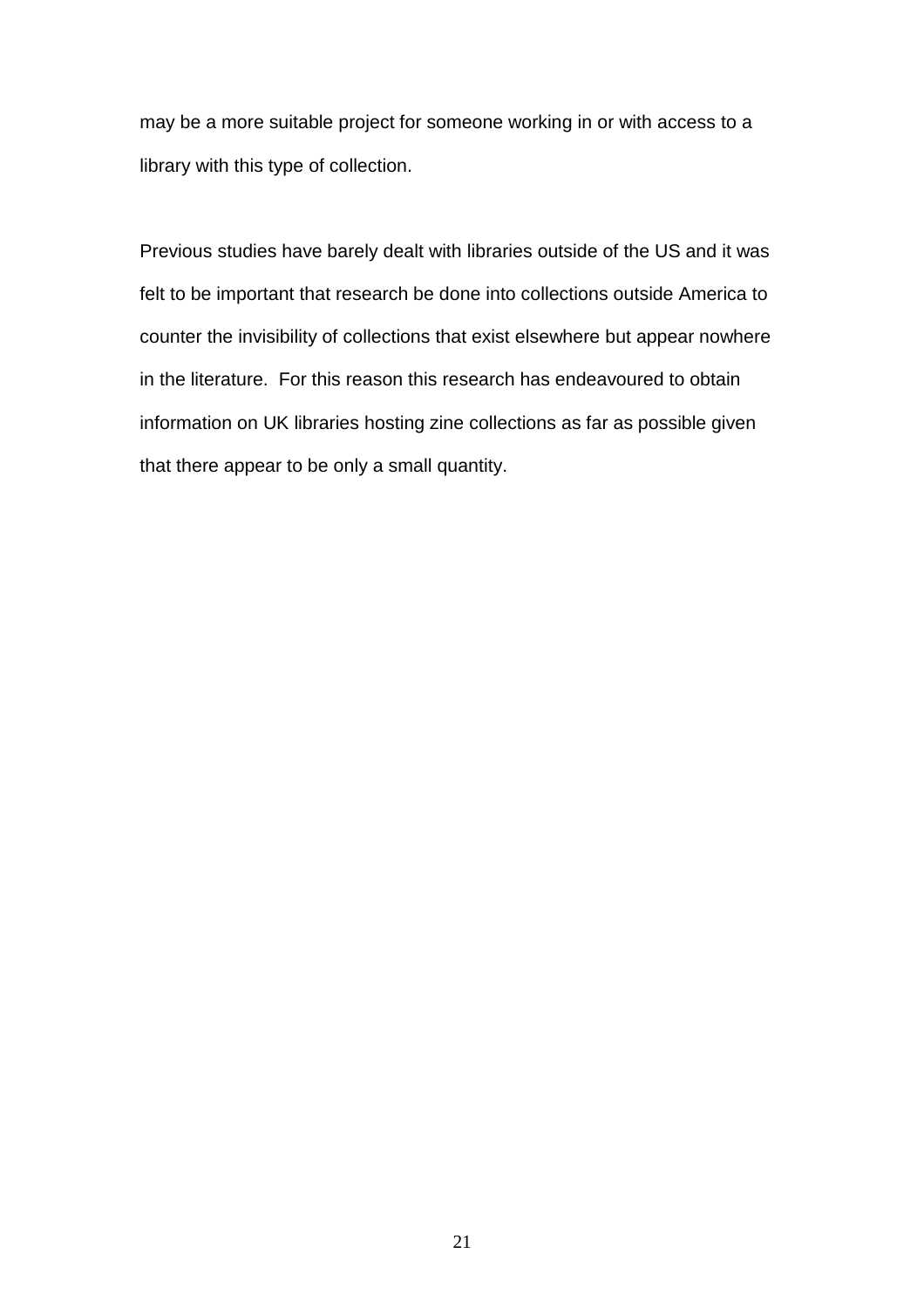may be a more suitable project for someone working in or with access to a library with this type of collection.

Previous studies have barely dealt with libraries outside of the US and it was felt to be important that research be done into collections outside America to counter the invisibility of collections that exist elsewhere but appear nowhere in the literature.  For this reason this research has endeavoured to obtain information on UK libraries hosting zine collections as far as possible given that there appear to be only a small quantity.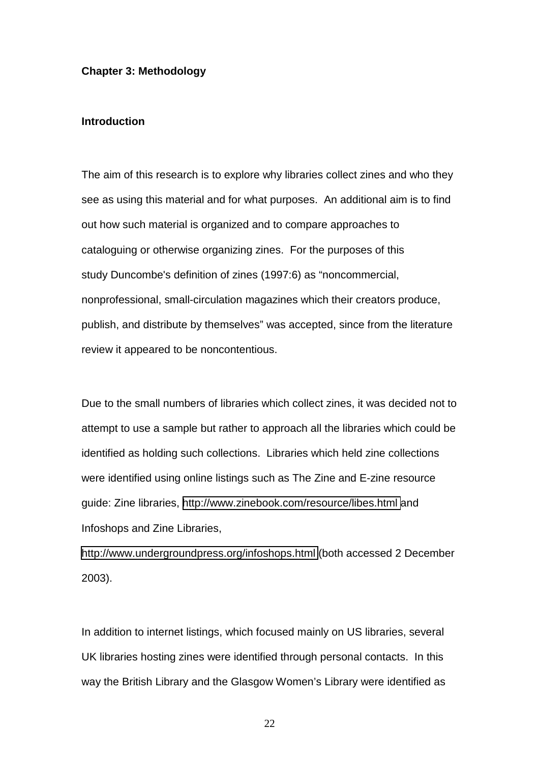## Chapter 3: Methodology

### Introduction

The aim of this research is to explore why libraries collect zines and who they see as using this material and for what purposes. An additional aim is to find out how such material is organized and to compare approaches to cataloguing or otherwise organizing zines. For the purposes of this study Duncombe's definition of zines (1997:6) as "noncommercial, nonprofessional, small-circulation magazines which their creators produce, publish, and distribute by themselves" was accepted, since from the literature review it appeared to be noncontentious.

Due to the small numbers of libraries which collect zines, it was decided not to attempt to use a sample but rather to approach all the libraries which could be identified as holding such collections. Libraries which held zine collections were identified using online listings such as The Zine and E-zine resource guide: Zine libraries, http://www.zinebook.com/resource/libes.html and Infoshops and Zine Libraries, http://www.undergroundpress.org/infoshops.html (both accessed 2 December 2003).

In addition to internet listings, which focused mainly on US libraries, several UK libraries hosting zines were identified through personal contacts. In this way the British Library and the Glasgow Women's Library were identified as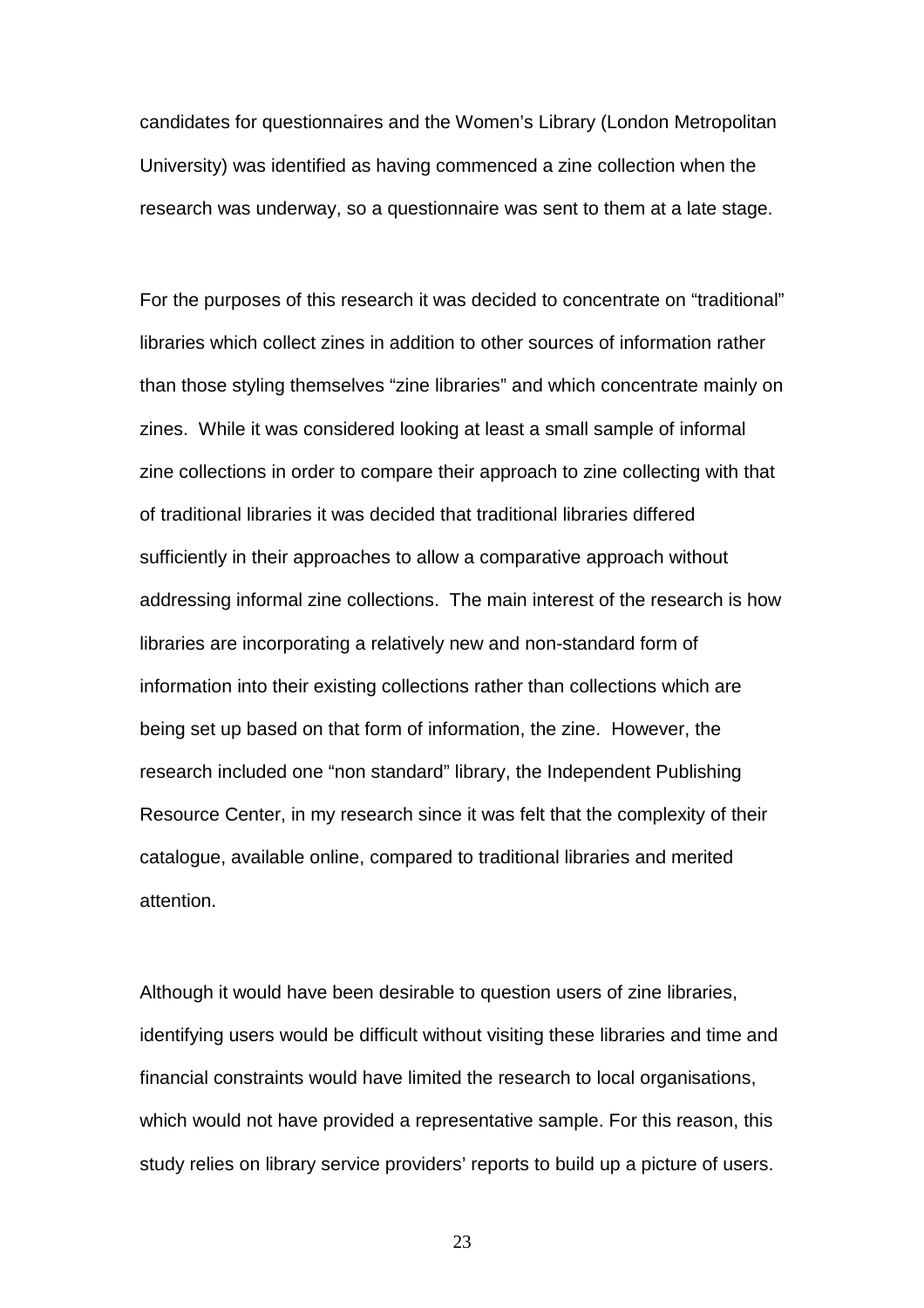candidates for questionnaires and the Women's Library (London Metropolitan University) was identified as having commenced a zine collection when the research was underway, so a questionnaire was sent to them at a late stage.

For the purposes of this research it was decided to concentrate on "traditional" libraries which collect zines in addition to other sources of information rather than those styling themselves "zine libraries" and which concentrate mainly on zines. While it was considered looking at least a small sample of informal zine collections in order to compare their approach to zine collecting with that of traditional libraries it was decided that traditional libraries differed sufficiently in their approaches to allow a comparative approach without addressing informal zine collections. The main interest of the research is how libraries are incorporating a relatively new and non-standard form of information into their existing collections rather than collections which are being set up based on that form of information, the zine. However, the research included one "non standard" library, the Independent Publishing Resource Center, in my research since it was felt that the complexity of their catalogue, available online, compared to traditional libraries and merited attention.

Although it would have been desirable to question users of zine libraries, identifying users would be difficult without visiting these libraries and time and financial constraints would have limited the research to local organisations, which would not have provided a representative sample. For this reason, this study relies on library service providers' reports to build up a picture of users.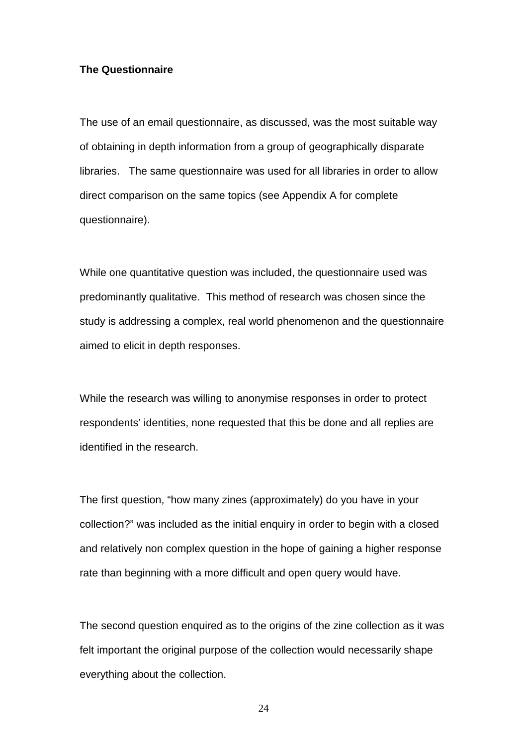**The Questionnaire**

The use of an email questionnaire, as discussed, was the most suitable way of obtaining in depth information from a group of geographically disparate libraries. The same questionnaire was used for all libraries in order to allow direct comparison on the same topics (see Appendix A for complete questionnaire).

While one quantitative question was included, the questionnaire used was predominantly qualitative. This method of research was chosen since the study is addressing a complex, real world phenomenon and the questionnaire aimed to elicit in depth responses.

While the research was willing to anonymise responses in order to protect respondents' identities, none requested that this be done and all replies are identified in the research.

The first question, "how many zines (approximately) do you have in your collection?" was included as the initial enquiry in order to begin with a closed and relatively non complex question in the hope of gaining a higher response rate than beginning with a more difficult and open query would have.

The second question enquired as to the origins of the zine collection as it was felt important the original purpose of the collection would necessarily shape everything about the collection.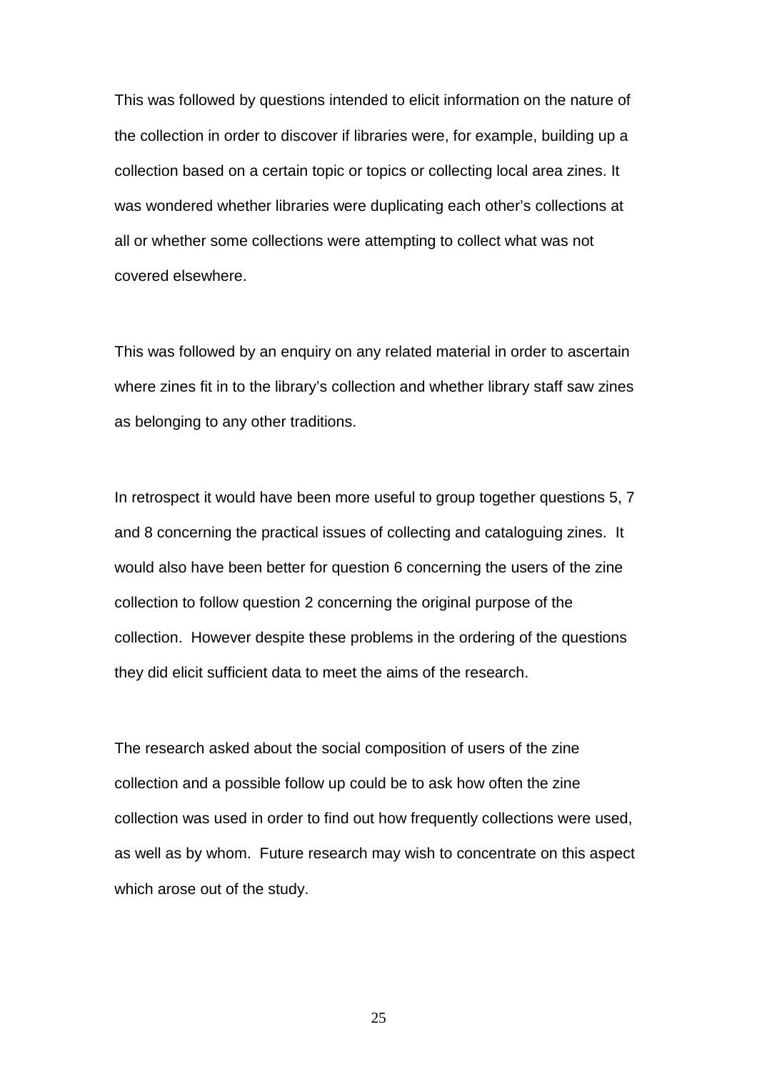This was followed by questions intended to elicit information on the nature of the collection in order to discover if libraries were, for example, building up a collection based on a certain topic or topics or collecting local area zines. It was wondered whether libraries were duplicating each other's collections at all or whether some collections were attempting to collect what was not covered elsewhere.

This was followed by an enquiry on any related material in order to ascertain where zines fit in to the library's collection and whether library staff saw zines as belonging to any other traditions.

In retrospect it would have been more useful to group together questions 5, 7 and 8 concerning the practical issues of collecting and cataloguing zines. It would also have been better for question 6 concerning the users of the zine collection to follow question 2 concerning the original purpose of the collection. However despite these problems in the ordering of the questions they did elicit sufficient data to meet the aims of the research.

The research asked about the social composition of users of the zine collection and a possible follow up could be to ask how often the zine collection was used in order to find out how frequently collections were used, as well as by whom. Future research may wish to concentrate on this aspect which arose out of the study.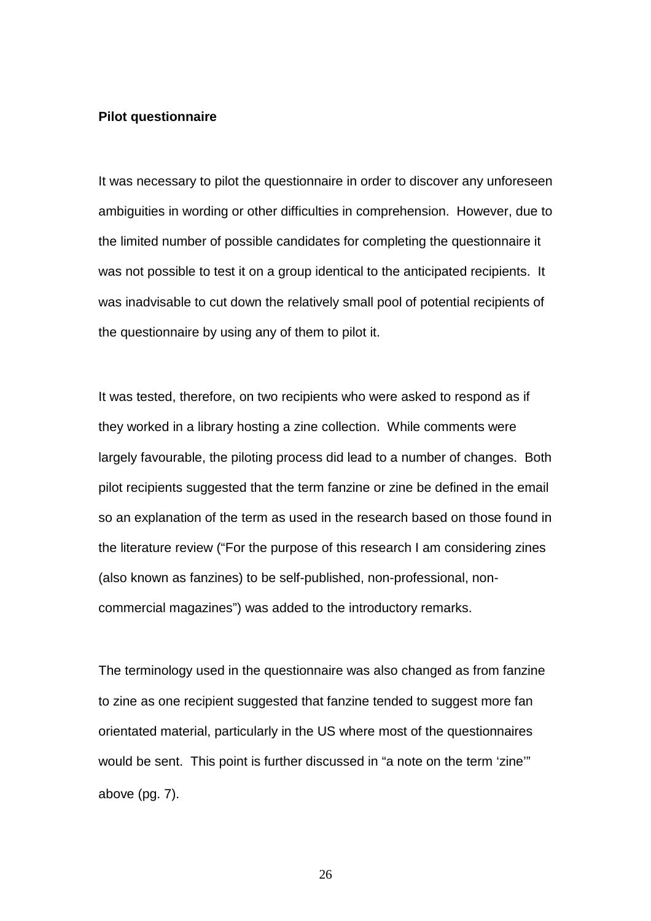**Pilot questionnaire**

It was necessary to pilot the questionnaire in order to discover any unforeseen ambiguities in wording or other difficulties in comprehension. However, due to the limited number of possible candidates for completing the questionnaire it was not possible to test it on a group identical to the anticipated recipients. It was inadvisable to cut down the relatively small pool of potential recipients of the questionnaire by using any of them to pilot it.

It was tested, therefore, on two recipients who were asked to respond as if they worked in a library hosting a zine collection. While comments were largely favourable, the piloting process did lead to a number of changes. Both pilot recipients suggested that the term fanzine or zine be defined in the email so an explanation of the term as used in the research based on those found in the literature review ("For the purpose of this research I am considering zines (also known as fanzines) to be self-published, non-professional, non-commercial magazines") was added to the introductory remarks.

The terminology used in the questionnaire was also changed as from fanzine to zine as one recipient suggested that fanzine tended to suggest more fan orientated material, particularly in the US where most of the questionnaires would be sent. This point is further discussed in "a note on the term 'zine'" above (pg. 7).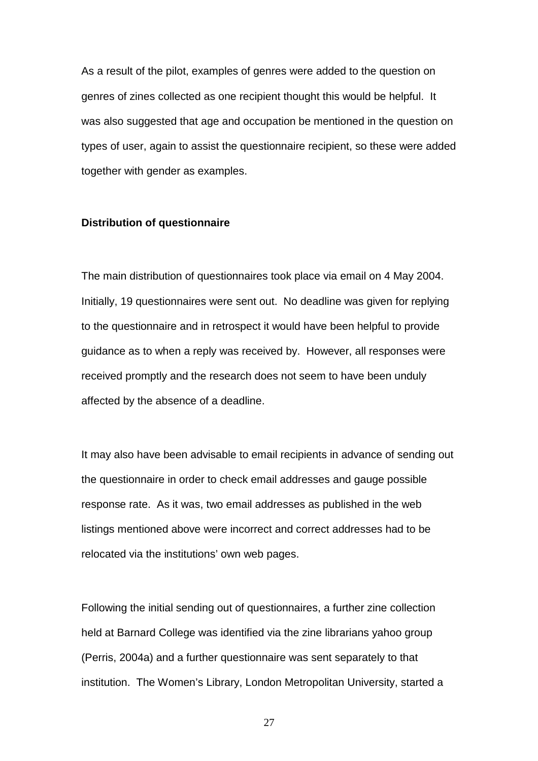As a result of the pilot, examples of genres were added to the question on genres of zines collected as one recipient thought this would be helpful. It was also suggested that age and occupation be mentioned in the question on types of user, again to assist the questionnaire recipient, so these were added together with gender as examples.

**Distribution of questionnaire**

The main distribution of questionnaires took place via email on 4 May 2004. Initially, 19 questionnaires were sent out. No deadline was given for replying to the questionnaire and in retrospect it would have been helpful to provide guidance as to when a reply was received by. However, all responses were received promptly and the research does not seem to have been unduly affected by the absence of a deadline.

It may also have been advisable to email recipients in advance of sending out the questionnaire in order to check email addresses and gauge possible response rate. As it was, two email addresses as published in the web listings mentioned above were incorrect and correct addresses had to be relocated via the institutions' own web pages.

Following the initial sending out of questionnaires, a further zine collection held at Barnard College was identified via the zine librarians yahoo group (Perris, 2004a) and a further questionnaire was sent separately to that institution. The Women's Library, London Metropolitan University, started a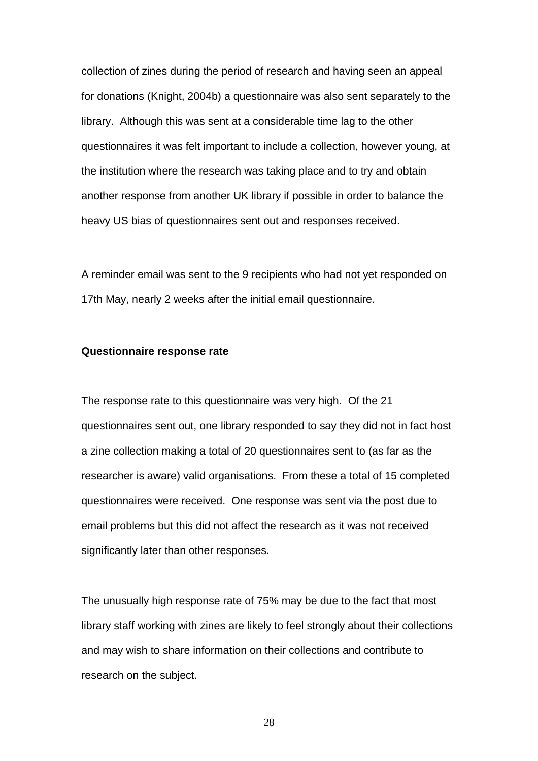collection of zines during the period of research and having seen an appeal for donations (Knight, 2004b) a questionnaire was also sent separately to the library. Although this was sent at a considerable time lag to the other questionnaires it was felt important to include a collection, however young, at the institution where the research was taking place and to try and obtain another response from another UK library if possible in order to balance the heavy US bias of questionnaires sent out and responses received.

A reminder email was sent to the 9 recipients who had not yet responded on 17th May, nearly 2 weeks after the initial email questionnaire.

**Questionnaire response rate**

The response rate to this questionnaire was very high. Of the 21 questionnaires sent out, one library responded to say they did not in fact host a zine collection making a total of 20 questionnaires sent to (as far as the researcher is aware) valid organisations. From these a total of 15 completed questionnaires were received. One response was sent via the post due to email problems but this did not affect the research as it was not received significantly later than other responses.

The unusually high response rate of 75% may be due to the fact that most library staff working with zines are likely to feel strongly about their collections and may wish to share information on their collections and contribute to research on the subject.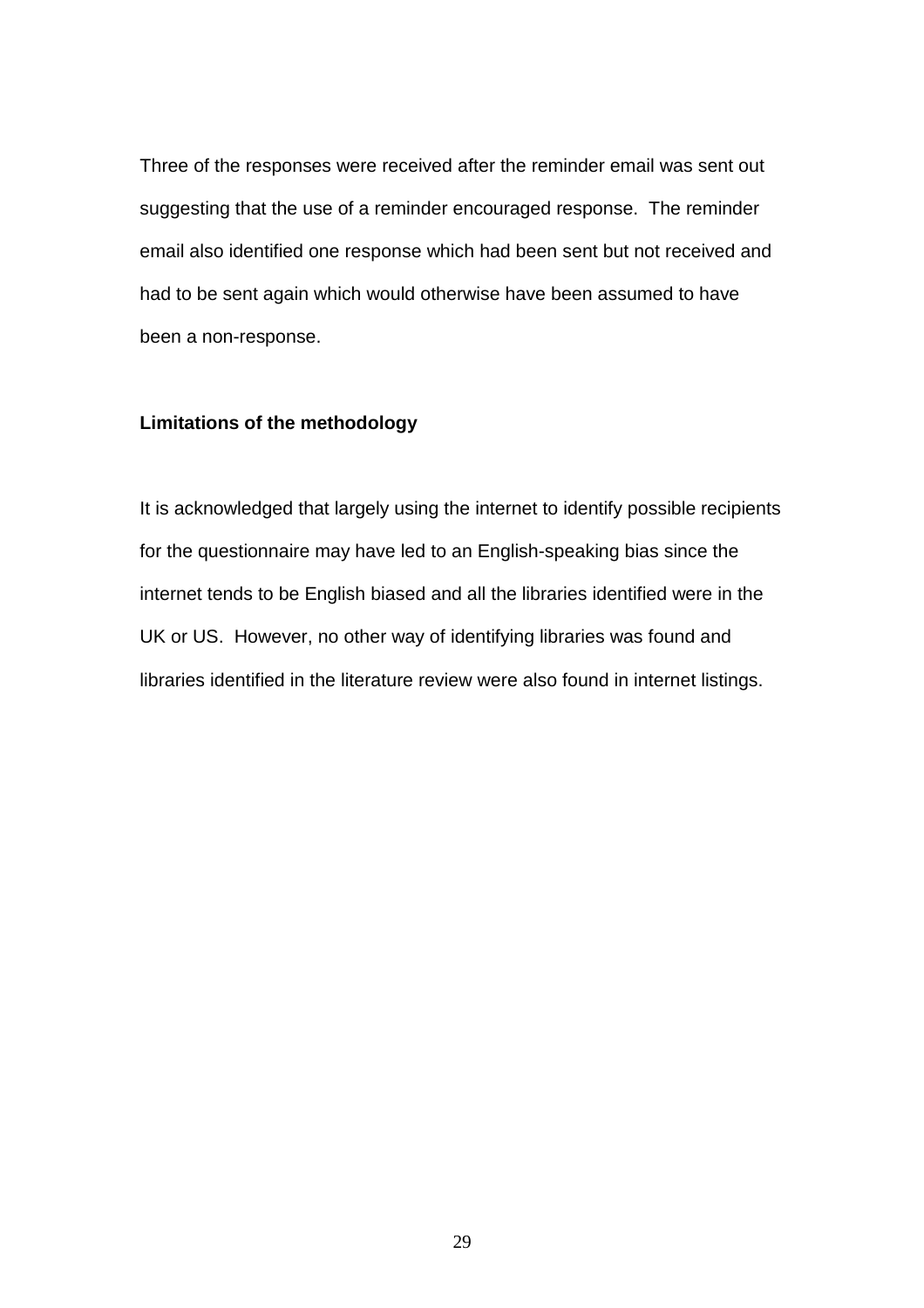Three of the responses were received after the reminder email was sent out suggesting that the use of a reminder encouraged response. The reminder email also identified one response which had been sent but not received and had to be sent again which would otherwise have been assumed to have been a non-response.

**Limitations of the methodology**

It is acknowledged that largely using the internet to identify possible recipients for the questionnaire may have led to an English-speaking bias since the internet tends to be English biased and all the libraries identified were in the UK or US. However, no other way of identifying libraries was found and libraries identified in the literature review were also found in internet listings.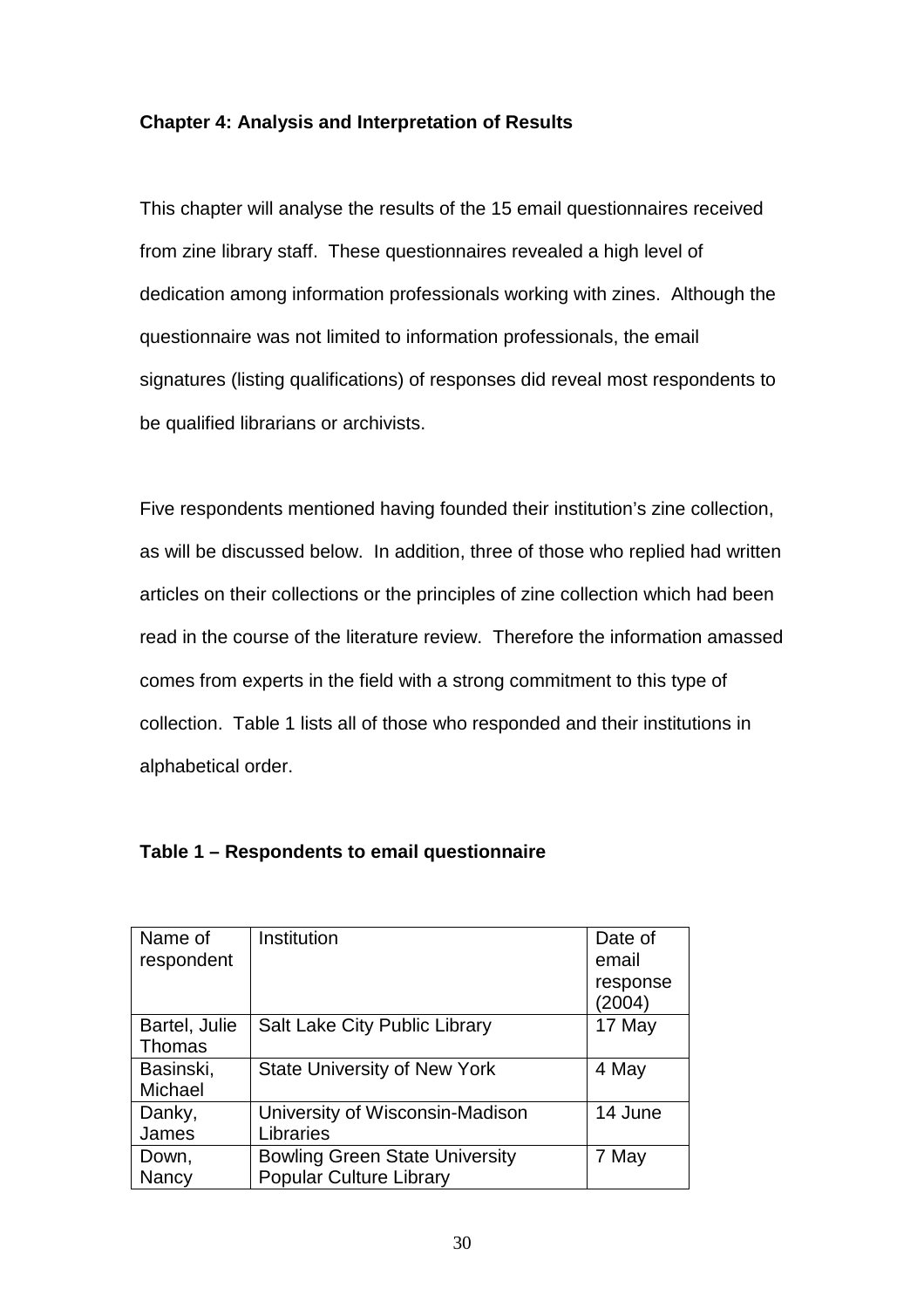**Chapter 4: Analysis and Interpretation of Results**

This chapter will analyse the results of the 15 email questionnaires received from zine library staff. These questionnaires revealed a high level of dedication among information professionals working with zines. Although the questionnaire was not limited to information professionals, the email signatures (listing qualifications) of responses did reveal most respondents to be qualified librarians or archivists.

Five respondents mentioned having founded their institution's zine collection, as will be discussed below. In addition, three of those who replied had written articles on their collections or the principles of zine collection which had been read in the course of the literature review. Therefore the information amassed comes from experts in the field with a strong commitment to this type of collection. Table 1 lists all of those who responded and their institutions in alphabetical order.

**Table 1 – Respondents to email questionnaire**

| Name of respondent | Institution | Date of email response (2004) |
|---|---|---|
| Bartel, Julie Thomas | Salt Lake City Public Library | 17 May |
| Basinski, Michael | State University of New York | 4 May |
| Danky, James | University of Wisconsin-Madison Libraries | 14 June |
| Down, Nancy | Bowling Green State University Popular Culture Library | 7 May |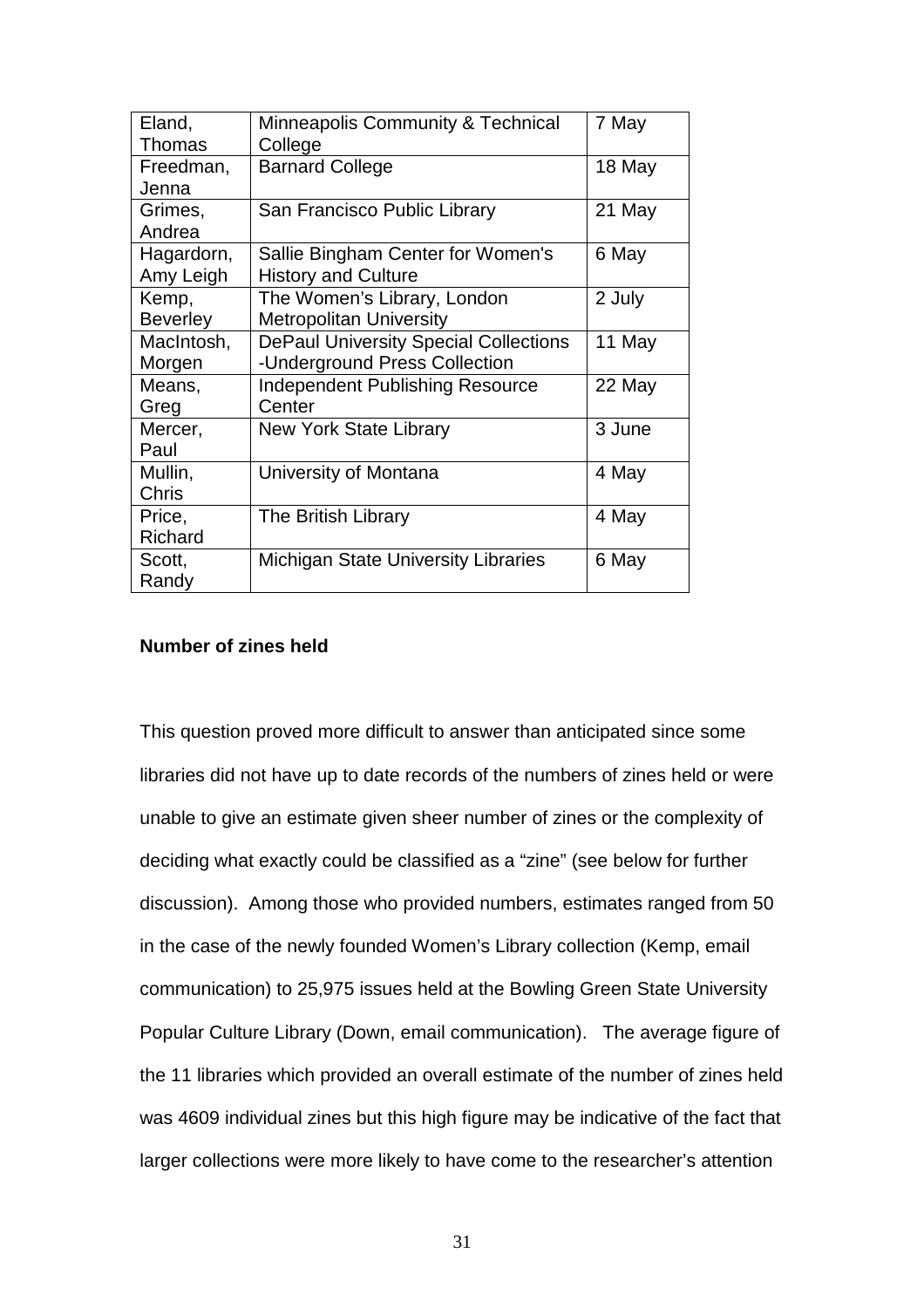| Eland, Thomas | Minneapolis Community & Technical College | 7 May |
|---|---|---|
| Freedman, Jenna | Barnard College | 18 May |
| Grimes, Andrea | San Francisco Public Library | 21 May |
| Hagardorn, Amy Leigh | Sallie Bingham Center for Women's History and Culture | 6 May |
| Kemp, Beverley | The Women's Library, London Metropolitan University | 2 July |
| MacIntosh, Morgen | DePaul University Special Collections -Underground Press Collection | 11 May |
| Means, Greg | Independent Publishing Resource Center | 22 May |
| Mercer, Paul | New York State Library | 3 June |
| Mullin, Chris | University of Montana | 4 May |
| Price, Richard | The British Library | 4 May |
| Scott, Randy | Michigan State University Libraries | 6 May |

**Number of zines held**

This question proved more difficult to answer than anticipated since some libraries did not have up to date records of the numbers of zines held or were unable to give an estimate given sheer number of zines or the complexity of deciding what exactly could be classified as a "zine" (see below for further discussion). Among those who provided numbers, estimates ranged from 50 in the case of the newly founded Women's Library collection (Kemp, email communication) to 25,975 issues held at the Bowling Green State University Popular Culture Library (Down, email communication). The average figure of the 11 libraries which provided an overall estimate of the number of zines held was 4609 individual zines but this high figure may be indicative of the fact that larger collections were more likely to have come to the researcher's attention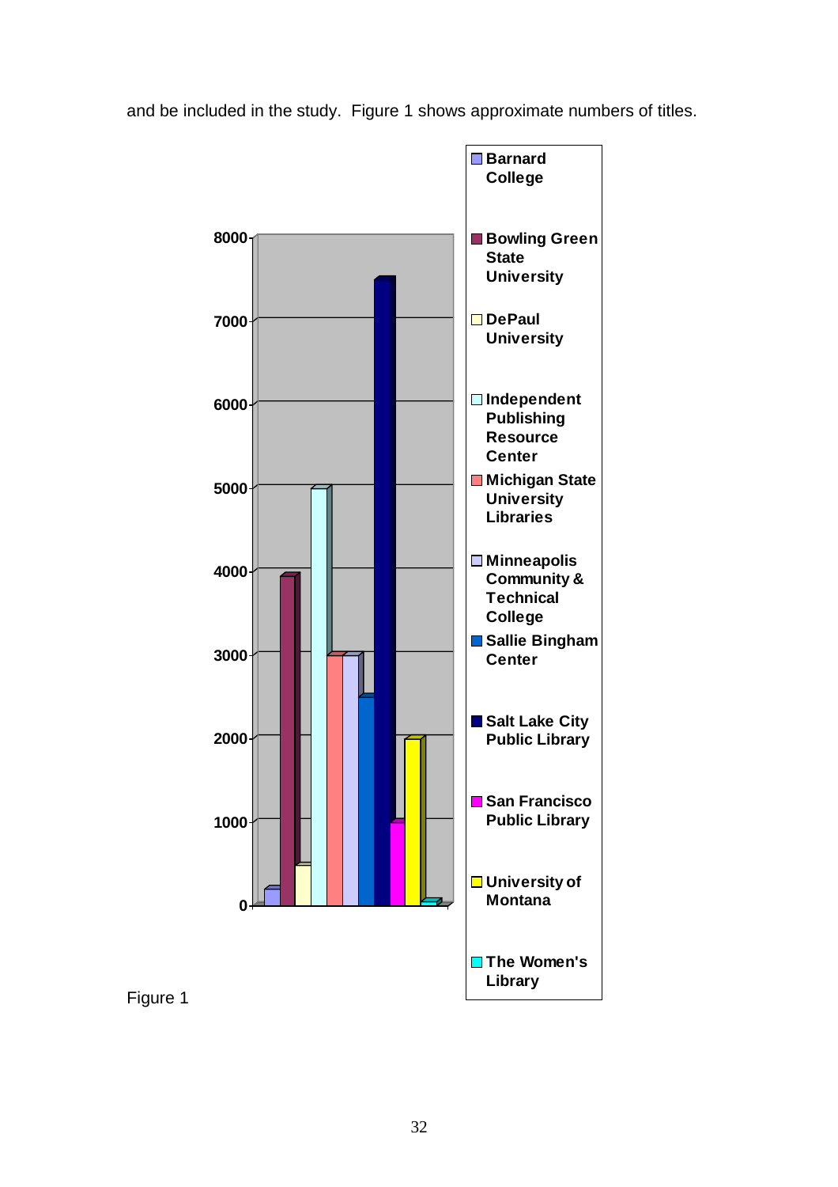and be included in the study. Figure 1 shows approximate numbers of titles.

| Library | Approximate number of titles |
|---|---|
| Barnard College | 200 |
| Bowling Green State University | 3950 |
| DePaul University | 500 |
| Independent Publishing Resource Center | 5000 |
| Michigan State University Libraries | 3000 |
| Minneapolis Community & Technical College | 3000 |
| Sallie Bingham Center | 2500 |
| Salt Lake City Public Library | 7500 |
| San Francisco Public Library | 1000 |
| University of Montana | 2000 |
| The Women's Library | 50 |

Figure 1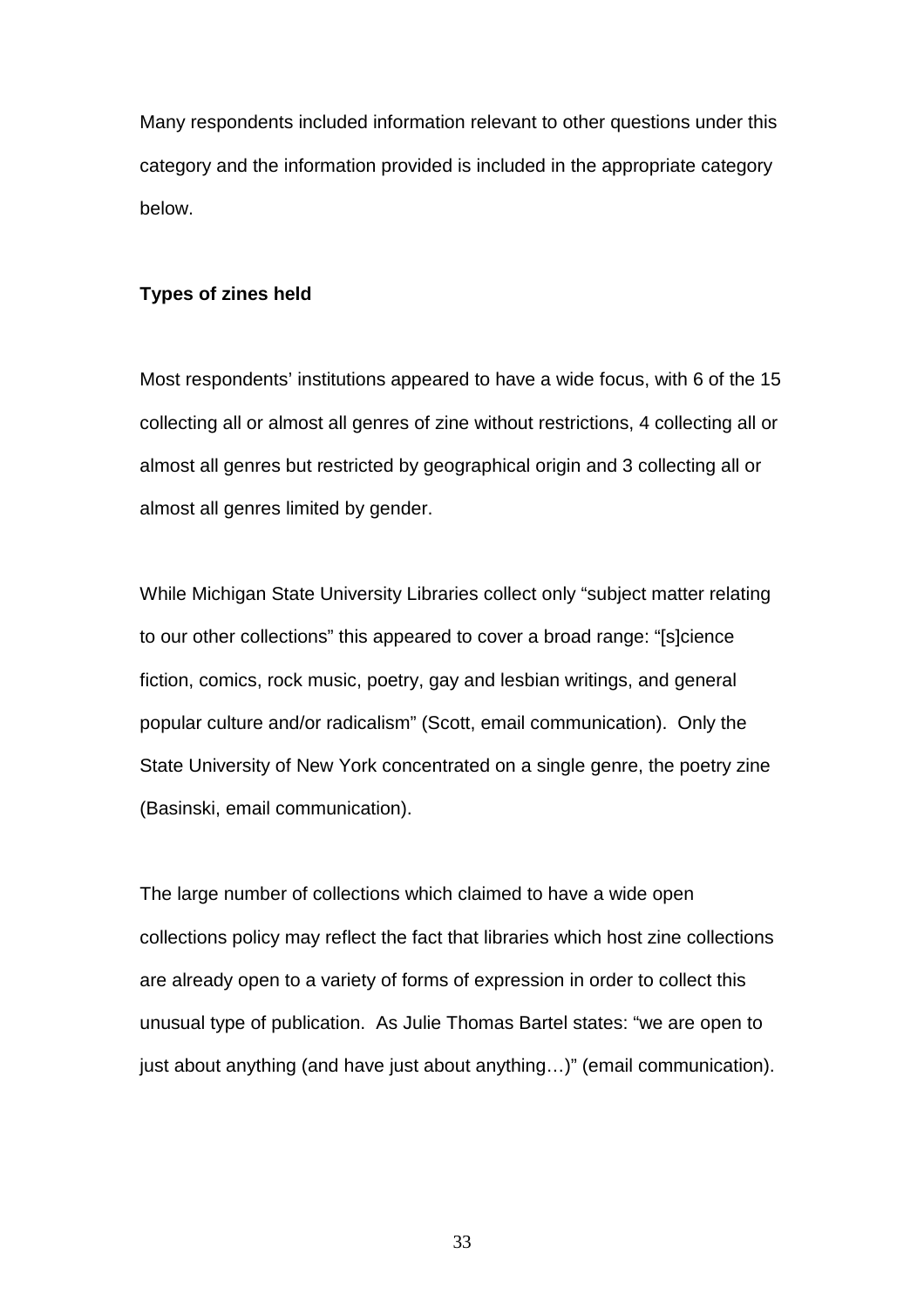Many respondents included information relevant to other questions under this category and the information provided is included in the appropriate category below.

**Types of zines held**

Most respondents' institutions appeared to have a wide focus, with 6 of the 15 collecting all or almost all genres of zine without restrictions, 4 collecting all or almost all genres but restricted by geographical origin and 3 collecting all or almost all genres limited by gender.

While Michigan State University Libraries collect only "subject matter relating to our other collections" this appeared to cover a broad range: "[s]cience fiction, comics, rock music, poetry, gay and lesbian writings, and general popular culture and/or radicalism" (Scott, email communication). Only the State University of New York concentrated on a single genre, the poetry zine (Basinski, email communication).

The large number of collections which claimed to have a wide open collections policy may reflect the fact that libraries which host zine collections are already open to a variety of forms of expression in order to collect this unusual type of publication. As Julie Thomas Bartel states: "we are open to just about anything (and have just about anything…)" (email communication).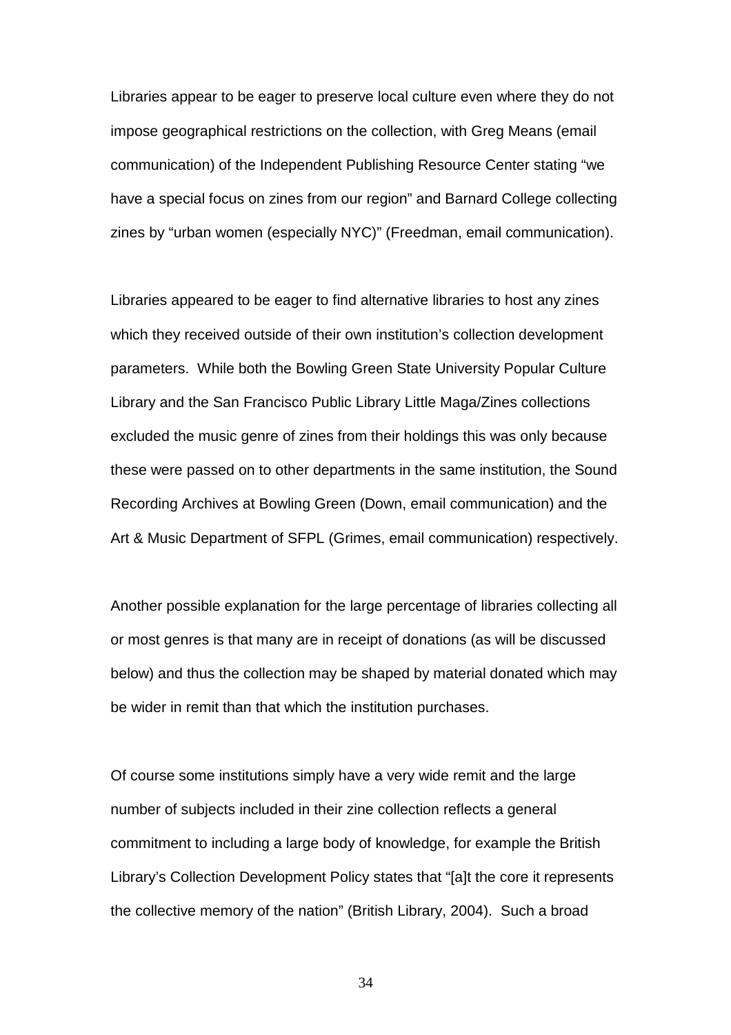Libraries appear to be eager to preserve local culture even where they do not impose geographical restrictions on the collection, with Greg Means (email communication) of the Independent Publishing Resource Center stating "we have a special focus on zines from our region" and Barnard College collecting zines by "urban women (especially NYC)" (Freedman, email communication).

Libraries appeared to be eager to find alternative libraries to host any zines which they received outside of their own institution's collection development parameters. While both the Bowling Green State University Popular Culture Library and the San Francisco Public Library Little Maga/Zines collections excluded the music genre of zines from their holdings this was only because these were passed on to other departments in the same institution, the Sound Recording Archives at Bowling Green (Down, email communication) and the Art & Music Department of SFPL (Grimes, email communication) respectively.

Another possible explanation for the large percentage of libraries collecting all or most genres is that many are in receipt of donations (as will be discussed below) and thus the collection may be shaped by material donated which may be wider in remit than that which the institution purchases.

Of course some institutions simply have a very wide remit and the large number of subjects included in their zine collection reflects a general commitment to including a large body of knowledge, for example the British Library's Collection Development Policy states that "[a]t the core it represents the collective memory of the nation" (British Library, 2004). Such a broad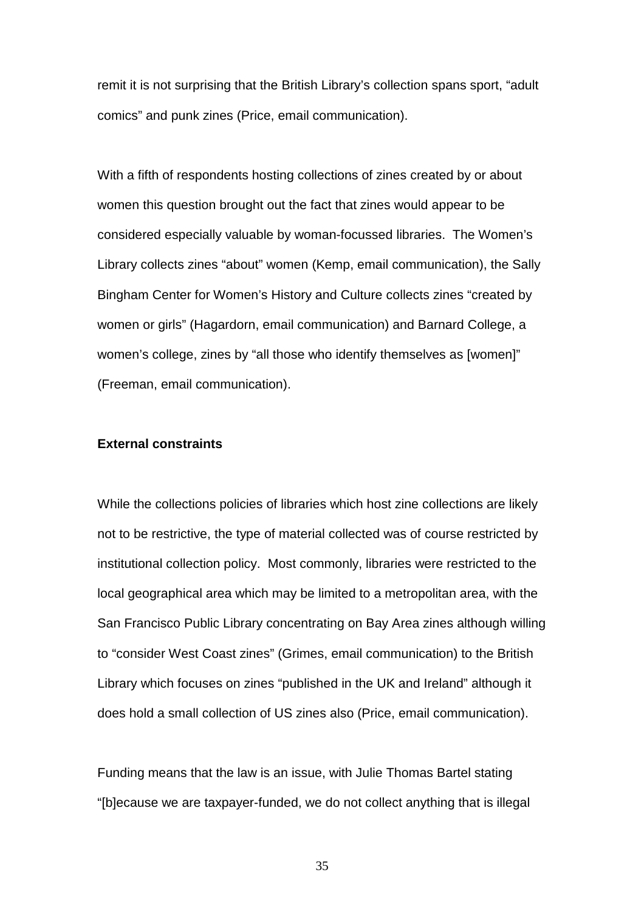remit it is not surprising that the British Library's collection spans sport, "adult comics" and punk zines (Price, email communication).

With a fifth of respondents hosting collections of zines created by or about women this question brought out the fact that zines would appear to be considered especially valuable by woman-focussed libraries. The Women's Library collects zines "about" women (Kemp, email communication), the Sally Bingham Center for Women's History and Culture collects zines "created by women or girls" (Hagardorn, email communication) and Barnard College, a women's college, zines by "all those who identify themselves as [women]" (Freeman, email communication).

### External constraints

While the collections policies of libraries which host zine collections are likely not to be restrictive, the type of material collected was of course restricted by institutional collection policy. Most commonly, libraries were restricted to the local geographical area which may be limited to a metropolitan area, with the San Francisco Public Library concentrating on Bay Area zines although willing to "consider West Coast zines" (Grimes, email communication) to the British Library which focuses on zines "published in the UK and Ireland" although it does hold a small collection of US zines also (Price, email communication).

Funding means that the law is an issue, with Julie Thomas Bartel stating "[b]ecause we are taxpayer-funded, we do not collect anything that is illegal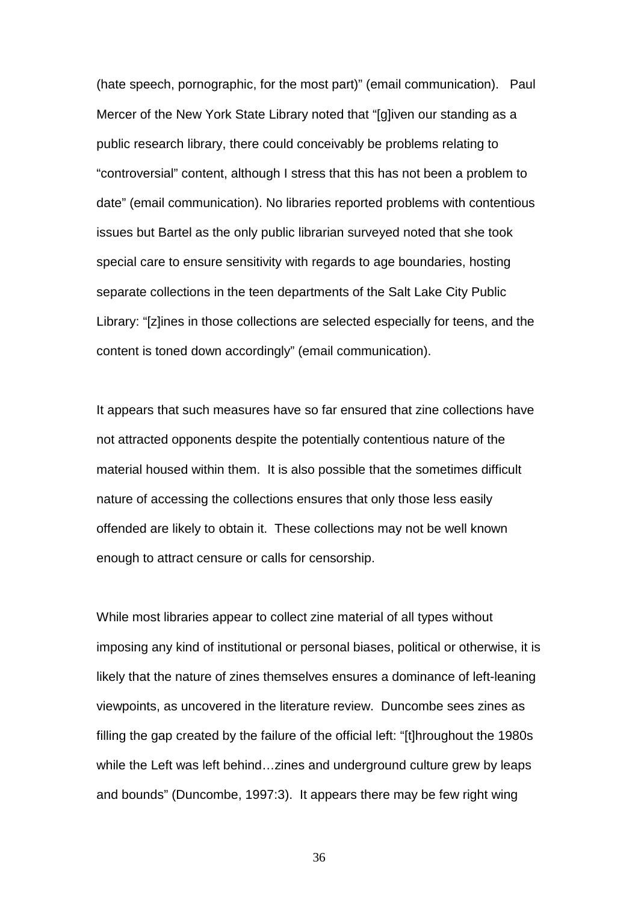(hate speech, pornographic, for the most part)" (email communication). Paul Mercer of the New York State Library noted that "[g]iven our standing as a public research library, there could conceivably be problems relating to "controversial" content, although I stress that this has not been a problem to date" (email communication). No libraries reported problems with contentious issues but Bartel as the only public librarian surveyed noted that she took special care to ensure sensitivity with regards to age boundaries, hosting separate collections in the teen departments of the Salt Lake City Public Library: "[z]ines in those collections are selected especially for teens, and the content is toned down accordingly" (email communication).

It appears that such measures have so far ensured that zine collections have not attracted opponents despite the potentially contentious nature of the material housed within them. It is also possible that the sometimes difficult nature of accessing the collections ensures that only those less easily offended are likely to obtain it. These collections may not be well known enough to attract censure or calls for censorship.

While most libraries appear to collect zine material of all types without imposing any kind of institutional or personal biases, political or otherwise, it is likely that the nature of zines themselves ensures a dominance of left-leaning viewpoints, as uncovered in the literature review. Duncombe sees zines as filling the gap created by the failure of the official left: "[t]hroughout the 1980s while the Left was left behind…zines and underground culture grew by leaps and bounds" (Duncombe, 1997:3). It appears there may be few right wing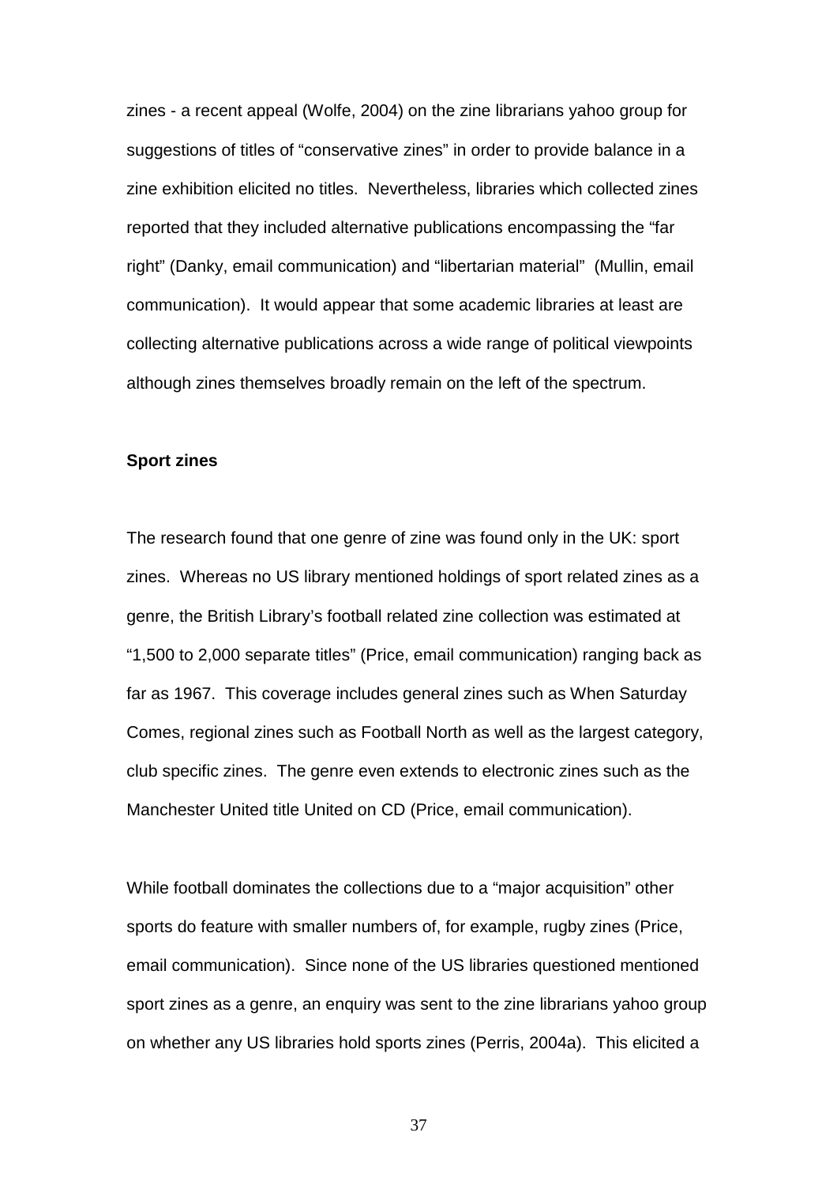zines - a recent appeal (Wolfe, 2004) on the zine librarians yahoo group for suggestions of titles of "conservative zines" in order to provide balance in a zine exhibition elicited no titles. Nevertheless, libraries which collected zines reported that they included alternative publications encompassing the "far right" (Danky, email communication) and "libertarian material" (Mullin, email communication). It would appear that some academic libraries at least are collecting alternative publications across a wide range of political viewpoints although zines themselves broadly remain on the left of the spectrum.

**Sport zines**

The research found that one genre of zine was found only in the UK: sport zines. Whereas no US library mentioned holdings of sport related zines as a genre, the British Library's football related zine collection was estimated at "1,500 to 2,000 separate titles" (Price, email communication) ranging back as far as 1967. This coverage includes general zines such as When Saturday Comes, regional zines such as Football North as well as the largest category, club specific zines. The genre even extends to electronic zines such as the Manchester United title United on CD (Price, email communication).

While football dominates the collections due to a "major acquisition" other sports do feature with smaller numbers of, for example, rugby zines (Price, email communication). Since none of the US libraries questioned mentioned sport zines as a genre, an enquiry was sent to the zine librarians yahoo group on whether any US libraries hold sports zines (Perris, 2004a). This elicited a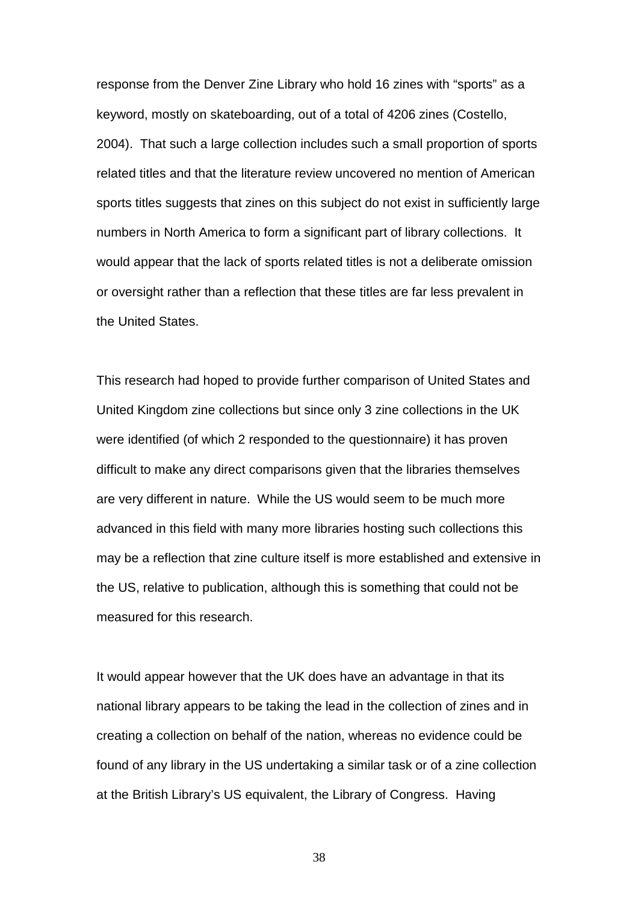response from the Denver Zine Library who hold 16 zines with "sports" as a keyword, mostly on skateboarding, out of a total of 4206 zines (Costello, 2004). That such a large collection includes such a small proportion of sports related titles and that the literature review uncovered no mention of American sports titles suggests that zines on this subject do not exist in sufficiently large numbers in North America to form a significant part of library collections. It would appear that the lack of sports related titles is not a deliberate omission or oversight rather than a reflection that these titles are far less prevalent in the United States.

This research had hoped to provide further comparison of United States and United Kingdom zine collections but since only 3 zine collections in the UK were identified (of which 2 responded to the questionnaire) it has proven difficult to make any direct comparisons given that the libraries themselves are very different in nature. While the US would seem to be much more advanced in this field with many more libraries hosting such collections this may be a reflection that zine culture itself is more established and extensive in the US, relative to publication, although this is something that could not be measured for this research.

It would appear however that the UK does have an advantage in that its national library appears to be taking the lead in the collection of zines and in creating a collection on behalf of the nation, whereas no evidence could be found of any library in the US undertaking a similar task or of a zine collection at the British Library's US equivalent, the Library of Congress. Having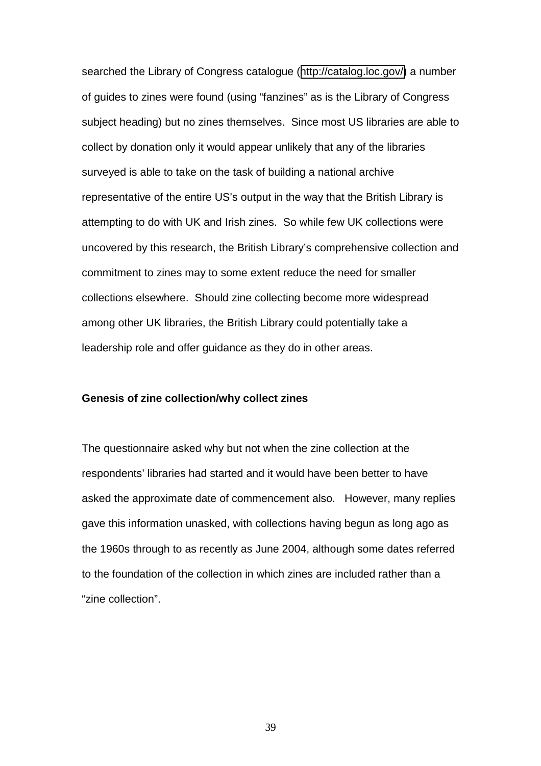searched the Library of Congress catalogue (http://catalog.loc.gov/) a number of guides to zines were found (using "fanzines" as is the Library of Congress subject heading) but no zines themselves. Since most US libraries are able to collect by donation only it would appear unlikely that any of the libraries surveyed is able to take on the task of building a national archive representative of the entire US's output in the way that the British Library is attempting to do with UK and Irish zines. So while few UK collections were uncovered by this research, the British Library's comprehensive collection and commitment to zines may to some extent reduce the need for smaller collections elsewhere. Should zine collecting become more widespread among other UK libraries, the British Library could potentially take a leadership role and offer guidance as they do in other areas.

**Genesis of zine collection/why collect zines**

The questionnaire asked why but not when the zine collection at the respondents' libraries had started and it would have been better to have asked the approximate date of commencement also. However, many replies gave this information unasked, with collections having begun as long ago as the 1960s through to as recently as June 2004, although some dates referred to the foundation of the collection in which zines are included rather than a "zine collection".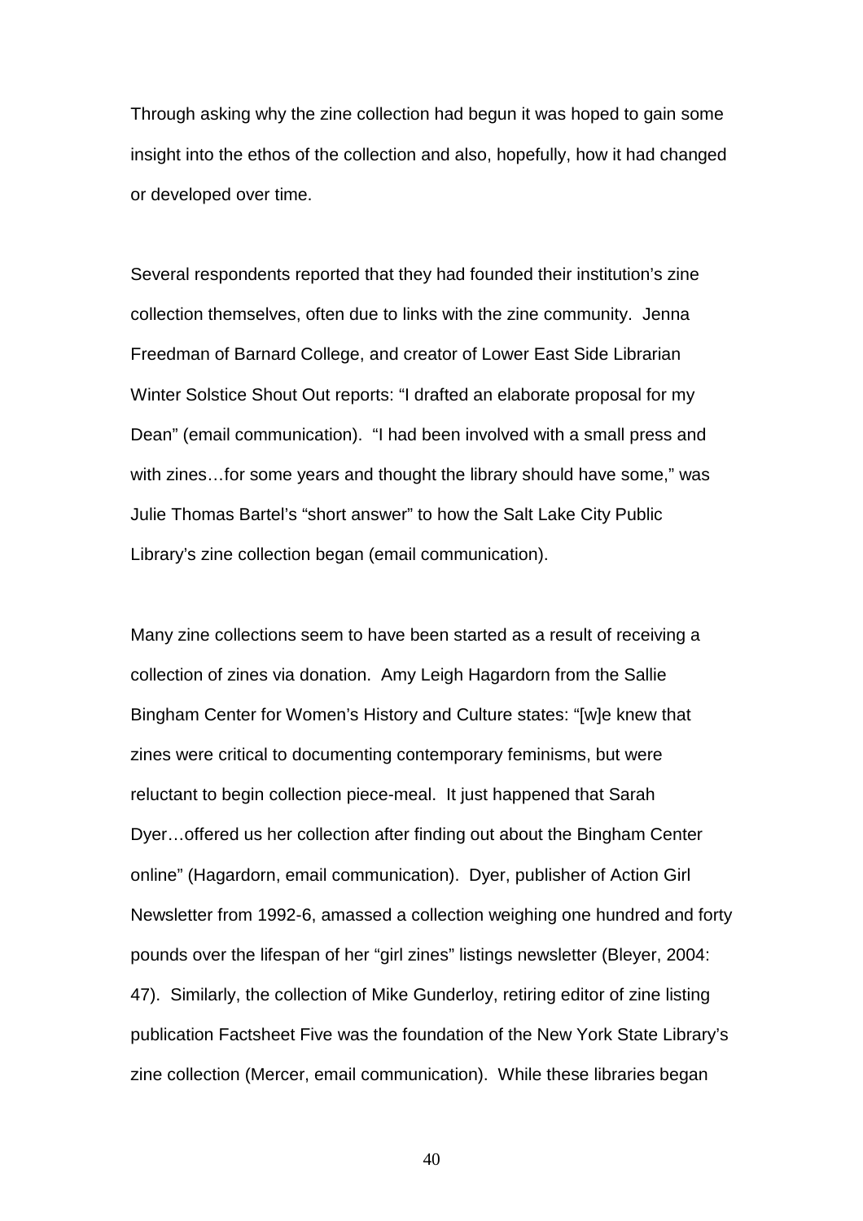Through asking why the zine collection had begun it was hoped to gain some insight into the ethos of the collection and also, hopefully, how it had changed or developed over time.

Several respondents reported that they had founded their institution's zine collection themselves, often due to links with the zine community. Jenna Freedman of Barnard College, and creator of Lower East Side Librarian Winter Solstice Shout Out reports: "I drafted an elaborate proposal for my Dean" (email communication). "I had been involved with a small press and with zines…for some years and thought the library should have some," was Julie Thomas Bartel's "short answer" to how the Salt Lake City Public Library's zine collection began (email communication).

Many zine collections seem to have been started as a result of receiving a collection of zines via donation. Amy Leigh Hagardorn from the Sallie Bingham Center for Women's History and Culture states: "[w]e knew that zines were critical to documenting contemporary feminisms, but were reluctant to begin collection piece-meal. It just happened that Sarah Dyer…offered us her collection after finding out about the Bingham Center online" (Hagardorn, email communication). Dyer, publisher of Action Girl Newsletter from 1992-6, amassed a collection weighing one hundred and forty pounds over the lifespan of her "girl zines" listings newsletter (Bleyer, 2004: 47). Similarly, the collection of Mike Gunderloy, retiring editor of zine listing publication Factsheet Five was the foundation of the New York State Library's zine collection (Mercer, email communication). While these libraries began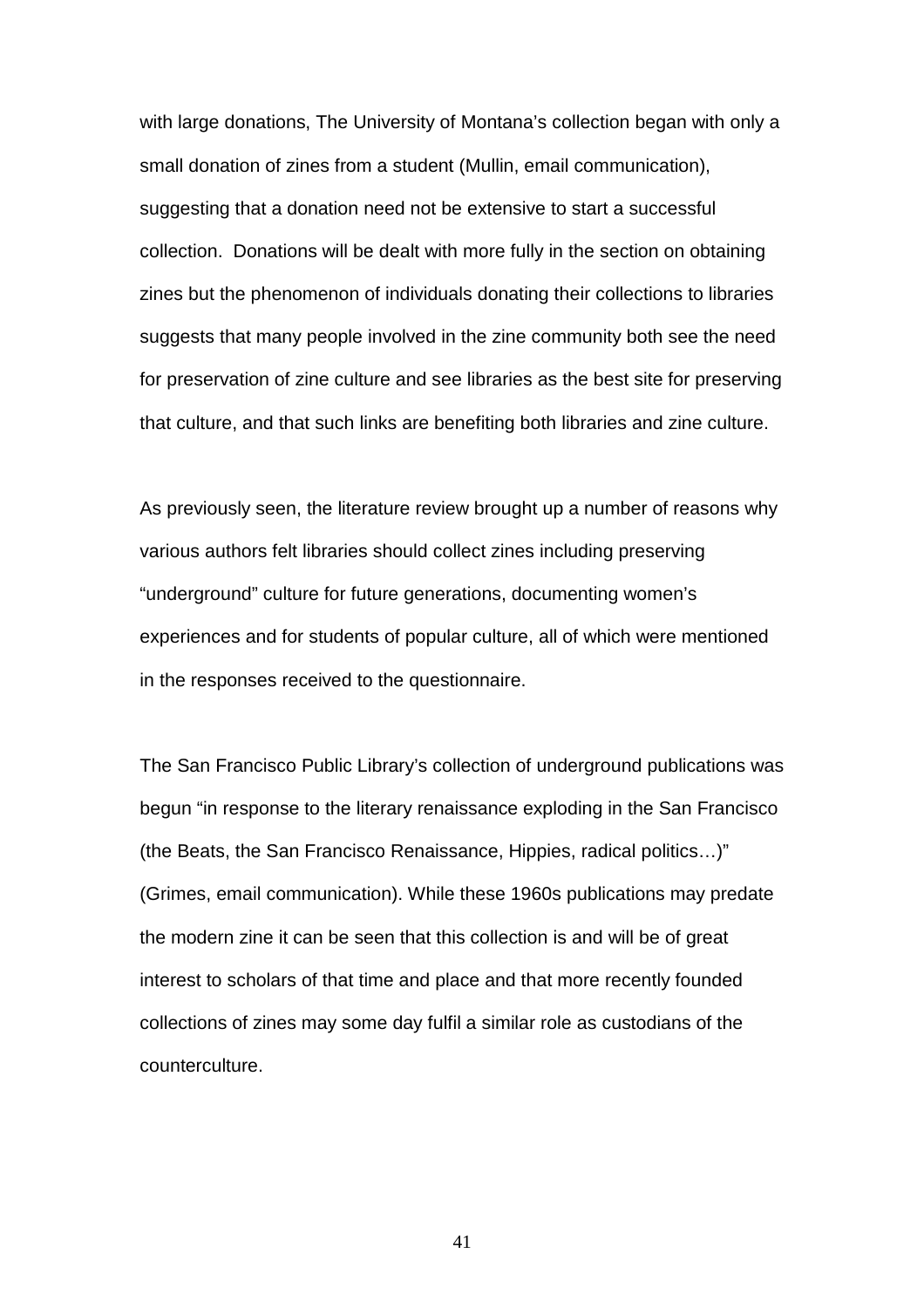with large donations, The University of Montana's collection began with only a small donation of zines from a student (Mullin, email communication), suggesting that a donation need not be extensive to start a successful collection. Donations will be dealt with more fully in the section on obtaining zines but the phenomenon of individuals donating their collections to libraries suggests that many people involved in the zine community both see the need for preservation of zine culture and see libraries as the best site for preserving that culture, and that such links are benefiting both libraries and zine culture.

As previously seen, the literature review brought up a number of reasons why various authors felt libraries should collect zines including preserving "underground" culture for future generations, documenting women's experiences and for students of popular culture, all of which were mentioned in the responses received to the questionnaire.

The San Francisco Public Library's collection of underground publications was begun "in response to the literary renaissance exploding in the San Francisco (the Beats, the San Francisco Renaissance, Hippies, radical politics…)" (Grimes, email communication). While these 1960s publications may predate the modern zine it can be seen that this collection is and will be of great interest to scholars of that time and place and that more recently founded collections of zines may some day fulfil a similar role as custodians of the counterculture.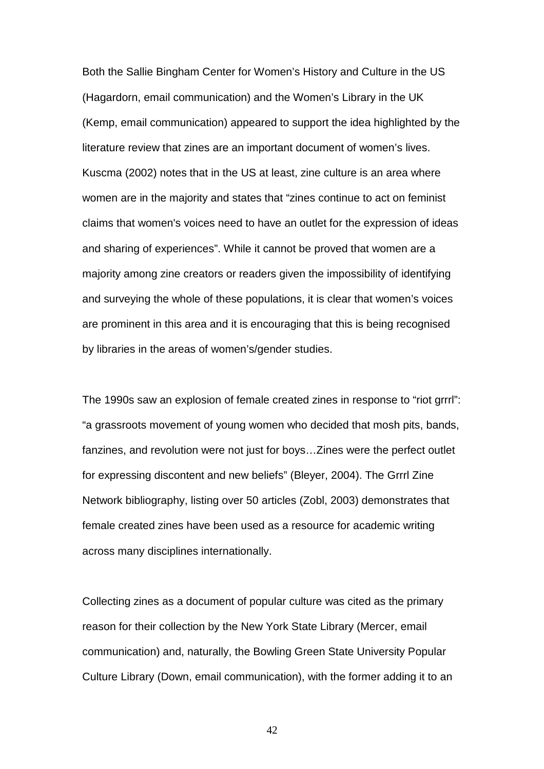Both the Sallie Bingham Center for Women's History and Culture in the US (Hagardorn, email communication) and the Women's Library in the UK (Kemp, email communication) appeared to support the idea highlighted by the literature review that zines are an important document of women's lives. Kuscma (2002) notes that in the US at least, zine culture is an area where women are in the majority and states that "zines continue to act on feminist claims that women's voices need to have an outlet for the expression of ideas and sharing of experiences". While it cannot be proved that women are a majority among zine creators or readers given the impossibility of identifying and surveying the whole of these populations, it is clear that women's voices are prominent in this area and it is encouraging that this is being recognised by libraries in the areas of women's/gender studies.

The 1990s saw an explosion of female created zines in response to "riot grrrl": "a grassroots movement of young women who decided that mosh pits, bands, fanzines, and revolution were not just for boys…Zines were the perfect outlet for expressing discontent and new beliefs" (Bleyer, 2004). The Grrrl Zine Network bibliography, listing over 50 articles (Zobl, 2003) demonstrates that female created zines have been used as a resource for academic writing across many disciplines internationally.

Collecting zines as a document of popular culture was cited as the primary reason for their collection by the New York State Library (Mercer, email communication) and, naturally, the Bowling Green State University Popular Culture Library (Down, email communication), with the former adding it to an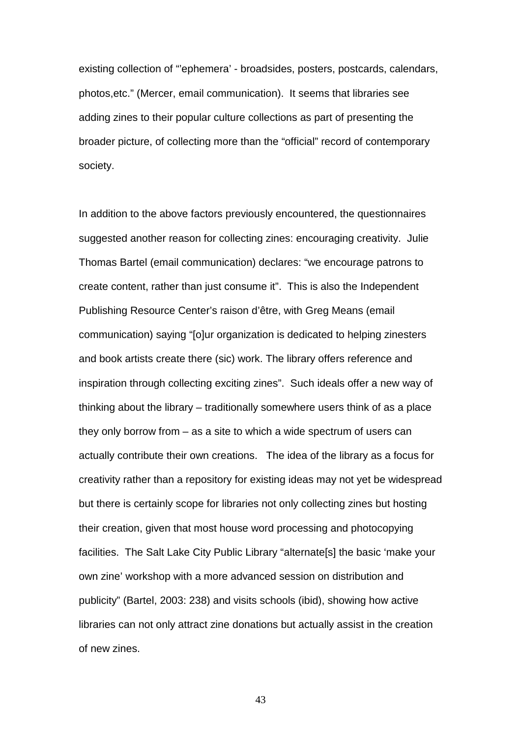existing collection of "'ephemera' - broadsides, posters, postcards, calendars, photos,etc." (Mercer, email communication). It seems that libraries see adding zines to their popular culture collections as part of presenting the broader picture, of collecting more than the "official" record of contemporary society.

In addition to the above factors previously encountered, the questionnaires suggested another reason for collecting zines: encouraging creativity. Julie Thomas Bartel (email communication) declares: "we encourage patrons to create content, rather than just consume it". This is also the Independent Publishing Resource Center's raison d'être, with Greg Means (email communication) saying "[o]ur organization is dedicated to helping zinesters and book artists create there (sic) work. The library offers reference and inspiration through collecting exciting zines". Such ideals offer a new way of thinking about the library – traditionally somewhere users think of as a place they only borrow from – as a site to which a wide spectrum of users can actually contribute their own creations. The idea of the library as a focus for creativity rather than a repository for existing ideas may not yet be widespread but there is certainly scope for libraries not only collecting zines but hosting their creation, given that most house word processing and photocopying facilities. The Salt Lake City Public Library "alternate[s] the basic 'make your own zine' workshop with a more advanced session on distribution and publicity" (Bartel, 2003: 238) and visits schools (ibid), showing how active libraries can not only attract zine donations but actually assist in the creation of new zines.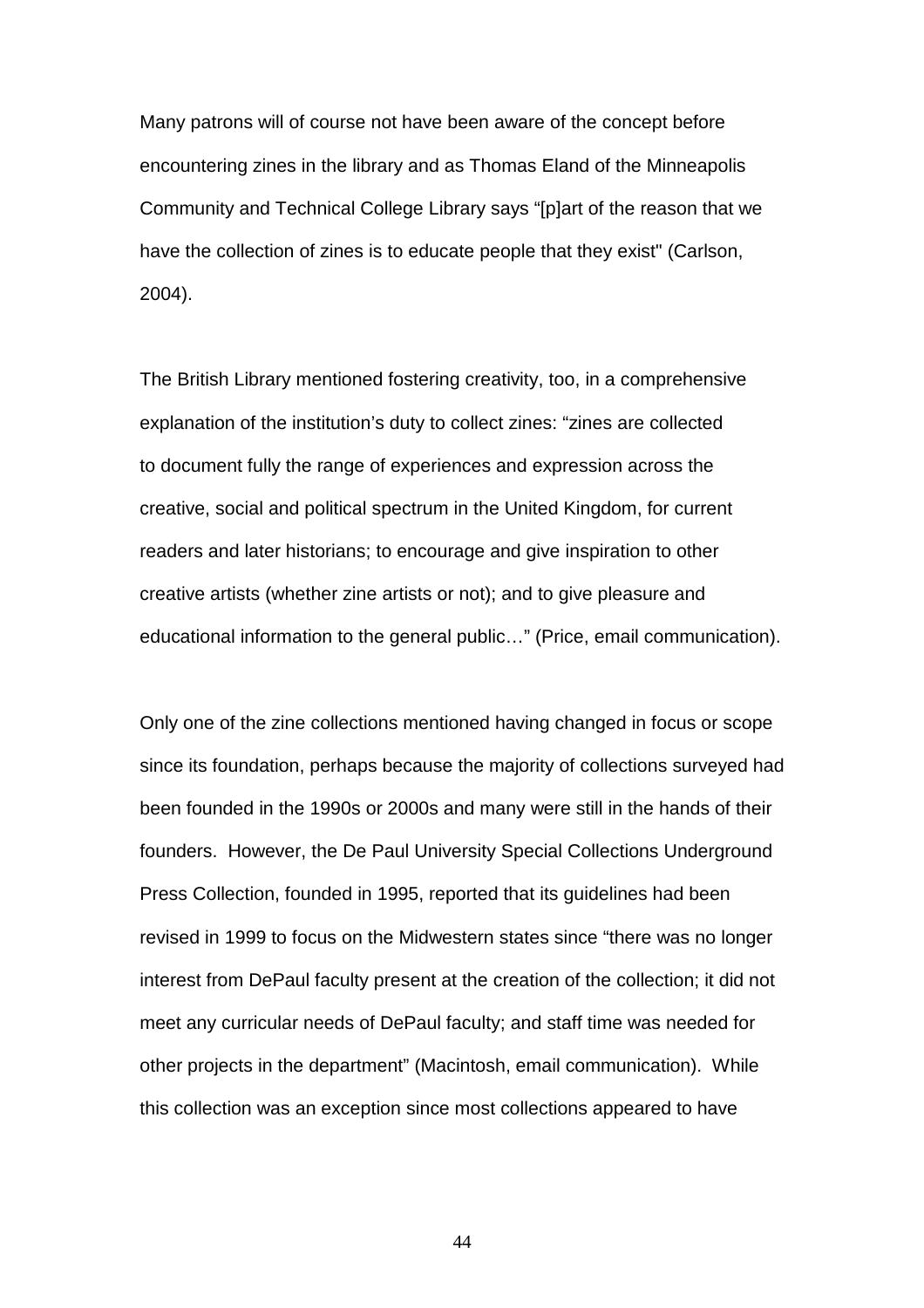Many patrons will of course not have been aware of the concept before encountering zines in the library and as Thomas Eland of the Minneapolis Community and Technical College Library says "[p]art of the reason that we have the collection of zines is to educate people that they exist" (Carlson, 2004).

The British Library mentioned fostering creativity, too, in a comprehensive explanation of the institution's duty to collect zines: "zines are collected to document fully the range of experiences and expression across the creative, social and political spectrum in the United Kingdom, for current readers and later historians; to encourage and give inspiration to other creative artists (whether zine artists or not); and to give pleasure and educational information to the general public…" (Price, email communication).

Only one of the zine collections mentioned having changed in focus or scope since its foundation, perhaps because the majority of collections surveyed had been founded in the 1990s or 2000s and many were still in the hands of their founders. However, the De Paul University Special Collections Underground Press Collection, founded in 1995, reported that its guidelines had been revised in 1999 to focus on the Midwestern states since "there was no longer interest from DePaul faculty present at the creation of the collection; it did not meet any curricular needs of DePaul faculty; and staff time was needed for other projects in the department" (Macintosh, email communication). While this collection was an exception since most collections appeared to have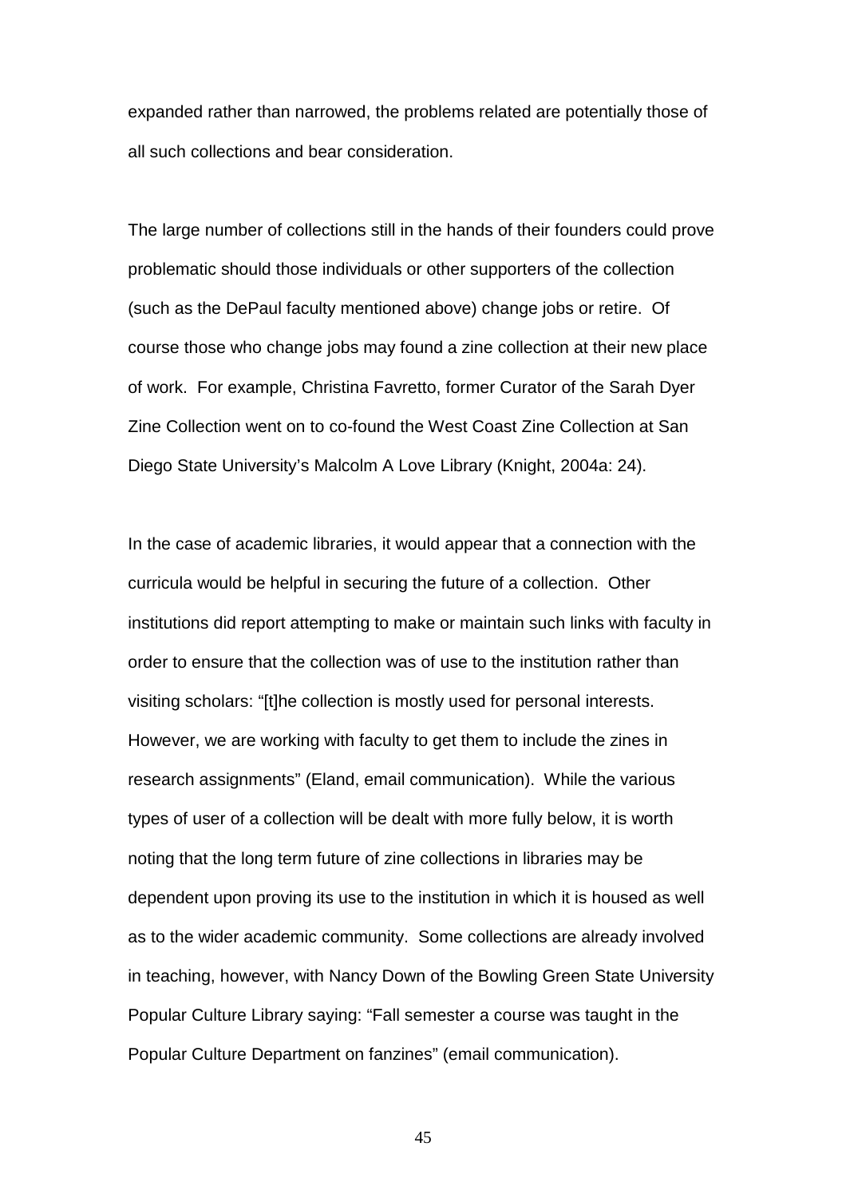expanded rather than narrowed, the problems related are potentially those of all such collections and bear consideration.

The large number of collections still in the hands of their founders could prove problematic should those individuals or other supporters of the collection (such as the DePaul faculty mentioned above) change jobs or retire. Of course those who change jobs may found a zine collection at their new place of work. For example, Christina Favretto, former Curator of the Sarah Dyer Zine Collection went on to co-found the West Coast Zine Collection at San Diego State University's Malcolm A Love Library (Knight, 2004a: 24).

In the case of academic libraries, it would appear that a connection with the curricula would be helpful in securing the future of a collection. Other institutions did report attempting to make or maintain such links with faculty in order to ensure that the collection was of use to the institution rather than visiting scholars: "[t]he collection is mostly used for personal interests. However, we are working with faculty to get them to include the zines in research assignments" (Eland, email communication). While the various types of user of a collection will be dealt with more fully below, it is worth noting that the long term future of zine collections in libraries may be dependent upon proving its use to the institution in which it is housed as well as to the wider academic community. Some collections are already involved in teaching, however, with Nancy Down of the Bowling Green State University Popular Culture Library saying: "Fall semester a course was taught in the Popular Culture Department on fanzines" (email communication).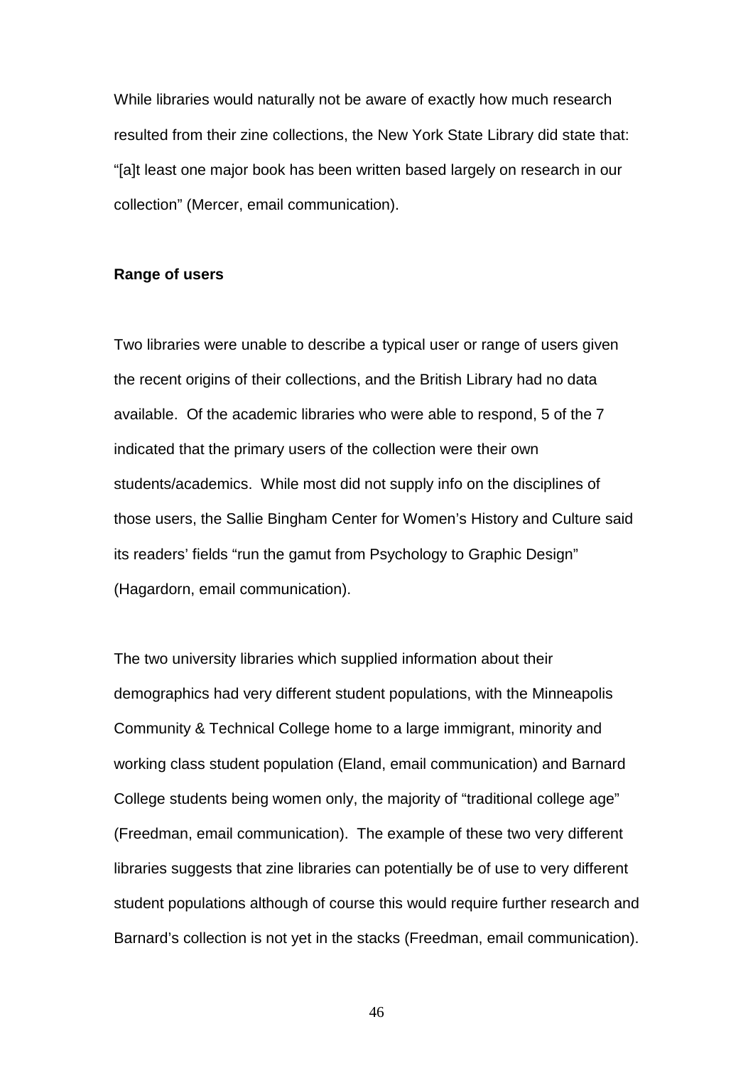While libraries would naturally not be aware of exactly how much research resulted from their zine collections, the New York State Library did state that: "[a]t least one major book has been written based largely on research in our collection" (Mercer, email communication).

**Range of users**

Two libraries were unable to describe a typical user or range of users given the recent origins of their collections, and the British Library had no data available. Of the academic libraries who were able to respond, 5 of the 7 indicated that the primary users of the collection were their own students/academics. While most did not supply info on the disciplines of those users, the Sallie Bingham Center for Women's History and Culture said its readers' fields "run the gamut from Psychology to Graphic Design" (Hagardorn, email communication).

The two university libraries which supplied information about their demographics had very different student populations, with the Minneapolis Community & Technical College home to a large immigrant, minority and working class student population (Eland, email communication) and Barnard College students being women only, the majority of "traditional college age" (Freedman, email communication). The example of these two very different libraries suggests that zine libraries can potentially be of use to very different student populations although of course this would require further research and Barnard's collection is not yet in the stacks (Freedman, email communication).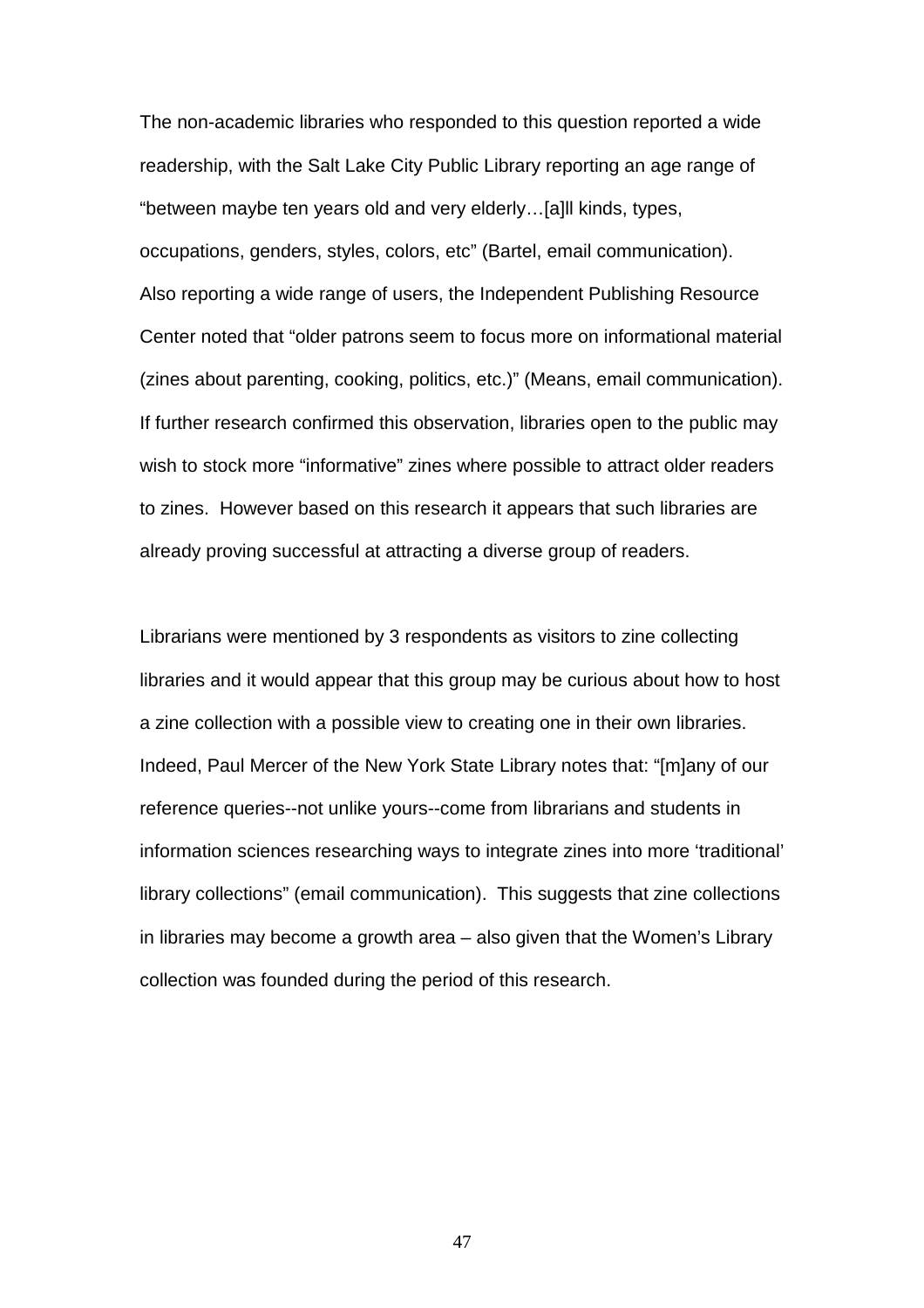The non-academic libraries who responded to this question reported a wide readership, with the Salt Lake City Public Library reporting an age range of "between maybe ten years old and very elderly…[a]ll kinds, types, occupations, genders, styles, colors, etc" (Bartel, email communication). Also reporting a wide range of users, the Independent Publishing Resource Center noted that "older patrons seem to focus more on informational material (zines about parenting, cooking, politics, etc.)" (Means, email communication). If further research confirmed this observation, libraries open to the public may wish to stock more "informative" zines where possible to attract older readers to zines. However based on this research it appears that such libraries are already proving successful at attracting a diverse group of readers.

Librarians were mentioned by 3 respondents as visitors to zine collecting libraries and it would appear that this group may be curious about how to host a zine collection with a possible view to creating one in their own libraries. Indeed, Paul Mercer of the New York State Library notes that: "[m]any of our reference queries--not unlike yours--come from librarians and students in information sciences researching ways to integrate zines into more 'traditional' library collections" (email communication). This suggests that zine collections in libraries may become a growth area – also given that the Women's Library collection was founded during the period of this research.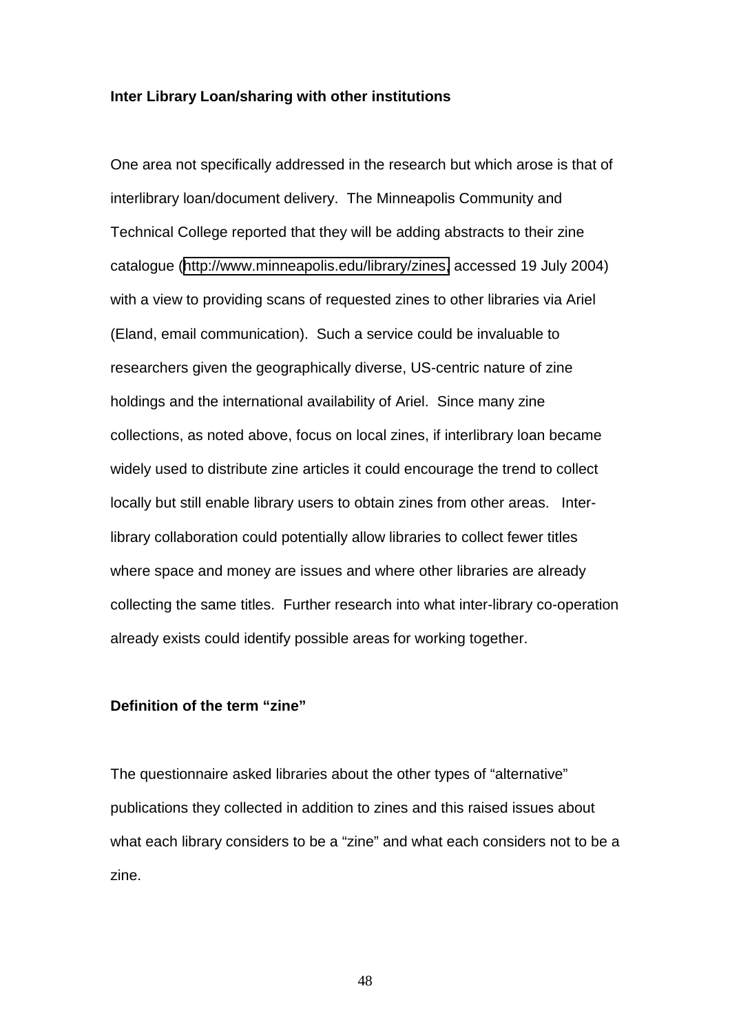**Inter Library Loan/sharing with other institutions**

One area not specifically addressed in the research but which arose is that of interlibrary loan/document delivery. The Minneapolis Community and Technical College reported that they will be adding abstracts to their zine catalogue (http://www.minneapolis.edu/library/zines, accessed 19 July 2004) with a view to providing scans of requested zines to other libraries via Ariel (Eland, email communication). Such a service could be invaluable to researchers given the geographically diverse, US-centric nature of zine holdings and the international availability of Ariel. Since many zine collections, as noted above, focus on local zines, if interlibrary loan became widely used to distribute zine articles it could encourage the trend to collect locally but still enable library users to obtain zines from other areas. Inter-library collaboration could potentially allow libraries to collect fewer titles where space and money are issues and where other libraries are already collecting the same titles. Further research into what inter-library co-operation already exists could identify possible areas for working together.

**Definition of the term "zine"**

The questionnaire asked libraries about the other types of "alternative" publications they collected in addition to zines and this raised issues about what each library considers to be a "zine" and what each considers not to be a zine.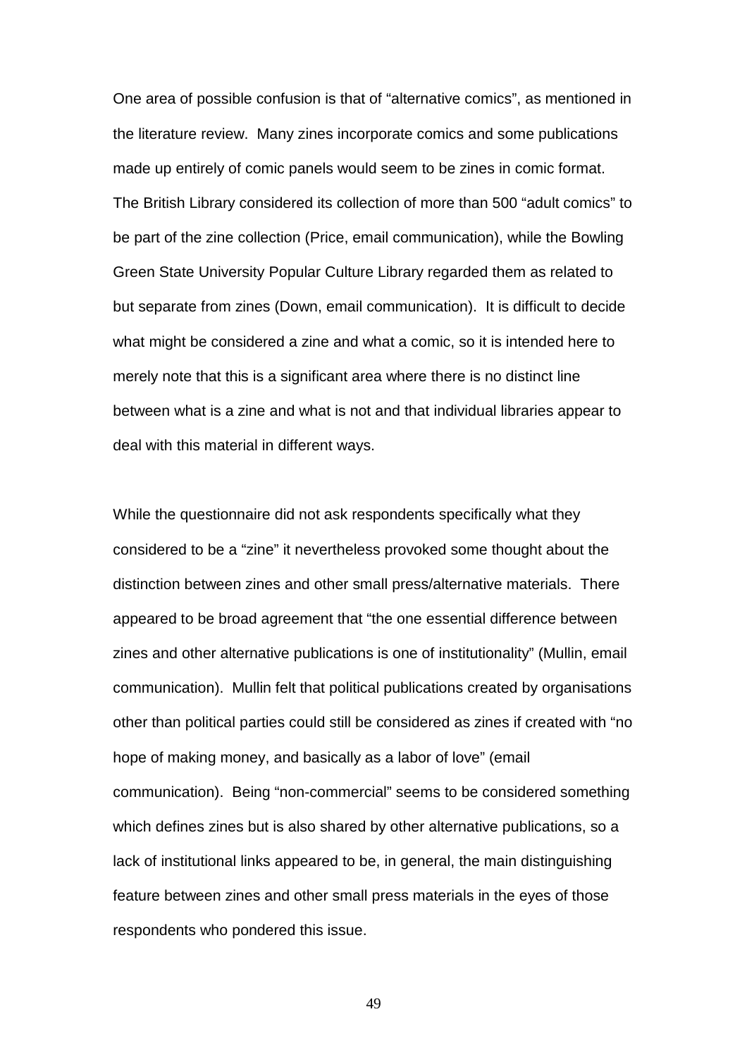One area of possible confusion is that of "alternative comics", as mentioned in the literature review. Many zines incorporate comics and some publications made up entirely of comic panels would seem to be zines in comic format. The British Library considered its collection of more than 500 "adult comics" to be part of the zine collection (Price, email communication), while the Bowling Green State University Popular Culture Library regarded them as related to but separate from zines (Down, email communication). It is difficult to decide what might be considered a zine and what a comic, so it is intended here to merely note that this is a significant area where there is no distinct line between what is a zine and what is not and that individual libraries appear to deal with this material in different ways.

While the questionnaire did not ask respondents specifically what they considered to be a "zine" it nevertheless provoked some thought about the distinction between zines and other small press/alternative materials. There appeared to be broad agreement that "the one essential difference between zines and other alternative publications is one of institutionality" (Mullin, email communication). Mullin felt that political publications created by organisations other than political parties could still be considered as zines if created with "no hope of making money, and basically as a labor of love" (email communication). Being "non-commercial" seems to be considered something which defines zines but is also shared by other alternative publications, so a lack of institutional links appeared to be, in general, the main distinguishing feature between zines and other small press materials in the eyes of those respondents who pondered this issue.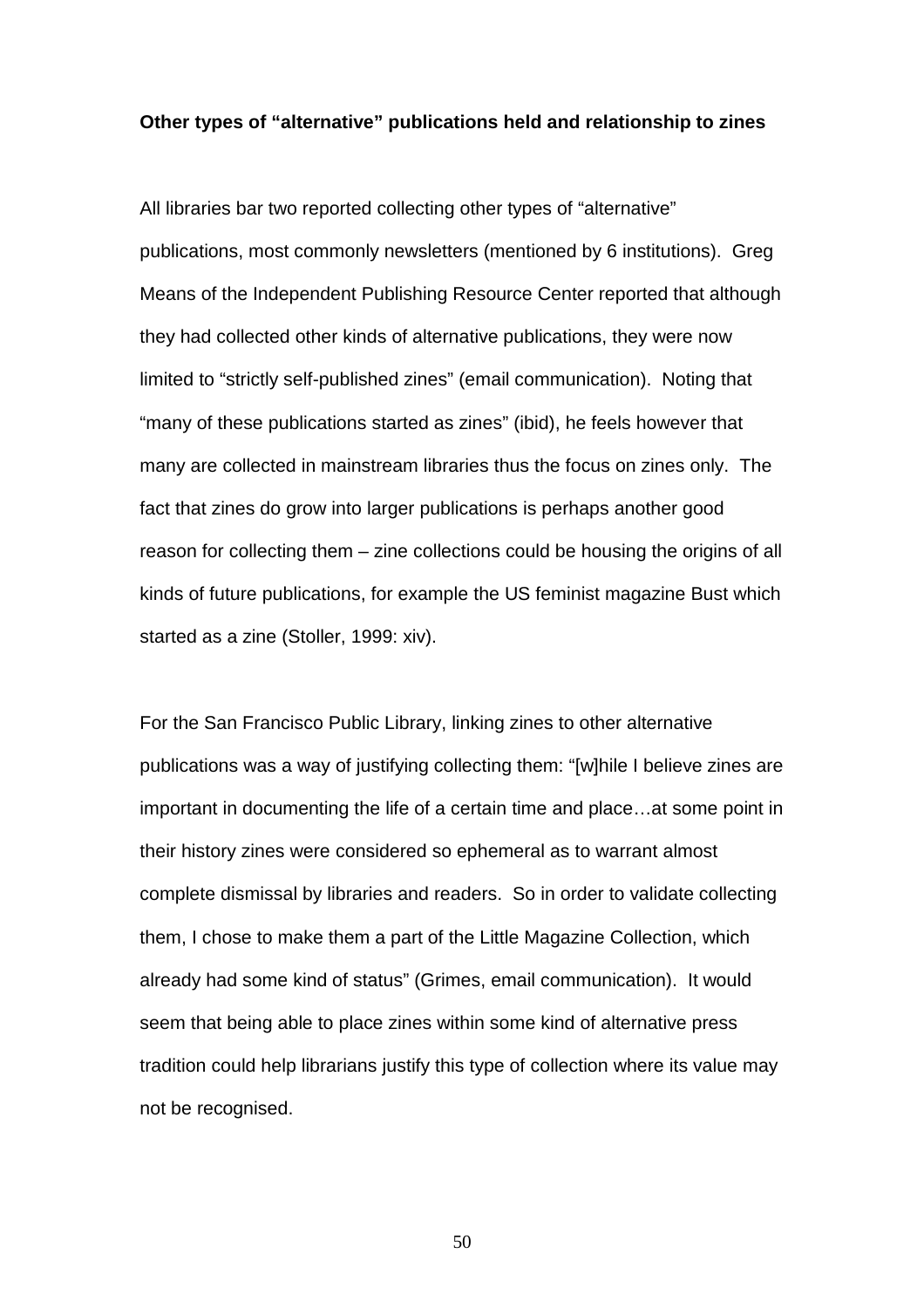**Other types of "alternative" publications held and relationship to zines**

All libraries bar two reported collecting other types of "alternative" publications, most commonly newsletters (mentioned by 6 institutions). Greg Means of the Independent Publishing Resource Center reported that although they had collected other kinds of alternative publications, they were now limited to "strictly self-published zines" (email communication). Noting that "many of these publications started as zines" (ibid), he feels however that many are collected in mainstream libraries thus the focus on zines only. The fact that zines do grow into larger publications is perhaps another good reason for collecting them – zine collections could be housing the origins of all kinds of future publications, for example the US feminist magazine Bust which started as a zine (Stoller, 1999: xiv).

For the San Francisco Public Library, linking zines to other alternative publications was a way of justifying collecting them: "[w]hile I believe zines are important in documenting the life of a certain time and place…at some point in their history zines were considered so ephemeral as to warrant almost complete dismissal by libraries and readers. So in order to validate collecting them, I chose to make them a part of the Little Magazine Collection, which already had some kind of status" (Grimes, email communication). It would seem that being able to place zines within some kind of alternative press tradition could help librarians justify this type of collection where its value may not be recognised.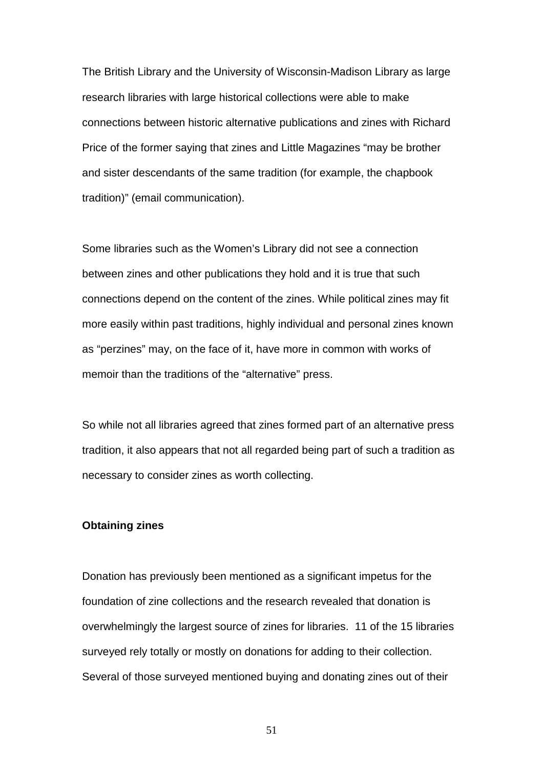The British Library and the University of Wisconsin-Madison Library as large research libraries with large historical collections were able to make connections between historic alternative publications and zines with Richard Price of the former saying that zines and Little Magazines "may be brother and sister descendants of the same tradition (for example, the chapbook tradition)" (email communication).

Some libraries such as the Women's Library did not see a connection between zines and other publications they hold and it is true that such connections depend on the content of the zines. While political zines may fit more easily within past traditions, highly individual and personal zines known as "perzines" may, on the face of it, have more in common with works of memoir than the traditions of the "alternative" press.

So while not all libraries agreed that zines formed part of an alternative press tradition, it also appears that not all regarded being part of such a tradition as necessary to consider zines as worth collecting.

**Obtaining zines**

Donation has previously been mentioned as a significant impetus for the foundation of zine collections and the research revealed that donation is overwhelmingly the largest source of zines for libraries. 11 of the 15 libraries surveyed rely totally or mostly on donations for adding to their collection. Several of those surveyed mentioned buying and donating zines out of their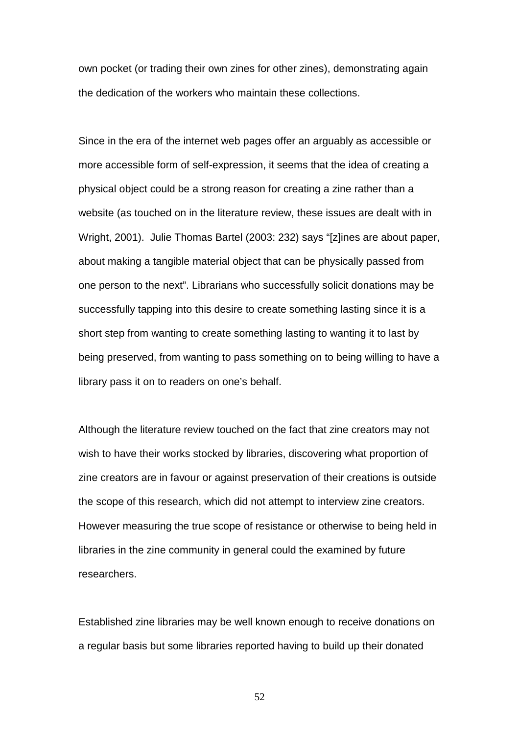own pocket (or trading their own zines for other zines), demonstrating again the dedication of the workers who maintain these collections.

Since in the era of the internet web pages offer an arguably as accessible or more accessible form of self-expression, it seems that the idea of creating a physical object could be a strong reason for creating a zine rather than a website (as touched on in the literature review, these issues are dealt with in Wright, 2001). Julie Thomas Bartel (2003: 232) says "[z]ines are about paper, about making a tangible material object that can be physically passed from one person to the next". Librarians who successfully solicit donations may be successfully tapping into this desire to create something lasting since it is a short step from wanting to create something lasting to wanting it to last by being preserved, from wanting to pass something on to being willing to have a library pass it on to readers on one's behalf.

Although the literature review touched on the fact that zine creators may not wish to have their works stocked by libraries, discovering what proportion of zine creators are in favour or against preservation of their creations is outside the scope of this research, which did not attempt to interview zine creators. However measuring the true scope of resistance or otherwise to being held in libraries in the zine community in general could the examined by future researchers.

Established zine libraries may be well known enough to receive donations on a regular basis but some libraries reported having to build up their donated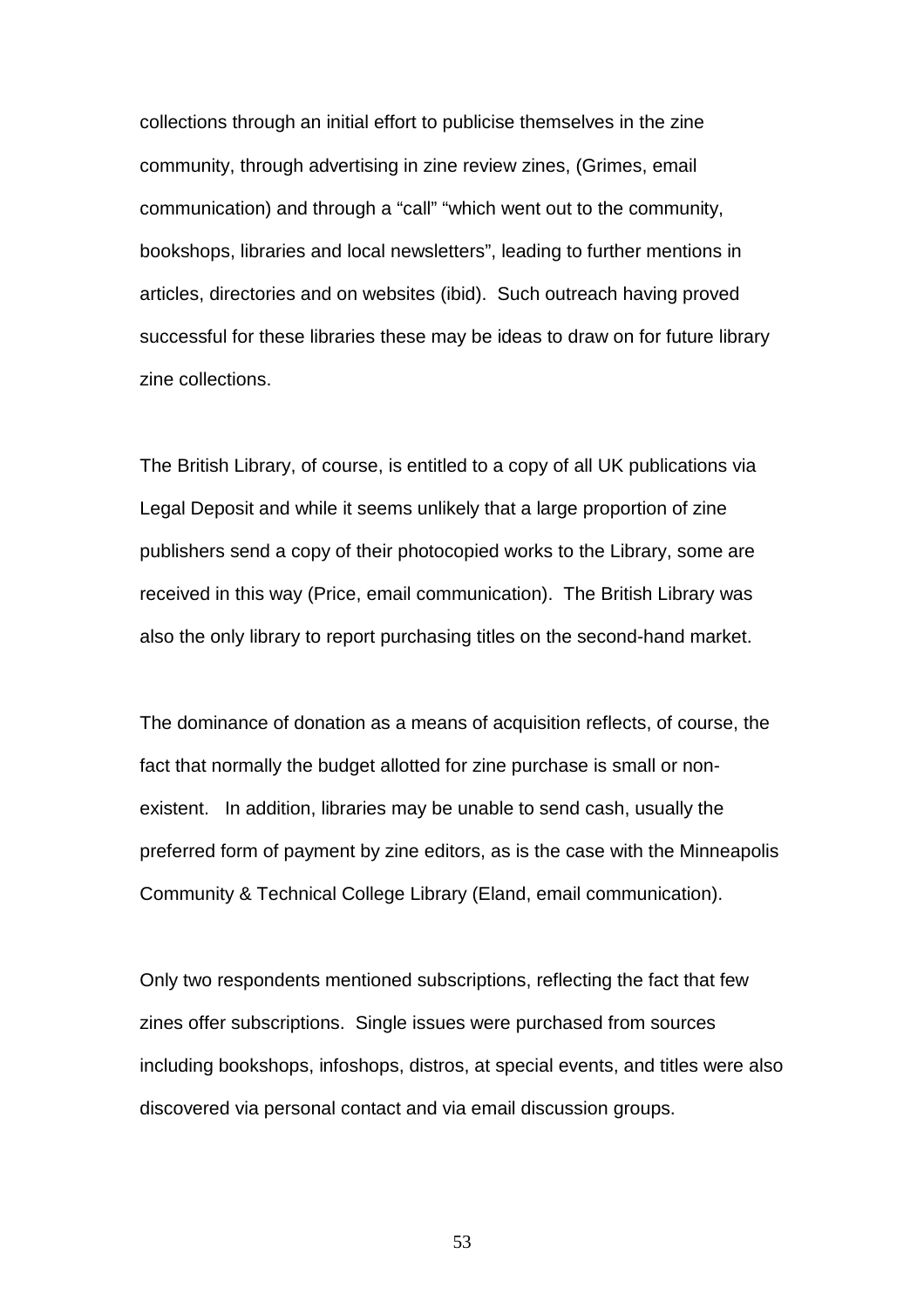collections through an initial effort to publicise themselves in the zine community, through advertising in zine review zines, (Grimes, email communication) and through a "call" "which went out to the community, bookshops, libraries and local newsletters", leading to further mentions in articles, directories and on websites (ibid). Such outreach having proved successful for these libraries these may be ideas to draw on for future library zine collections.

The British Library, of course, is entitled to a copy of all UK publications via Legal Deposit and while it seems unlikely that a large proportion of zine publishers send a copy of their photocopied works to the Library, some are received in this way (Price, email communication). The British Library was also the only library to report purchasing titles on the second-hand market.

The dominance of donation as a means of acquisition reflects, of course, the fact that normally the budget allotted for zine purchase is small or non-existent. In addition, libraries may be unable to send cash, usually the preferred form of payment by zine editors, as is the case with the Minneapolis Community & Technical College Library (Eland, email communication).

Only two respondents mentioned subscriptions, reflecting the fact that few zines offer subscriptions. Single issues were purchased from sources including bookshops, infoshops, distros, at special events, and titles were also discovered via personal contact and via email discussion groups.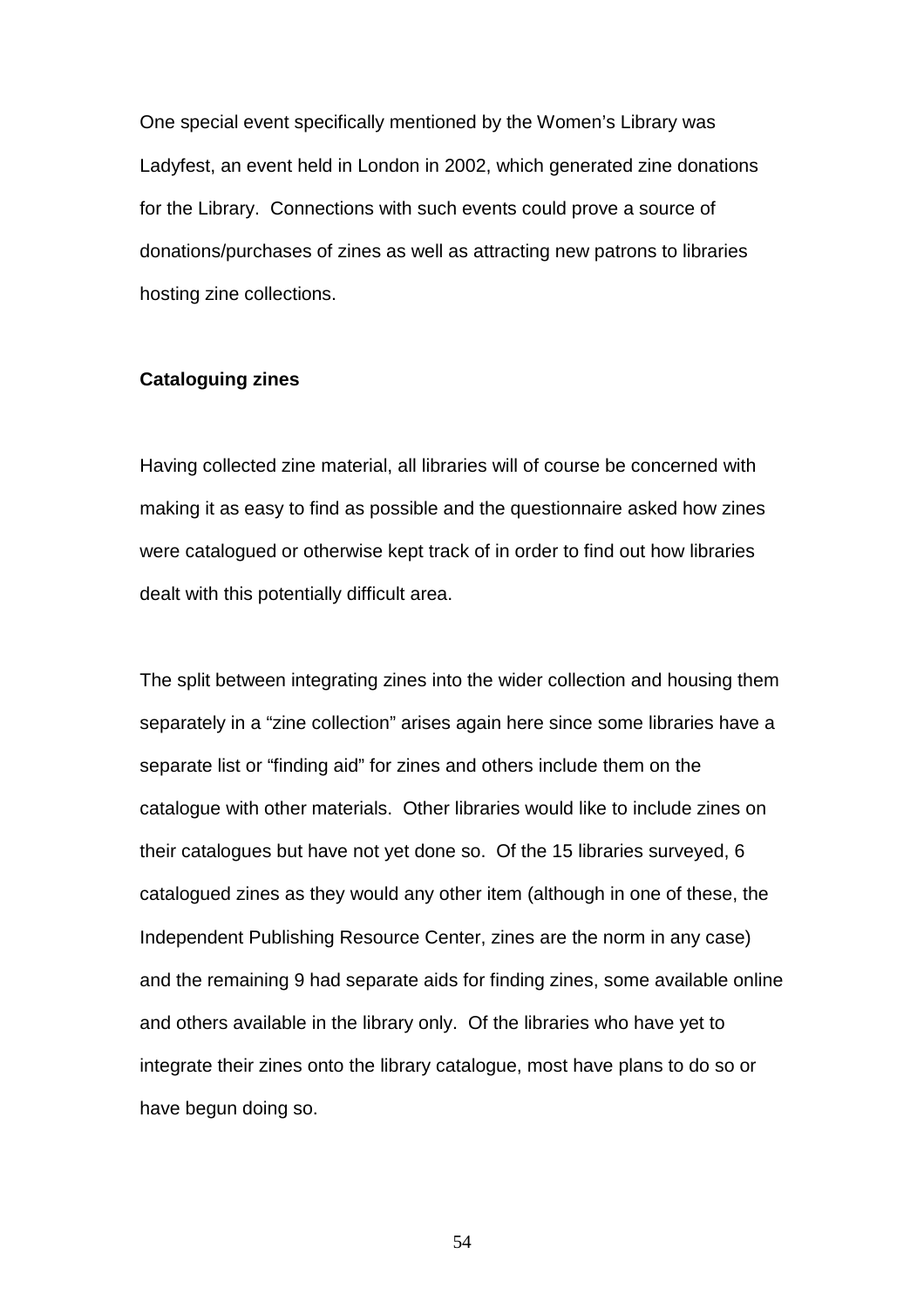One special event specifically mentioned by the Women's Library was Ladyfest, an event held in London in 2002, which generated zine donations for the Library. Connections with such events could prove a source of donations/purchases of zines as well as attracting new patrons to libraries hosting zine collections.

**Cataloguing zines**

Having collected zine material, all libraries will of course be concerned with making it as easy to find as possible and the questionnaire asked how zines were catalogued or otherwise kept track of in order to find out how libraries dealt with this potentially difficult area.

The split between integrating zines into the wider collection and housing them separately in a "zine collection" arises again here since some libraries have a separate list or "finding aid" for zines and others include them on the catalogue with other materials. Other libraries would like to include zines on their catalogues but have not yet done so. Of the 15 libraries surveyed, 6 catalogued zines as they would any other item (although in one of these, the Independent Publishing Resource Center, zines are the norm in any case) and the remaining 9 had separate aids for finding zines, some available online and others available in the library only. Of the libraries who have yet to integrate their zines onto the library catalogue, most have plans to do so or have begun doing so.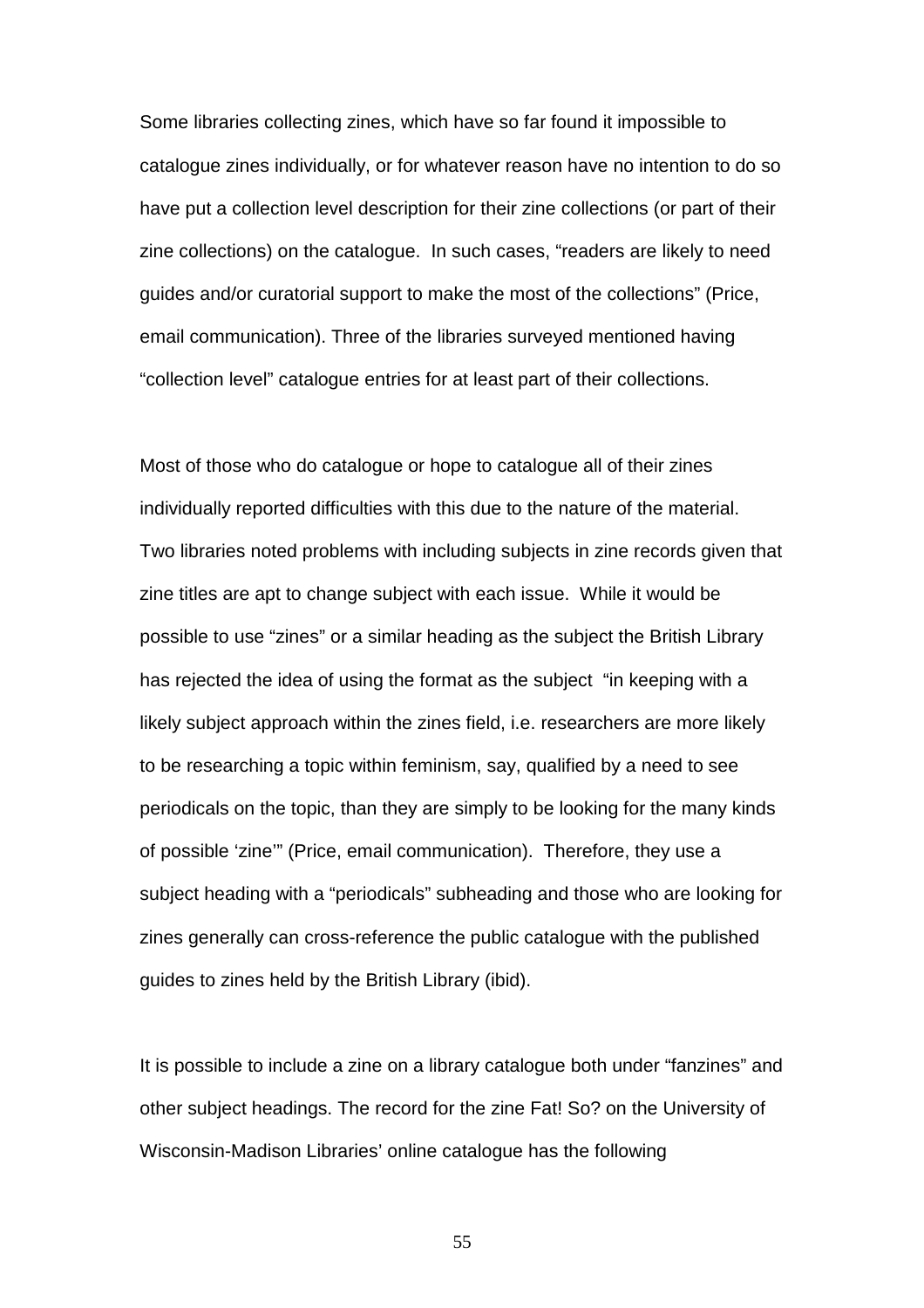Some libraries collecting zines, which have so far found it impossible to catalogue zines individually, or for whatever reason have no intention to do so have put a collection level description for their zine collections (or part of their zine collections) on the catalogue. In such cases, "readers are likely to need guides and/or curatorial support to make the most of the collections" (Price, email communication). Three of the libraries surveyed mentioned having "collection level" catalogue entries for at least part of their collections.

Most of those who do catalogue or hope to catalogue all of their zines individually reported difficulties with this due to the nature of the material. Two libraries noted problems with including subjects in zine records given that zine titles are apt to change subject with each issue. While it would be possible to use "zines" or a similar heading as the subject the British Library has rejected the idea of using the format as the subject "in keeping with a likely subject approach within the zines field, i.e. researchers are more likely to be researching a topic within feminism, say, qualified by a need to see periodicals on the topic, than they are simply to be looking for the many kinds of possible 'zine'" (Price, email communication). Therefore, they use a subject heading with a "periodicals" subheading and those who are looking for zines generally can cross-reference the public catalogue with the published guides to zines held by the British Library (ibid).

It is possible to include a zine on a library catalogue both under "fanzines" and other subject headings. The record for the zine Fat! So? on the University of Wisconsin-Madison Libraries' online catalogue has the following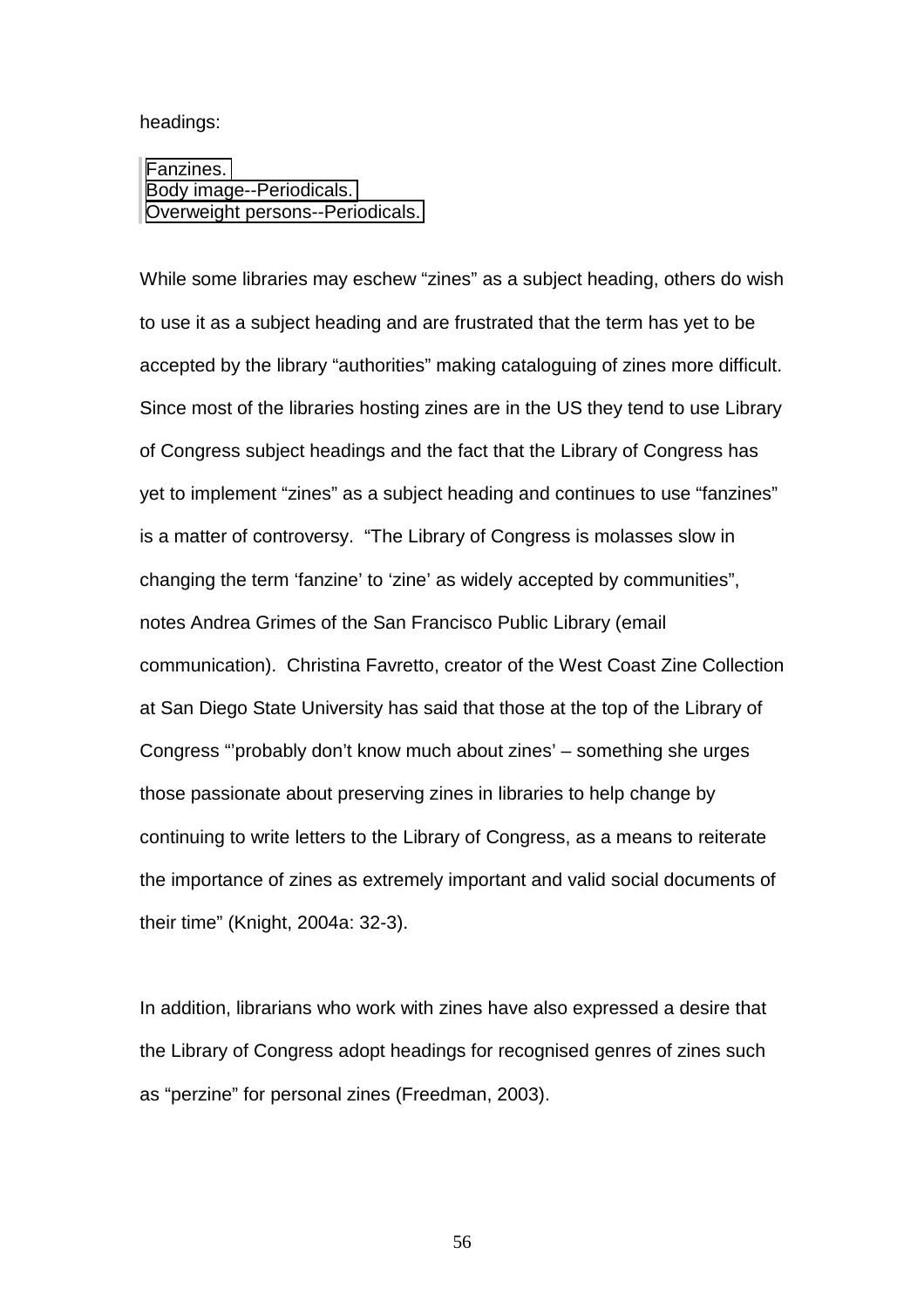headings:

> Fanzines.
> Body image--Periodicals.
> Overweight persons--Periodicals.

While some libraries may eschew “zines” as a subject heading, others do wish to use it as a subject heading and are frustrated that the term has yet to be accepted by the library “authorities” making cataloguing of zines more difficult. Since most of the libraries hosting zines are in the US they tend to use Library of Congress subject headings and the fact that the Library of Congress has yet to implement “zines” as a subject heading and continues to use “fanzines” is a matter of controversy. “The Library of Congress is molasses slow in changing the term ‘fanzine’ to ‘zine’ as widely accepted by communities”, notes Andrea Grimes of the San Francisco Public Library (email communication). Christina Favretto, creator of the West Coast Zine Collection at San Diego State University has said that those at the top of the Library of Congress “’probably don’t know much about zines’ – something she urges those passionate about preserving zines in libraries to help change by continuing to write letters to the Library of Congress, as a means to reiterate the importance of zines as extremely important and valid social documents of their time” (Knight, 2004a: 32-3).

In addition, librarians who work with zines have also expressed a desire that the Library of Congress adopt headings for recognised genres of zines such as “perzine” for personal zines (Freedman, 2003).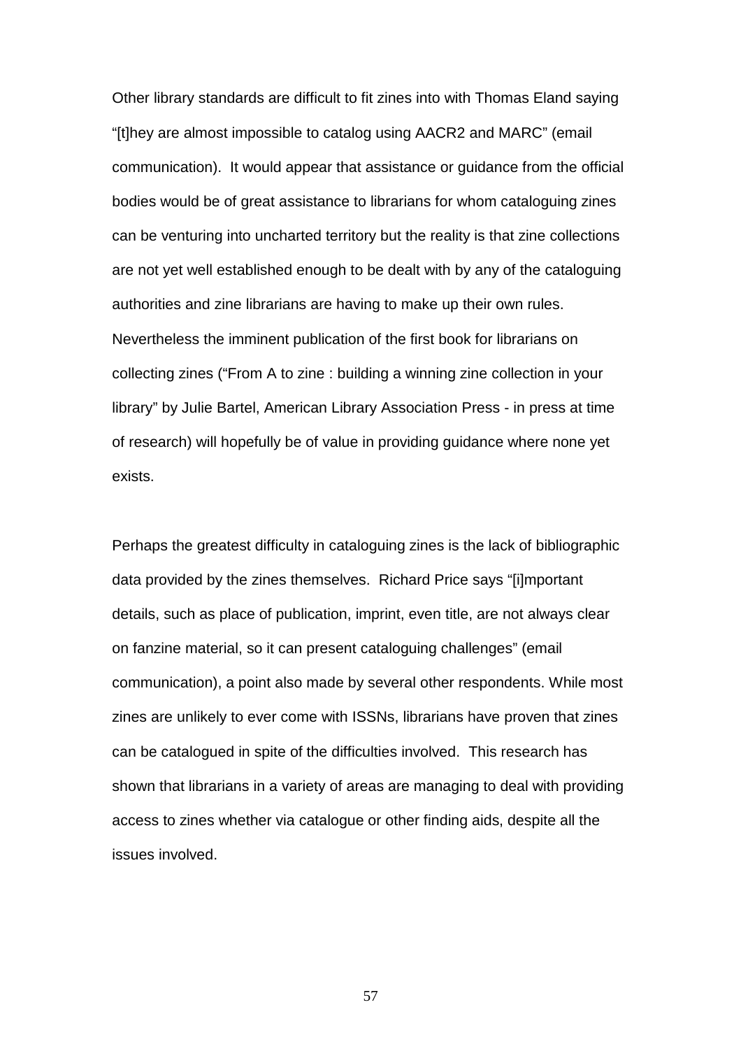Other library standards are difficult to fit zines into with Thomas Eland saying "[t]hey are almost impossible to catalog using AACR2 and MARC" (email communication). It would appear that assistance or guidance from the official bodies would be of great assistance to librarians for whom cataloguing zines can be venturing into uncharted territory but the reality is that zine collections are not yet well established enough to be dealt with by any of the cataloguing authorities and zine librarians are having to make up their own rules. Nevertheless the imminent publication of the first book for librarians on collecting zines ("From A to zine : building a winning zine collection in your library" by Julie Bartel, American Library Association Press - in press at time of research) will hopefully be of value in providing guidance where none yet exists.

Perhaps the greatest difficulty in cataloguing zines is the lack of bibliographic data provided by the zines themselves. Richard Price says "[i]mportant details, such as place of publication, imprint, even title, are not always clear on fanzine material, so it can present cataloguing challenges" (email communication), a point also made by several other respondents. While most zines are unlikely to ever come with ISSNs, librarians have proven that zines can be catalogued in spite of the difficulties involved. This research has shown that librarians in a variety of areas are managing to deal with providing access to zines whether via catalogue or other finding aids, despite all the issues involved.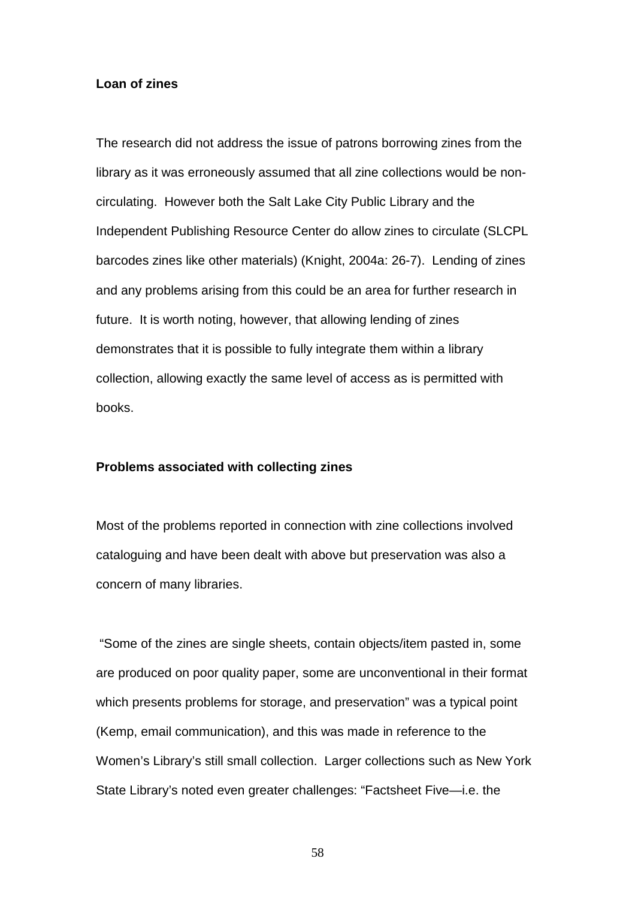**Loan of zines**

The research did not address the issue of patrons borrowing zines from the library as it was erroneously assumed that all zine collections would be non-circulating. However both the Salt Lake City Public Library and the Independent Publishing Resource Center do allow zines to circulate (SLCPL barcodes zines like other materials) (Knight, 2004a: 26-7). Lending of zines and any problems arising from this could be an area for further research in future. It is worth noting, however, that allowing lending of zines demonstrates that it is possible to fully integrate them within a library collection, allowing exactly the same level of access as is permitted with books.

**Problems associated with collecting zines**

Most of the problems reported in connection with zine collections involved cataloguing and have been dealt with above but preservation was also a concern of many libraries.

"Some of the zines are single sheets, contain objects/item pasted in, some are produced on poor quality paper, some are unconventional in their format which presents problems for storage, and preservation" was a typical point (Kemp, email communication), and this was made in reference to the Women's Library's still small collection. Larger collections such as New York State Library's noted even greater challenges: "Factsheet Five—i.e. the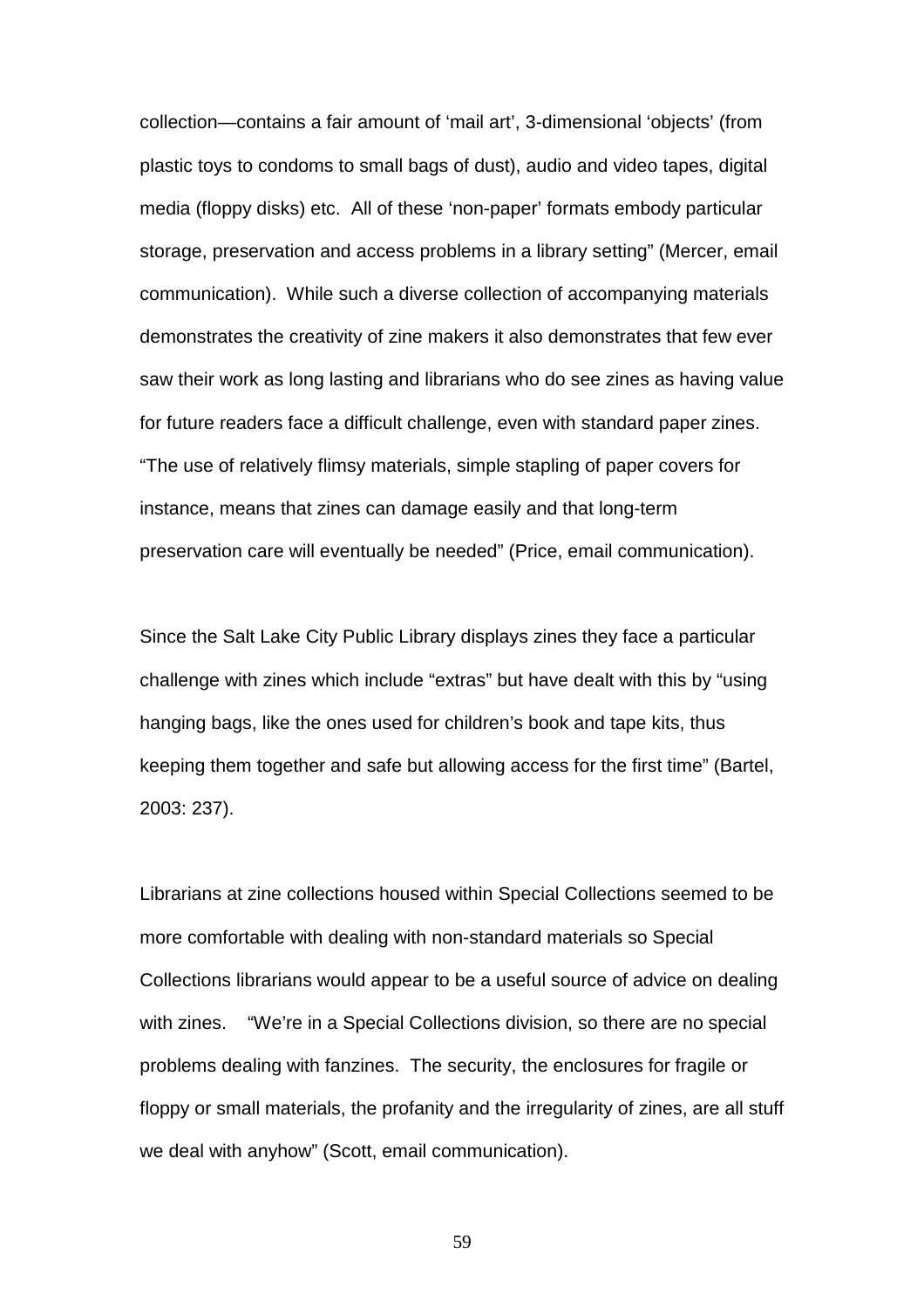collection—contains a fair amount of 'mail art', 3-dimensional 'objects' (from plastic toys to condoms to small bags of dust), audio and video tapes, digital media (floppy disks) etc. All of these 'non-paper' formats embody particular storage, preservation and access problems in a library setting" (Mercer, email communication). While such a diverse collection of accompanying materials demonstrates the creativity of zine makers it also demonstrates that few ever saw their work as long lasting and librarians who do see zines as having value for future readers face a difficult challenge, even with standard paper zines. "The use of relatively flimsy materials, simple stapling of paper covers for instance, means that zines can damage easily and that long-term preservation care will eventually be needed" (Price, email communication).

Since the Salt Lake City Public Library displays zines they face a particular challenge with zines which include "extras" but have dealt with this by "using hanging bags, like the ones used for children's book and tape kits, thus keeping them together and safe but allowing access for the first time" (Bartel, 2003: 237).

Librarians at zine collections housed within Special Collections seemed to be more comfortable with dealing with non-standard materials so Special Collections librarians would appear to be a useful source of advice on dealing with zines. "We're in a Special Collections division, so there are no special problems dealing with fanzines. The security, the enclosures for fragile or floppy or small materials, the profanity and the irregularity of zines, are all stuff we deal with anyhow" (Scott, email communication).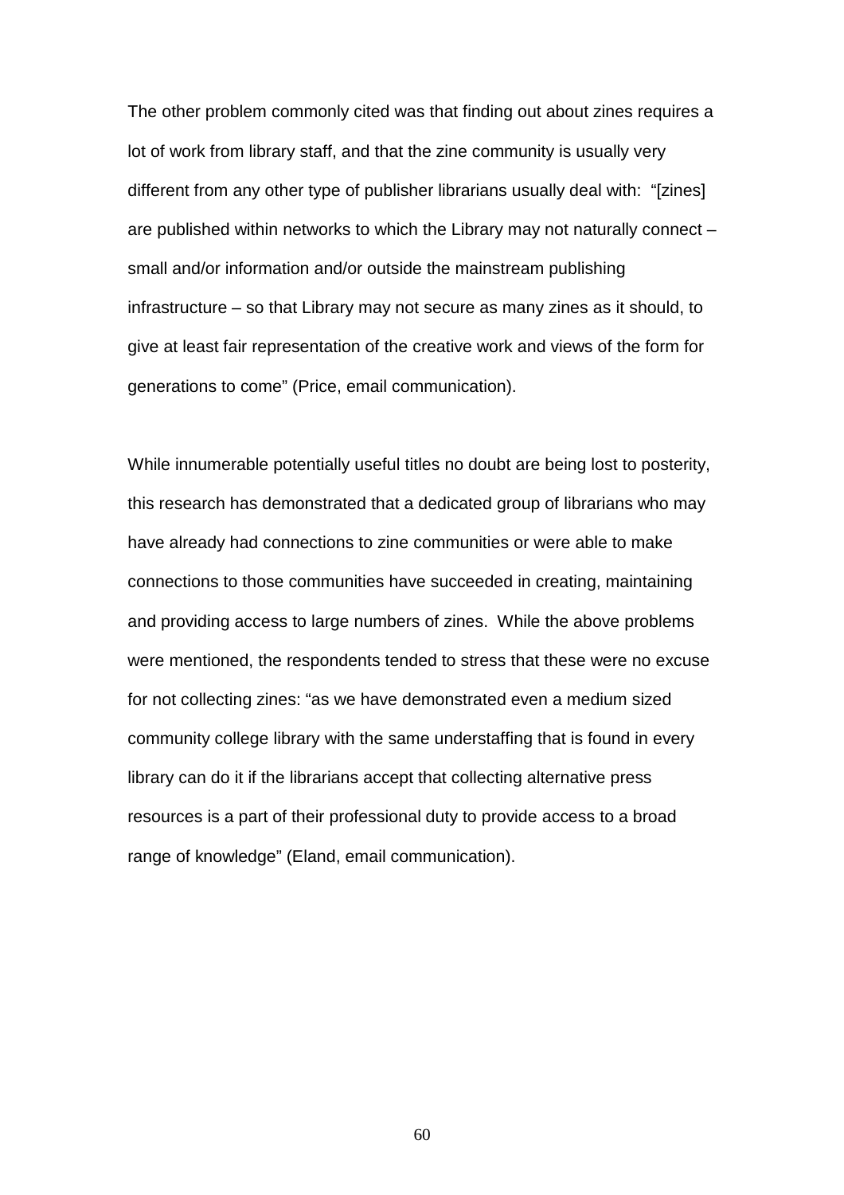The other problem commonly cited was that finding out about zines requires a lot of work from library staff, and that the zine community is usually very different from any other type of publisher librarians usually deal with: "[zines] are published within networks to which the Library may not naturally connect – small and/or information and/or outside the mainstream publishing infrastructure – so that Library may not secure as many zines as it should, to give at least fair representation of the creative work and views of the form for generations to come" (Price, email communication).

While innumerable potentially useful titles no doubt are being lost to posterity, this research has demonstrated that a dedicated group of librarians who may have already had connections to zine communities or were able to make connections to those communities have succeeded in creating, maintaining and providing access to large numbers of zines. While the above problems were mentioned, the respondents tended to stress that these were no excuse for not collecting zines: "as we have demonstrated even a medium sized community college library with the same understaffing that is found in every library can do it if the librarians accept that collecting alternative press resources is a part of their professional duty to provide access to a broad range of knowledge" (Eland, email communication).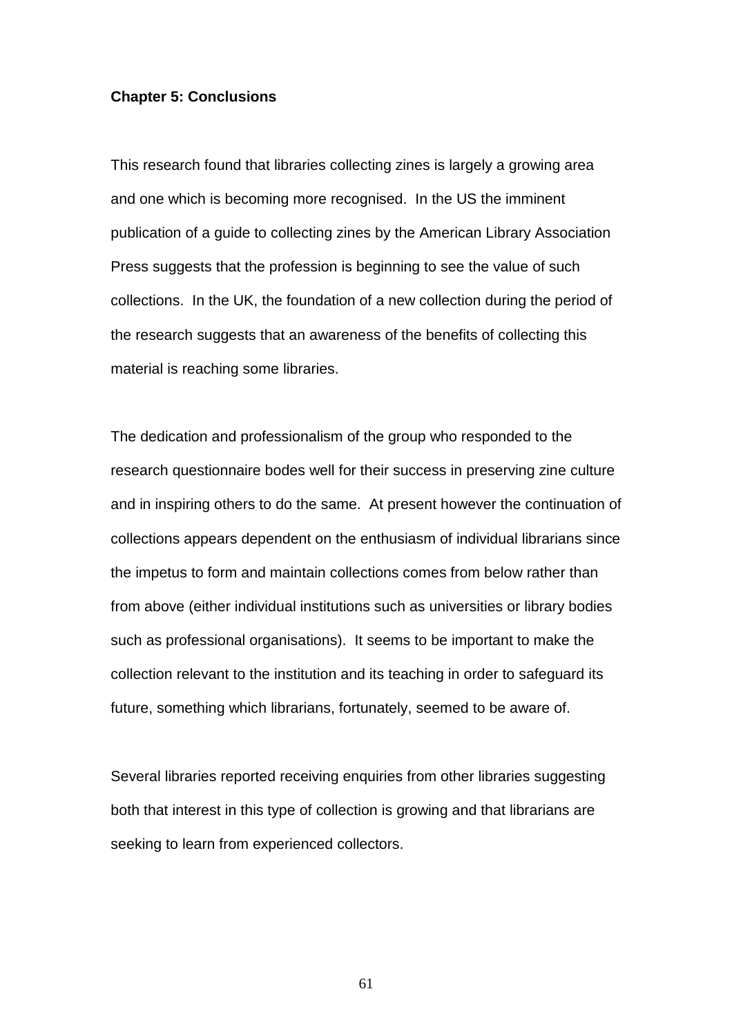## Chapter 5: Conclusions

This research found that libraries collecting zines is largely a growing area and one which is becoming more recognised. In the US the imminent publication of a guide to collecting zines by the American Library Association Press suggests that the profession is beginning to see the value of such collections. In the UK, the foundation of a new collection during the period of the research suggests that an awareness of the benefits of collecting this material is reaching some libraries.

The dedication and professionalism of the group who responded to the research questionnaire bodes well for their success in preserving zine culture and in inspiring others to do the same. At present however the continuation of collections appears dependent on the enthusiasm of individual librarians since the impetus to form and maintain collections comes from below rather than from above (either individual institutions such as universities or library bodies such as professional organisations). It seems to be important to make the collection relevant to the institution and its teaching in order to safeguard its future, something which librarians, fortunately, seemed to be aware of.

Several libraries reported receiving enquiries from other libraries suggesting both that interest in this type of collection is growing and that librarians are seeking to learn from experienced collectors.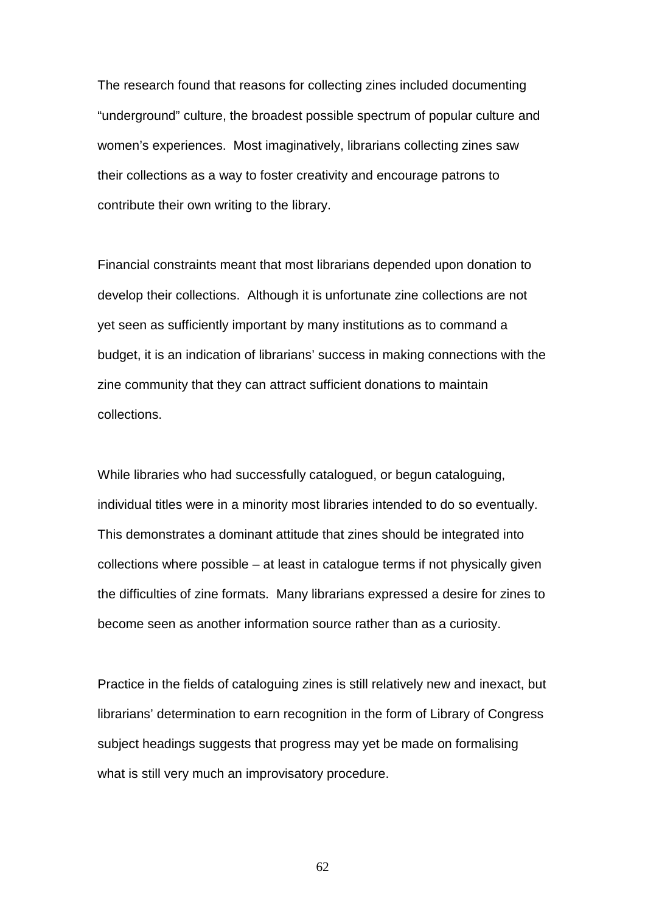The research found that reasons for collecting zines included documenting "underground" culture, the broadest possible spectrum of popular culture and women's experiences. Most imaginatively, librarians collecting zines saw their collections as a way to foster creativity and encourage patrons to contribute their own writing to the library.

Financial constraints meant that most librarians depended upon donation to develop their collections. Although it is unfortunate zine collections are not yet seen as sufficiently important by many institutions as to command a budget, it is an indication of librarians' success in making connections with the zine community that they can attract sufficient donations to maintain collections.

While libraries who had successfully catalogued, or begun cataloguing, individual titles were in a minority most libraries intended to do so eventually. This demonstrates a dominant attitude that zines should be integrated into collections where possible – at least in catalogue terms if not physically given the difficulties of zine formats. Many librarians expressed a desire for zines to become seen as another information source rather than as a curiosity.

Practice in the fields of cataloguing zines is still relatively new and inexact, but librarians' determination to earn recognition in the form of Library of Congress subject headings suggests that progress may yet be made on formalising what is still very much an improvisatory procedure.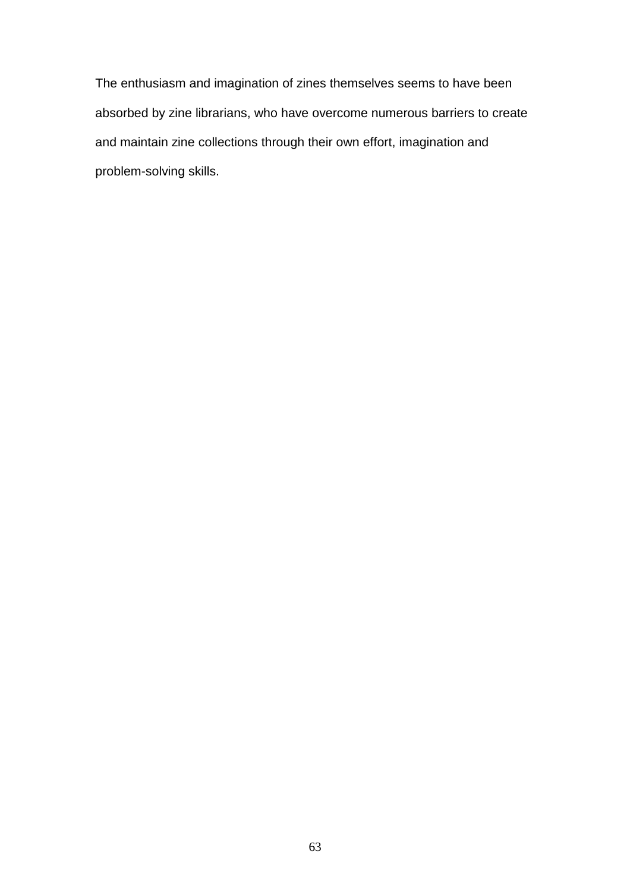The enthusiasm and imagination of zines themselves seems to have been absorbed by zine librarians, who have overcome numerous barriers to create and maintain zine collections through their own effort, imagination and problem-solving skills.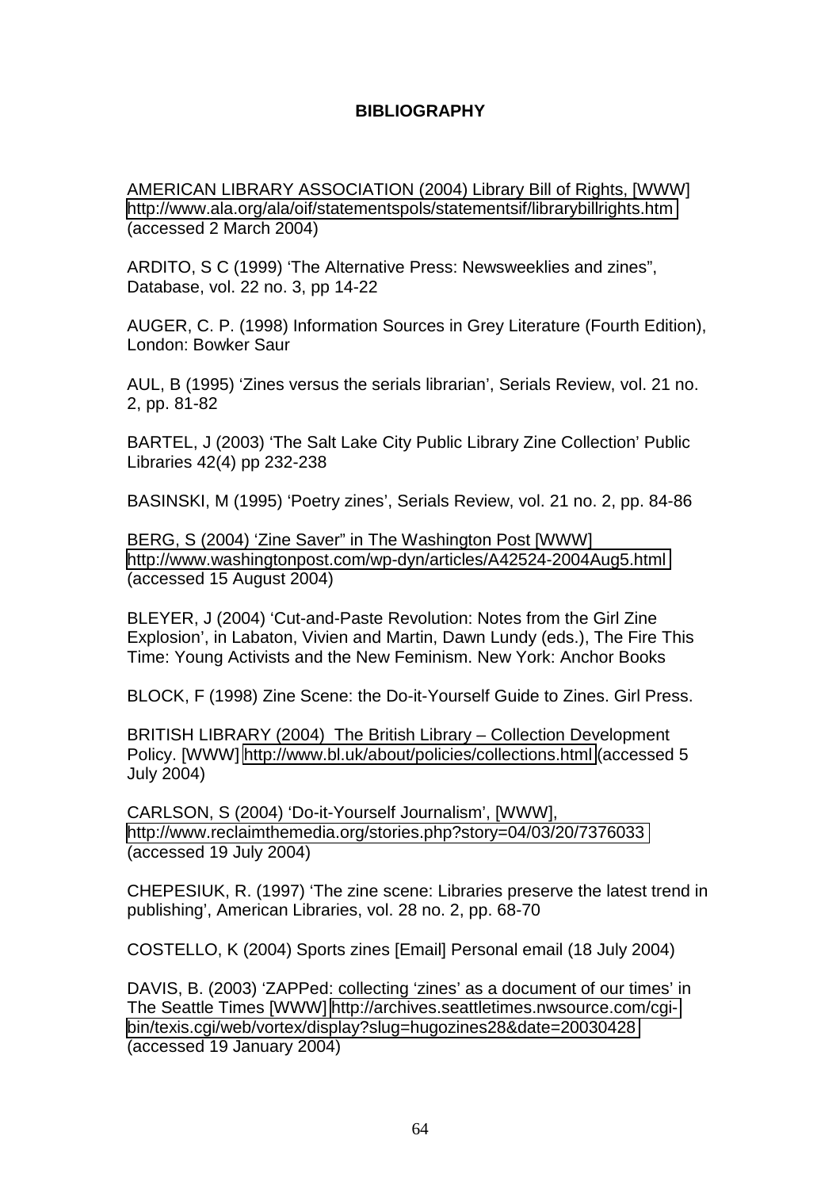# BIBLIOGRAPHY

AMERICAN LIBRARY ASSOCIATION (2004) Library Bill of Rights, [WWW] http://www.ala.org/ala/oif/statementspols/statementsif/librarybillrights.htm (accessed 2 March 2004)

ARDITO, S C (1999) 'The Alternative Press: Newsweeklies and zines", Database, vol. 22 no. 3, pp 14-22

AUGER, C. P. (1998) Information Sources in Grey Literature (Fourth Edition), London: Bowker Saur

AUL, B (1995) 'Zines versus the serials librarian', Serials Review, vol. 21 no. 2, pp. 81-82

BARTEL, J (2003) 'The Salt Lake City Public Library Zine Collection' Public Libraries 42(4) pp 232-238

BASINSKI, M (1995) 'Poetry zines', Serials Review, vol. 21 no. 2, pp. 84-86

BERG, S (2004) 'Zine Saver" in The Washington Post [WWW] http://www.washingtonpost.com/wp-dyn/articles/A42524-2004Aug5.html (accessed 15 August 2004)

BLEYER, J (2004) 'Cut-and-Paste Revolution: Notes from the Girl Zine Explosion', in Labaton, Vivien and Martin, Dawn Lundy (eds.), The Fire This Time: Young Activists and the New Feminism. New York: Anchor Books

BLOCK, F (1998) Zine Scene: the Do-it-Yourself Guide to Zines. Girl Press.

BRITISH LIBRARY (2004) The British Library – Collection Development Policy. [WWW] http://www.bl.uk/about/policies/collections.html (accessed 5 July 2004)

CARLSON, S (2004) 'Do-it-Yourself Journalism', [WWW], http://www.reclaimthemedia.org/stories.php?story=04/03/20/7376033 (accessed 19 July 2004)

CHEPESIUK, R. (1997) 'The zine scene: Libraries preserve the latest trend in publishing', American Libraries, vol. 28 no. 2, pp. 68-70

COSTELLO, K (2004) Sports zines [Email] Personal email (18 July 2004)

DAVIS, B. (2003) 'ZAPPed: collecting 'zines' as a document of our times' in The Seattle Times [WWW] http://archives.seattletimes.nwsource.com/cgi-bin/texis.cgi/web/vortex/display?slug=hugozines28&date=20030428 (accessed 19 January 2004)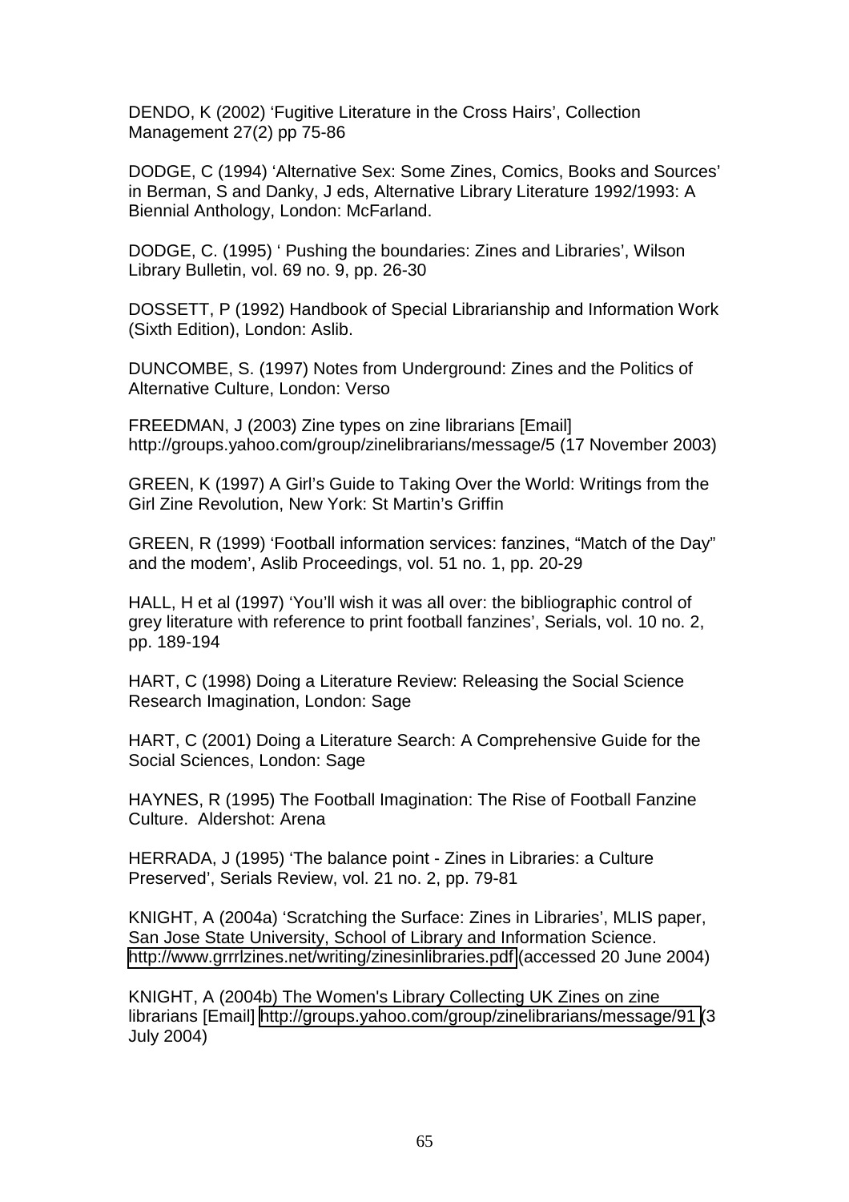DENDO, K (2002) 'Fugitive Literature in the Cross Hairs', Collection Management 27(2) pp 75-86

DODGE, C (1994) 'Alternative Sex: Some Zines, Comics, Books and Sources' in Berman, S and Danky, J eds, Alternative Library Literature 1992/1993: A Biennial Anthology, London: McFarland.

DODGE, C. (1995) ' Pushing the boundaries: Zines and Libraries', Wilson Library Bulletin, vol. 69 no. 9, pp. 26-30

DOSSETT, P (1992) Handbook of Special Librarianship and Information Work (Sixth Edition), London: Aslib.

DUNCOMBE, S. (1997) Notes from Underground: Zines and the Politics of Alternative Culture, London: Verso

FREEDMAN, J (2003) Zine types on zine librarians [Email] http://groups.yahoo.com/group/zinelibrarians/message/5 (17 November 2003)

GREEN, K (1997) A Girl's Guide to Taking Over the World: Writings from the Girl Zine Revolution, New York: St Martin's Griffin

GREEN, R (1999) 'Football information services: fanzines, "Match of the Day" and the modem', Aslib Proceedings, vol. 51 no. 1, pp. 20-29

HALL, H et al (1997) 'You'll wish it was all over: the bibliographic control of grey literature with reference to print football fanzines', Serials, vol. 10 no. 2, pp. 189-194

HART, C (1998) Doing a Literature Review: Releasing the Social Science Research Imagination, London: Sage

HART, C (2001) Doing a Literature Search: A Comprehensive Guide for the Social Sciences, London: Sage

HAYNES, R (1995) The Football Imagination: The Rise of Football Fanzine Culture. Aldershot: Arena

HERRADA, J (1995) 'The balance point - Zines in Libraries: a Culture Preserved', Serials Review, vol. 21 no. 2, pp. 79-81

KNIGHT, A (2004a) 'Scratching the Surface: Zines in Libraries', MLIS paper, San Jose State University, School of Library and Information Science. http://www.grrrlzines.net/writing/zinesinlibraries.pdf (accessed 20 June 2004)

KNIGHT, A (2004b) The Women's Library Collecting UK Zines on zine librarians [Email] http://groups.yahoo.com/group/zinelibrarians/message/91 (3 July 2004)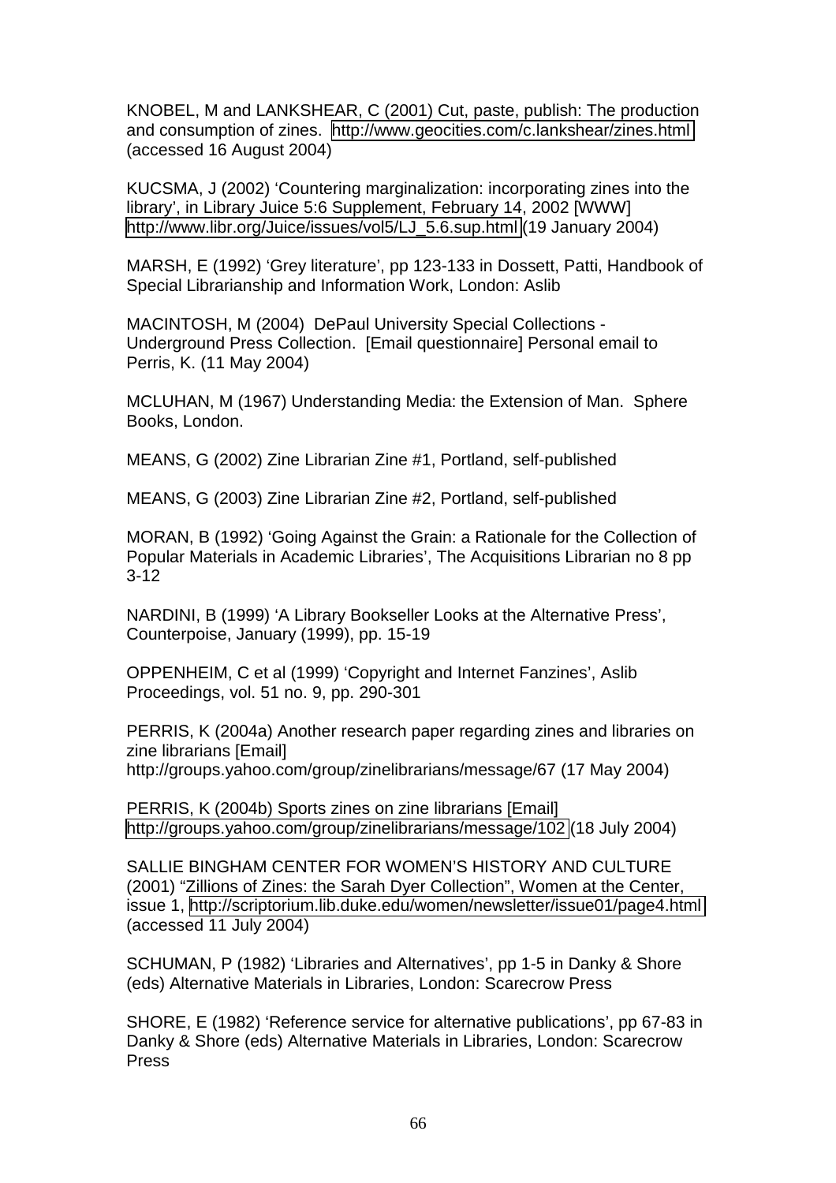KNOBEL, M and LANKSHEAR, C (2001) Cut, paste, publish: The production and consumption of zines. http://www.geocities.com/c.lankshear/zines.html (accessed 16 August 2004)

KUCSMA, J (2002) 'Countering marginalization: incorporating zines into the library', in Library Juice 5:6 Supplement, February 14, 2002 [WWW] http://www.libr.org/Juice/issues/vol5/LJ_5.6.sup.html (19 January 2004)

MARSH, E (1992) 'Grey literature', pp 123-133 in Dossett, Patti, Handbook of Special Librarianship and Information Work, London: Aslib

MACINTOSH, M (2004) DePaul University Special Collections - Underground Press Collection. [Email questionnaire] Personal email to Perris, K. (11 May 2004)

MCLUHAN, M (1967) Understanding Media: the Extension of Man. Sphere Books, London.

MEANS, G (2002) Zine Librarian Zine #1, Portland, self-published

MEANS, G (2003) Zine Librarian Zine #2, Portland, self-published

MORAN, B (1992) 'Going Against the Grain: a Rationale for the Collection of Popular Materials in Academic Libraries', The Acquisitions Librarian no 8 pp 3-12

NARDINI, B (1999) 'A Library Bookseller Looks at the Alternative Press', Counterpoise, January (1999), pp. 15-19

OPPENHEIM, C et al (1999) 'Copyright and Internet Fanzines', Aslib Proceedings, vol. 51 no. 9, pp. 290-301

PERRIS, K (2004a) Another research paper regarding zines and libraries on zine librarians [Email] http://groups.yahoo.com/group/zinelibrarians/message/67 (17 May 2004)

PERRIS, K (2004b) Sports zines on zine librarians [Email] http://groups.yahoo.com/group/zinelibrarians/message/102 (18 July 2004)

SALLIE BINGHAM CENTER FOR WOMEN'S HISTORY AND CULTURE (2001) "Zillions of Zines: the Sarah Dyer Collection", Women at the Center, issue 1, http://scriptorium.lib.duke.edu/women/newsletter/issue01/page4.html (accessed 11 July 2004)

SCHUMAN, P (1982) 'Libraries and Alternatives', pp 1-5 in Danky & Shore (eds) Alternative Materials in Libraries, London: Scarecrow Press

SHORE, E (1982) 'Reference service for alternative publications', pp 67-83 in Danky & Shore (eds) Alternative Materials in Libraries, London: Scarecrow Press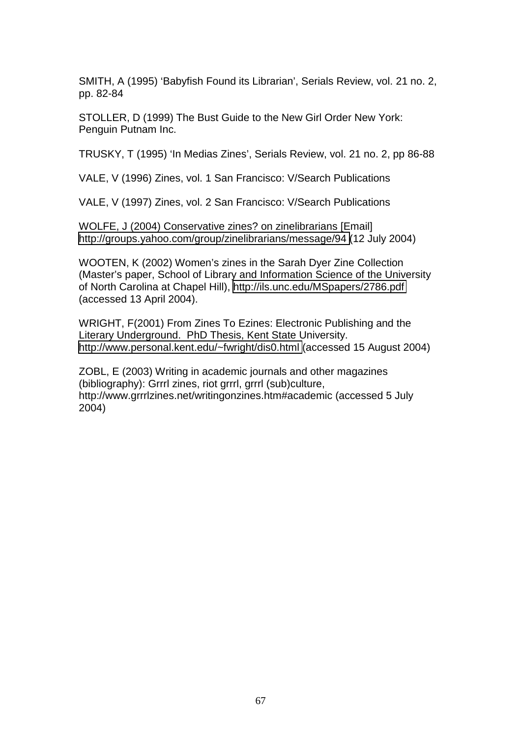SMITH, A (1995) 'Babyfish Found its Librarian', Serials Review, vol. 21 no. 2, pp. 82-84

STOLLER, D (1999) The Bust Guide to the New Girl Order New York: Penguin Putnam Inc.

TRUSKY, T (1995) 'In Medias Zines', Serials Review, vol. 21 no. 2, pp 86-88

VALE, V (1996) Zines, vol. 1 San Francisco: V/Search Publications

VALE, V (1997) Zines, vol. 2 San Francisco: V/Search Publications

WOLFE, J (2004) Conservative zines? on zinelibrarians [Email] http://groups.yahoo.com/group/zinelibrarians/message/94 (12 July 2004)

WOOTEN, K (2002) Women's zines in the Sarah Dyer Zine Collection (Master's paper, School of Library and Information Science of the University of North Carolina at Chapel Hill), http://ils.unc.edu/MSpapers/2786.pdf (accessed 13 April 2004).

WRIGHT, F(2001) From Zines To Ezines: Electronic Publishing and the Literary Underground. PhD Thesis, Kent State University. http://www.personal.kent.edu/~fwright/dis0.html (accessed 15 August 2004)

ZOBL, E (2003) Writing in academic journals and other magazines (bibliography): Grrrl zines, riot grrrl, grrrl (sub)culture, http://www.grrrlzines.net/writingonzines.htm#academic (accessed 5 July 2004)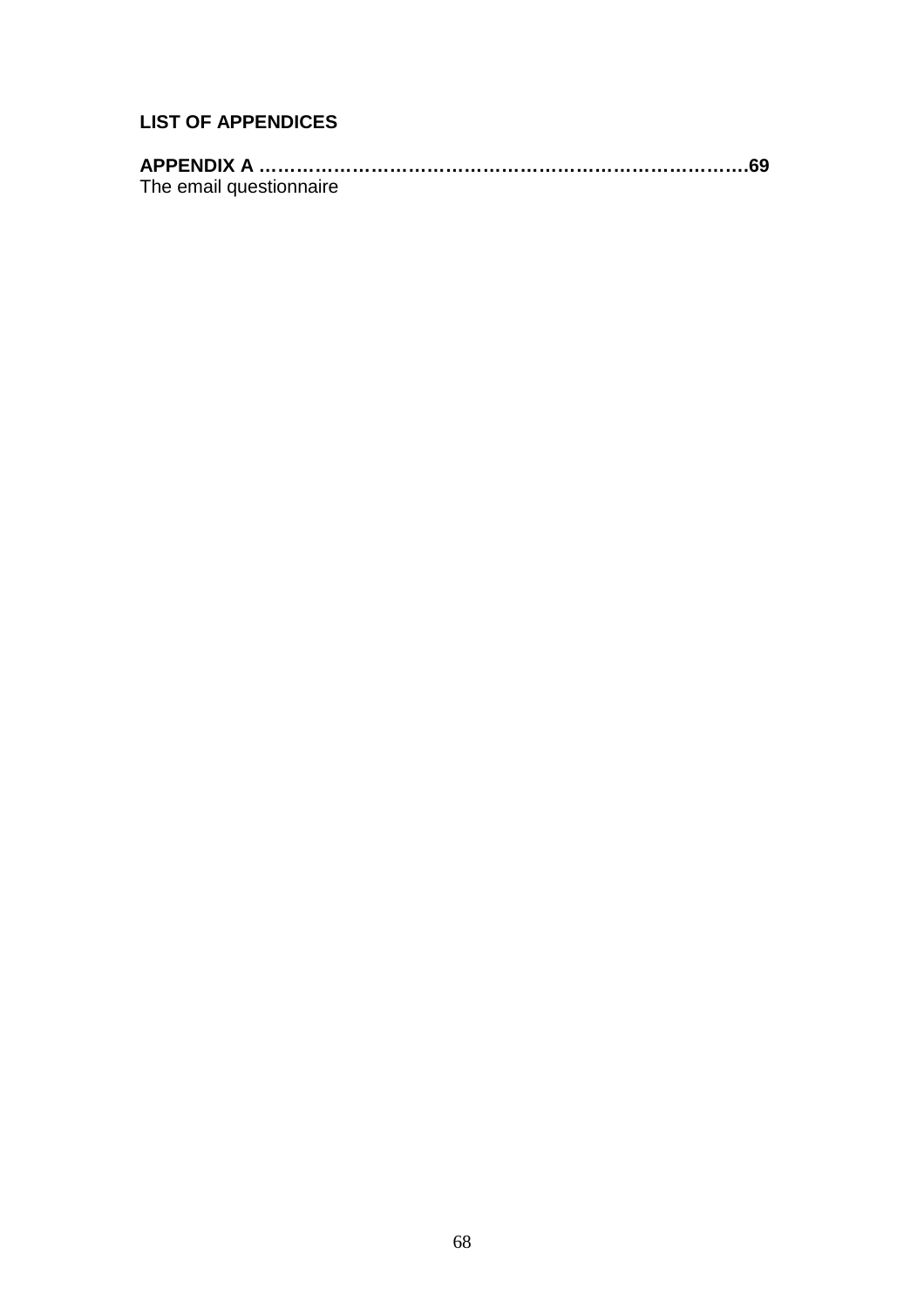**LIST OF APPENDICES**

**APPENDIX A ……………………………………………………………………69**
The email questionnaire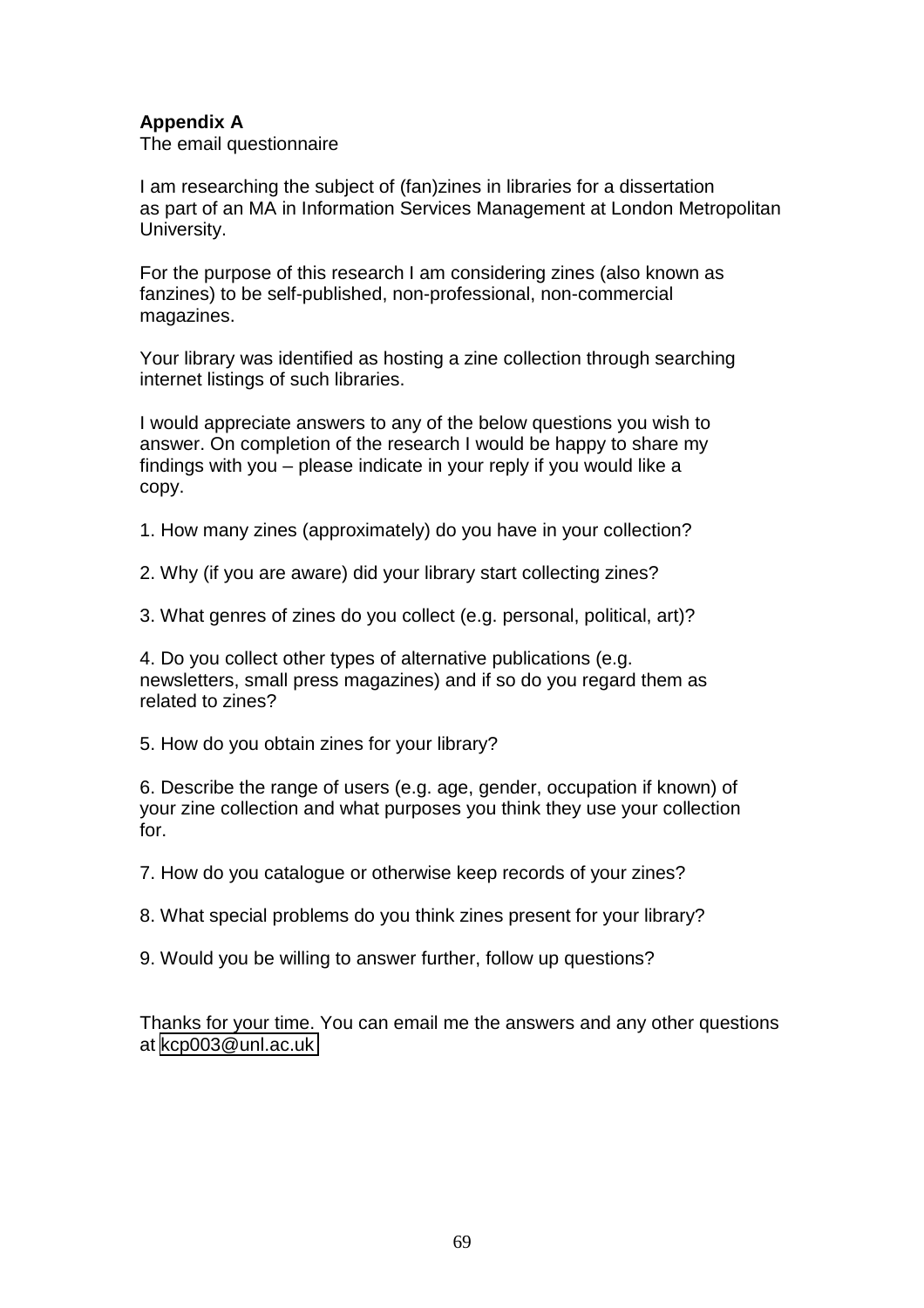**Appendix A**

The email questionnaire

I am researching the subject of (fan)zines in libraries for a dissertation as part of an MA in Information Services Management at London Metropolitan University.

For the purpose of this research I am considering zines (also known as fanzines) to be self-published, non-professional, non-commercial magazines.

Your library was identified as hosting a zine collection through searching internet listings of such libraries.

I would appreciate answers to any of the below questions you wish to answer. On completion of the research I would be happy to share my findings with you – please indicate in your reply if you would like a copy.

1. How many zines (approximately) do you have in your collection?

2. Why (if you are aware) did your library start collecting zines?

3. What genres of zines do you collect (e.g. personal, political, art)?

4. Do you collect other types of alternative publications (e.g. newsletters, small press magazines) and if so do you regard them as related to zines?

5. How do you obtain zines for your library?

6. Describe the range of users (e.g. age, gender, occupation if known) of your zine collection and what purposes you think they use your collection for.

7. How do you catalogue or otherwise keep records of your zines?

8. What special problems do you think zines present for your library?

9. Would you be willing to answer further, follow up questions?

Thanks for your time. You can email me the answers and any other questions at kcp003@unl.ac.uk